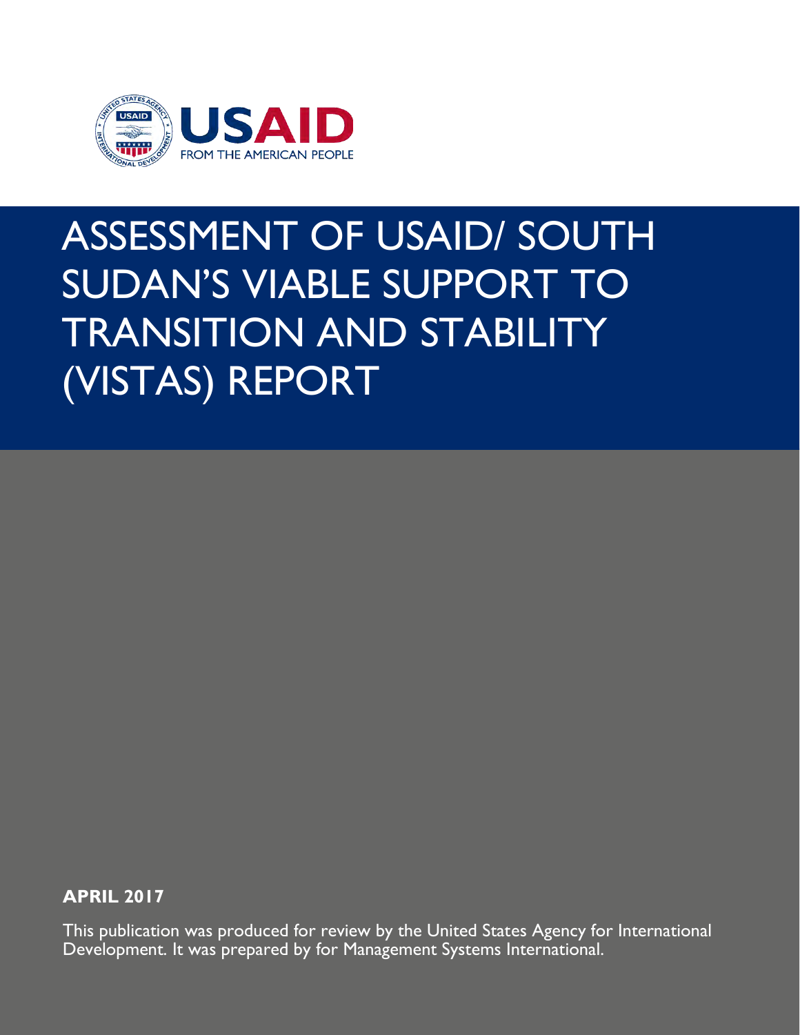USAID
FROM THE AMERICAN PEOPLE

# ASSESSMENT OF USAID/ SOUTH SUDAN'S VIABLE SUPPORT TO TRANSITION AND STABILITY (VISTAS) REPORT

**APRIL 2017**

This publication was produced for review by the United States Agency for International Development. It was prepared by for Management Systems International.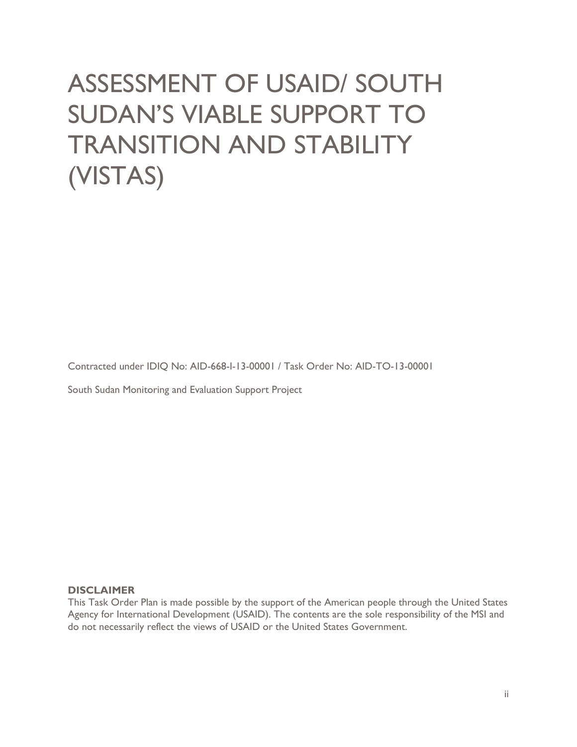# ASSESSMENT OF USAID/ SOUTH SUDAN'S VIABLE SUPPORT TO TRANSITION AND STABILITY (VISTAS)

Contracted under IDIQ No: AID-668-I-13-00001 / Task Order No: AID-TO-13-00001

South Sudan Monitoring and Evaluation Support Project

**DISCLAIMER**

This Task Order Plan is made possible by the support of the American people through the United States Agency for International Development (USAID). The contents are the sole responsibility of the MSI and do not necessarily reflect the views of USAID or the United States Government.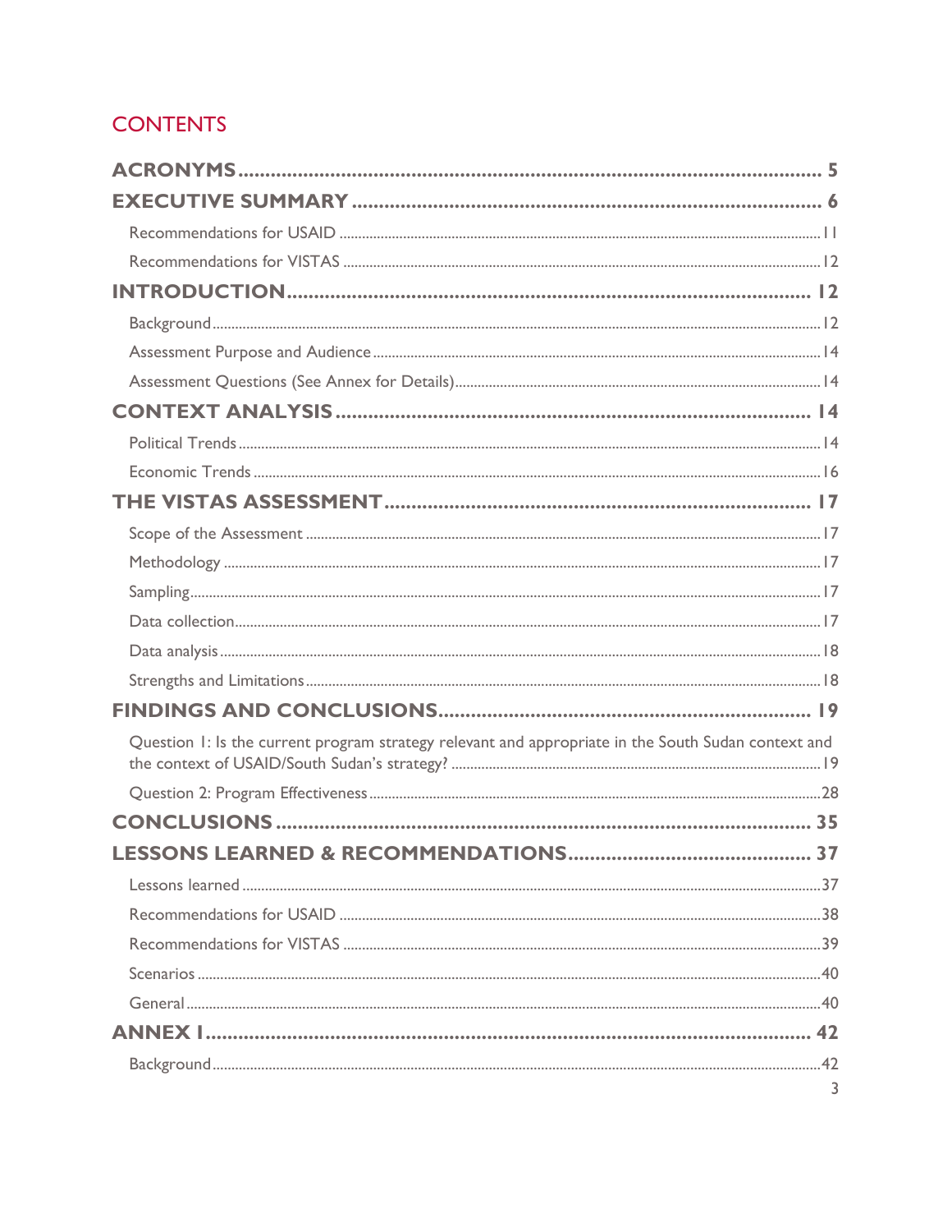# CONTENTS

**ACRONYMS** ..... 5

**EXECUTIVE SUMMARY** ..... 6

- Recommendations for USAID ..... 11
- Recommendations for VISTAS ..... 12

**INTRODUCTION** ..... 12

- Background ..... 12
- Assessment Purpose and Audience ..... 14
- Assessment Questions (See Annex for Details) ..... 14

**CONTEXT ANALYSIS** ..... 14

- Political Trends ..... 14
- Economic Trends ..... 16

**THE VISTAS ASSESSMENT** ..... 17

- Scope of the Assessment ..... 17
- Methodology ..... 17
- Sampling ..... 17
- Data collection ..... 17
- Data analysis ..... 18
- Strengths and Limitations ..... 18

**FINDINGS AND CONCLUSIONS** ..... 19

- Question 1: Is the current program strategy relevant and appropriate in the South Sudan context and the context of USAID/South Sudan's strategy? ..... 19
- Question 2: Program Effectiveness ..... 28

**CONCLUSIONS** ..... 35

**LESSONS LEARNED & RECOMMENDATIONS** ..... 37

- Lessons learned ..... 37
- Recommendations for USAID ..... 38
- Recommendations for VISTAS ..... 39
- Scenarios ..... 40
- General ..... 40

**ANNEX I** ..... 42

- Background ..... 42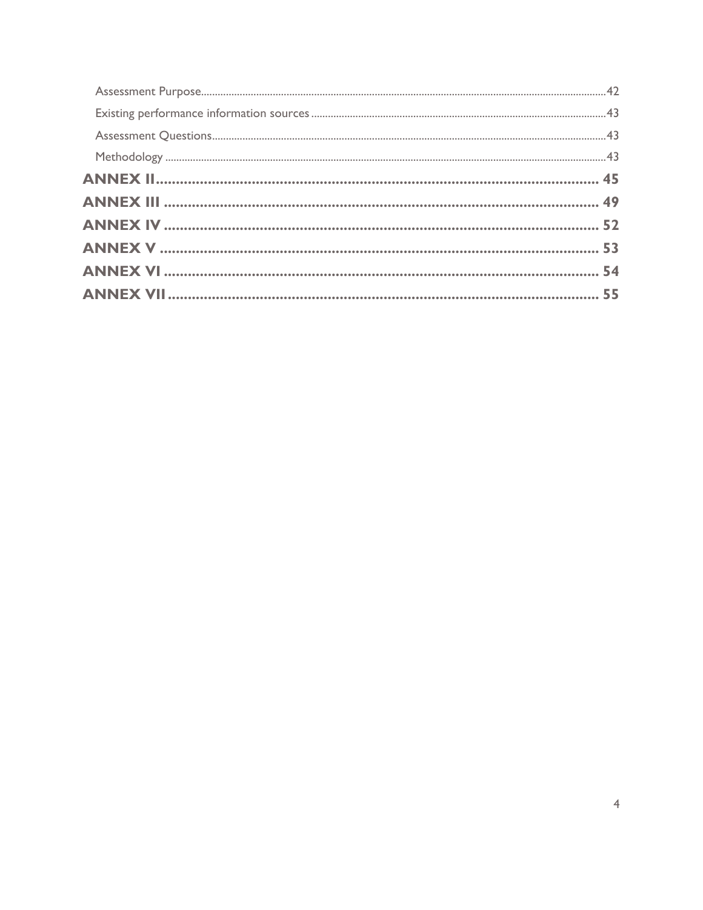Assessment Purpose ........ 42

Existing performance information sources ........ 43

Assessment Questions ........ 43

Methodology ........ 43

**ANNEX II ........ 45**

**ANNEX III ........ 49**

**ANNEX IV ........ 52**

**ANNEX V ........ 53**

**ANNEX VI ........ 54**

**ANNEX VII ........ 55**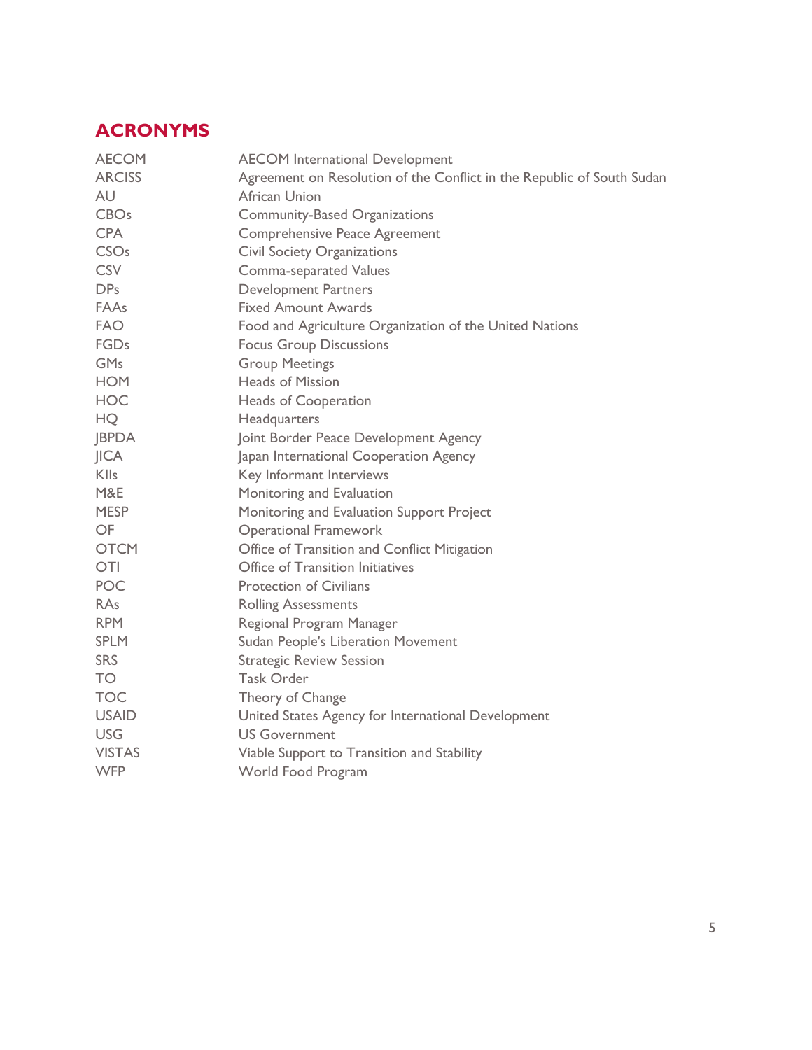# ACRONYMS

| | |
|---|---|
| AECOM | AECOM International Development |
| ARCISS | Agreement on Resolution of the Conflict in the Republic of South Sudan |
| AU | African Union |
| CBOs | Community-Based Organizations |
| CPA | Comprehensive Peace Agreement |
| CSOs | Civil Society Organizations |
| CSV | Comma-separated Values |
| DPs | Development Partners |
| FAAs | Fixed Amount Awards |
| FAO | Food and Agriculture Organization of the United Nations |
| FGDs | Focus Group Discussions |
| GMs | Group Meetings |
| HOM | Heads of Mission |
| HOC | Heads of Cooperation |
| HQ | Headquarters |
| JBPDA | Joint Border Peace Development Agency |
| JICA | Japan International Cooperation Agency |
| KIIs | Key Informant Interviews |
| M&E | Monitoring and Evaluation |
| MESP | Monitoring and Evaluation Support Project |
| OF | Operational Framework |
| OTCM | Office of Transition and Conflict Mitigation |
| OTI | Office of Transition Initiatives |
| POC | Protection of Civilians |
| RAs | Rolling Assessments |
| RPM | Regional Program Manager |
| SPLM | Sudan People's Liberation Movement |
| SRS | Strategic Review Session |
| TO | Task Order |
| TOC | Theory of Change |
| USAID | United States Agency for International Development |
| USG | US Government |
| VISTAS | Viable Support to Transition and Stability |
| WFP | World Food Program |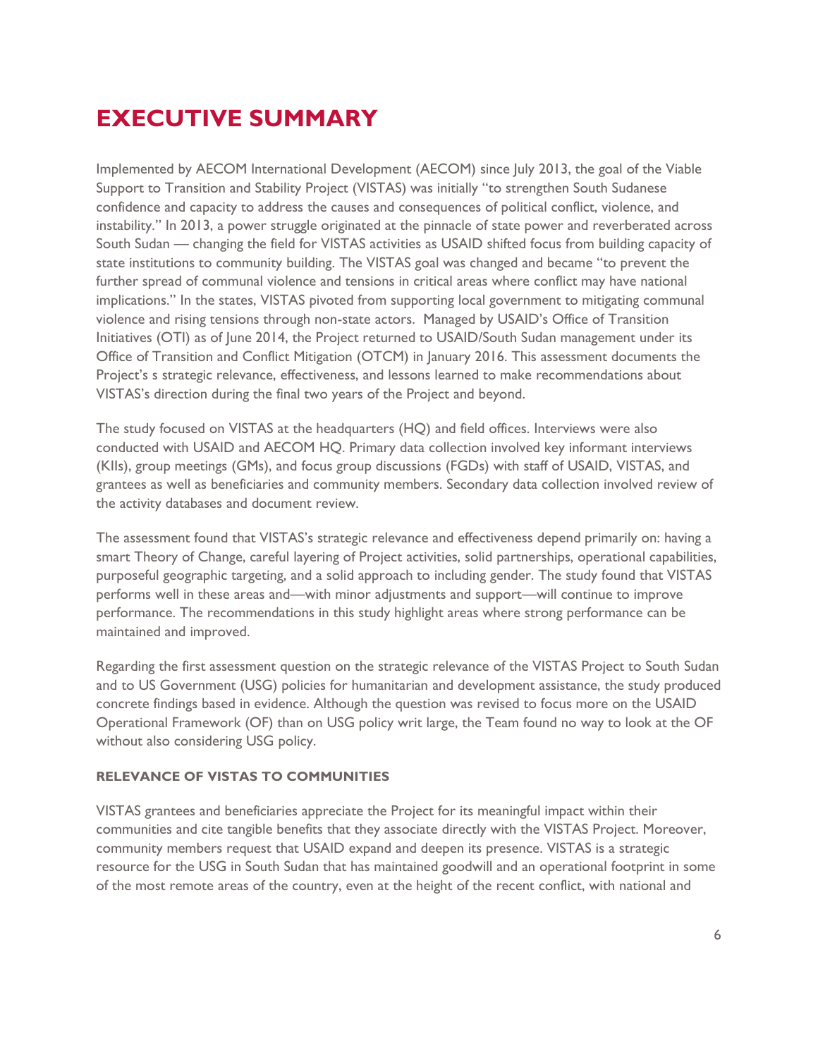# EXECUTIVE SUMMARY

Implemented by AECOM International Development (AECOM) since July 2013, the goal of the Viable Support to Transition and Stability Project (VISTAS) was initially "to strengthen South Sudanese confidence and capacity to address the causes and consequences of political conflict, violence, and instability." In 2013, a power struggle originated at the pinnacle of state power and reverberated across South Sudan — changing the field for VISTAS activities as USAID shifted focus from building capacity of state institutions to community building. The VISTAS goal was changed and became "to prevent the further spread of communal violence and tensions in critical areas where conflict may have national implications." In the states, VISTAS pivoted from supporting local government to mitigating communal violence and rising tensions through non-state actors. Managed by USAID's Office of Transition Initiatives (OTI) as of June 2014, the Project returned to USAID/South Sudan management under its Office of Transition and Conflict Mitigation (OTCM) in January 2016. This assessment documents the Project's s strategic relevance, effectiveness, and lessons learned to make recommendations about VISTAS's direction during the final two years of the Project and beyond.

The study focused on VISTAS at the headquarters (HQ) and field offices. Interviews were also conducted with USAID and AECOM HQ. Primary data collection involved key informant interviews (KIIs), group meetings (GMs), and focus group discussions (FGDs) with staff of USAID, VISTAS, and grantees as well as beneficiaries and community members. Secondary data collection involved review of the activity databases and document review.

The assessment found that VISTAS's strategic relevance and effectiveness depend primarily on: having a smart Theory of Change, careful layering of Project activities, solid partnerships, operational capabilities, purposeful geographic targeting, and a solid approach to including gender. The study found that VISTAS performs well in these areas and—with minor adjustments and support—will continue to improve performance. The recommendations in this study highlight areas where strong performance can be maintained and improved.

Regarding the first assessment question on the strategic relevance of the VISTAS Project to South Sudan and to US Government (USG) policies for humanitarian and development assistance, the study produced concrete findings based in evidence. Although the question was revised to focus more on the USAID Operational Framework (OF) than on USG policy writ large, the Team found no way to look at the OF without also considering USG policy.

### RELEVANCE OF VISTAS TO COMMUNITIES

VISTAS grantees and beneficiaries appreciate the Project for its meaningful impact within their communities and cite tangible benefits that they associate directly with the VISTAS Project. Moreover, community members request that USAID expand and deepen its presence. VISTAS is a strategic resource for the USG in South Sudan that has maintained goodwill and an operational footprint in some of the most remote areas of the country, even at the height of the recent conflict, with national and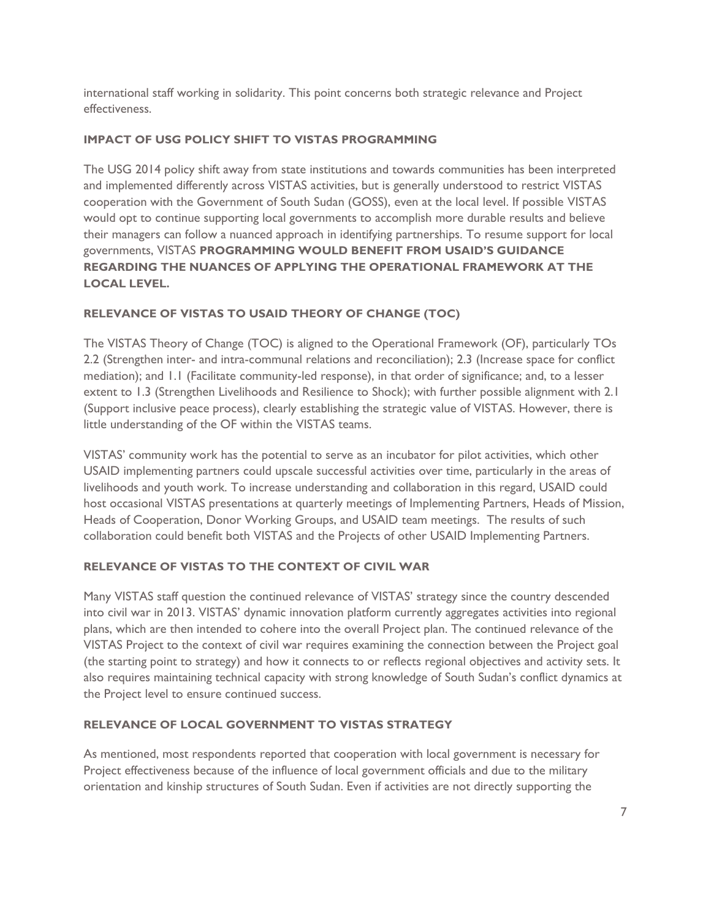international staff working in solidarity. This point concerns both strategic relevance and Project effectiveness.

### IMPACT OF USG POLICY SHIFT TO VISTAS PROGRAMMING

The USG 2014 policy shift away from state institutions and towards communities has been interpreted and implemented differently across VISTAS activities, but is generally understood to restrict VISTAS cooperation with the Government of South Sudan (GOSS), even at the local level. If possible VISTAS would opt to continue supporting local governments to accomplish more durable results and believe their managers can follow a nuanced approach in identifying partnerships. To resume support for local governments, VISTAS **PROGRAMMING WOULD BENEFIT FROM USAID'S GUIDANCE REGARDING THE NUANCES OF APPLYING THE OPERATIONAL FRAMEWORK AT THE LOCAL LEVEL.**

### RELEVANCE OF VISTAS TO USAID THEORY OF CHANGE (TOC)

The VISTAS Theory of Change (TOC) is aligned to the Operational Framework (OF), particularly TOs 2.2 (Strengthen inter- and intra-communal relations and reconciliation); 2.3 (Increase space for conflict mediation); and 1.1 (Facilitate community-led response), in that order of significance; and, to a lesser extent to 1.3 (Strengthen Livelihoods and Resilience to Shock); with further possible alignment with 2.1 (Support inclusive peace process), clearly establishing the strategic value of VISTAS. However, there is little understanding of the OF within the VISTAS teams.

VISTAS' community work has the potential to serve as an incubator for pilot activities, which other USAID implementing partners could upscale successful activities over time, particularly in the areas of livelihoods and youth work. To increase understanding and collaboration in this regard, USAID could host occasional VISTAS presentations at quarterly meetings of Implementing Partners, Heads of Mission, Heads of Cooperation, Donor Working Groups, and USAID team meetings. The results of such collaboration could benefit both VISTAS and the Projects of other USAID Implementing Partners.

### RELEVANCE OF VISTAS TO THE CONTEXT OF CIVIL WAR

Many VISTAS staff question the continued relevance of VISTAS' strategy since the country descended into civil war in 2013. VISTAS' dynamic innovation platform currently aggregates activities into regional plans, which are then intended to cohere into the overall Project plan. The continued relevance of the VISTAS Project to the context of civil war requires examining the connection between the Project goal (the starting point to strategy) and how it connects to or reflects regional objectives and activity sets. It also requires maintaining technical capacity with strong knowledge of South Sudan's conflict dynamics at the Project level to ensure continued success.

### RELEVANCE OF LOCAL GOVERNMENT TO VISTAS STRATEGY

As mentioned, most respondents reported that cooperation with local government is necessary for Project effectiveness because of the influence of local government officials and due to the military orientation and kinship structures of South Sudan. Even if activities are not directly supporting the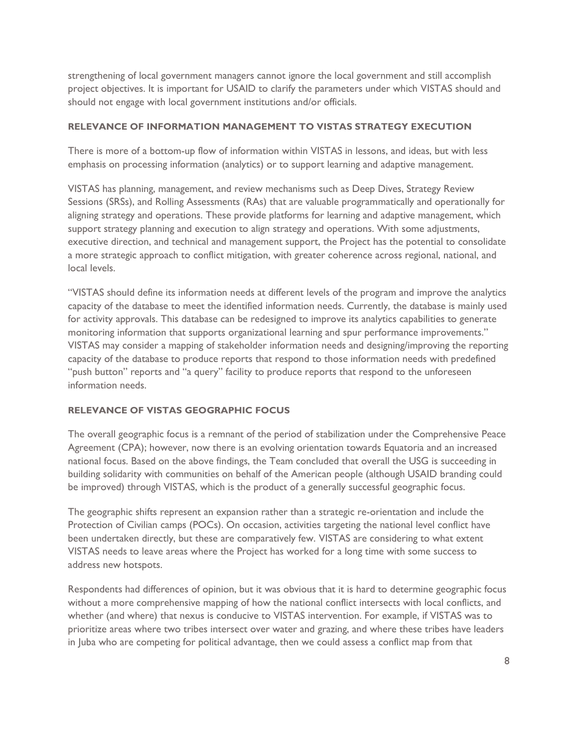strengthening of local government managers cannot ignore the local government and still accomplish project objectives. It is important for USAID to clarify the parameters under which VISTAS should and should not engage with local government institutions and/or officials.

#### RELEVANCE OF INFORMATION MANAGEMENT TO VISTAS STRATEGY EXECUTION

There is more of a bottom-up flow of information within VISTAS in lessons, and ideas, but with less emphasis on processing information (analytics) or to support learning and adaptive management.

VISTAS has planning, management, and review mechanisms such as Deep Dives, Strategy Review Sessions (SRSs), and Rolling Assessments (RAs) that are valuable programmatically and operationally for aligning strategy and operations. These provide platforms for learning and adaptive management, which support strategy planning and execution to align strategy and operations. With some adjustments, executive direction, and technical and management support, the Project has the potential to consolidate a more strategic approach to conflict mitigation, with greater coherence across regional, national, and local levels.

"VISTAS should define its information needs at different levels of the program and improve the analytics capacity of the database to meet the identified information needs. Currently, the database is mainly used for activity approvals. This database can be redesigned to improve its analytics capabilities to generate monitoring information that supports organizational learning and spur performance improvements." VISTAS may consider a mapping of stakeholder information needs and designing/improving the reporting capacity of the database to produce reports that respond to those information needs with predefined "push button" reports and "a query" facility to produce reports that respond to the unforeseen information needs.

#### RELEVANCE OF VISTAS GEOGRAPHIC FOCUS

The overall geographic focus is a remnant of the period of stabilization under the Comprehensive Peace Agreement (CPA); however, now there is an evolving orientation towards Equatoria and an increased national focus. Based on the above findings, the Team concluded that overall the USG is succeeding in building solidarity with communities on behalf of the American people (although USAID branding could be improved) through VISTAS, which is the product of a generally successful geographic focus.

The geographic shifts represent an expansion rather than a strategic re-orientation and include the Protection of Civilian camps (POCs). On occasion, activities targeting the national level conflict have been undertaken directly, but these are comparatively few. VISTAS are considering to what extent VISTAS needs to leave areas where the Project has worked for a long time with some success to address new hotspots.

Respondents had differences of opinion, but it was obvious that it is hard to determine geographic focus without a more comprehensive mapping of how the national conflict intersects with local conflicts, and whether (and where) that nexus is conducive to VISTAS intervention. For example, if VISTAS was to prioritize areas where two tribes intersect over water and grazing, and where these tribes have leaders in Juba who are competing for political advantage, then we could assess a conflict map from that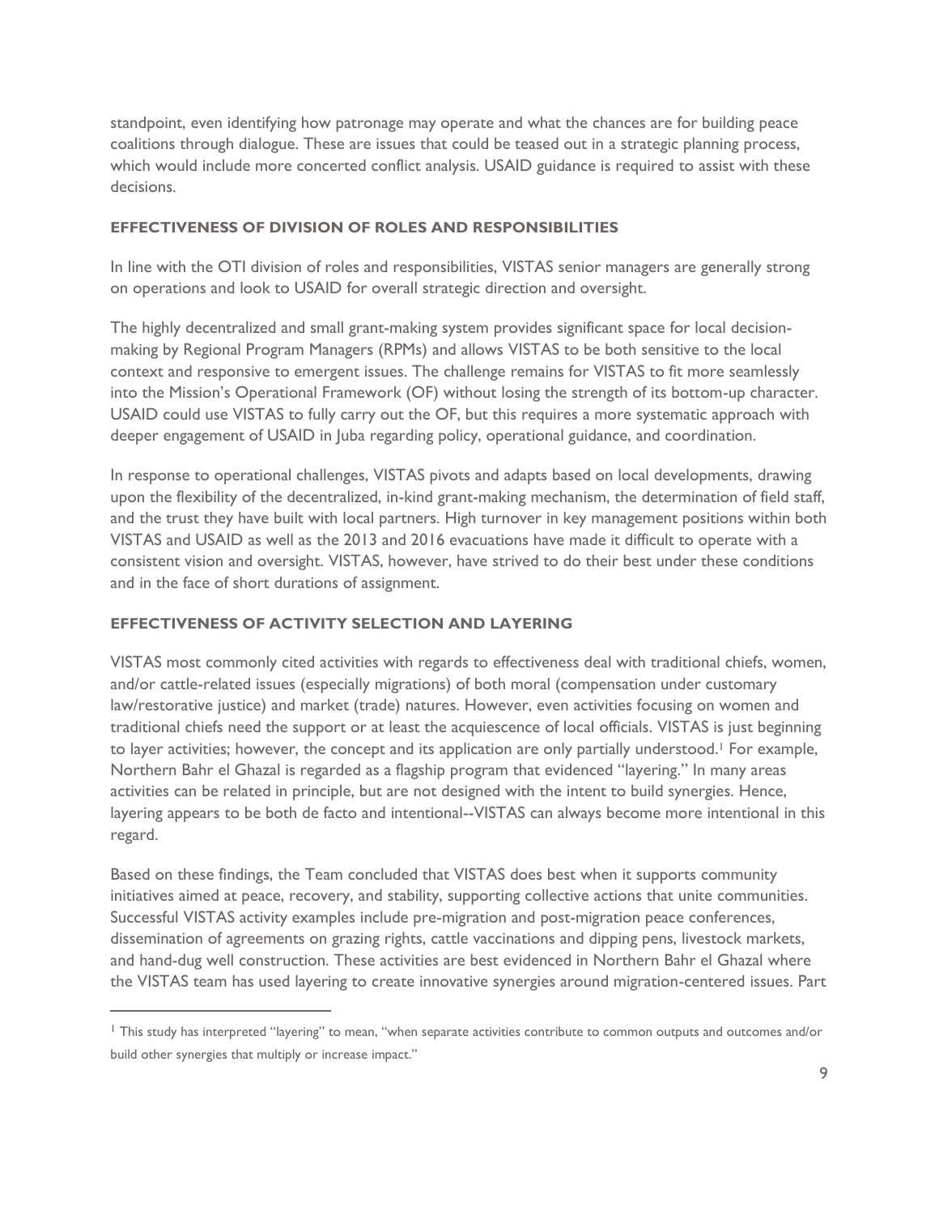standpoint, even identifying how patronage may operate and what the chances are for building peace coalitions through dialogue. These are issues that could be teased out in a strategic planning process, which would include more concerted conflict analysis. USAID guidance is required to assist with these decisions.

#### EFFECTIVENESS OF DIVISION OF ROLES AND RESPONSIBILITIES

In line with the OTI division of roles and responsibilities, VISTAS senior managers are generally strong on operations and look to USAID for overall strategic direction and oversight.

The highly decentralized and small grant-making system provides significant space for local decision-making by Regional Program Managers (RPMs) and allows VISTAS to be both sensitive to the local context and responsive to emergent issues. The challenge remains for VISTAS to fit more seamlessly into the Mission's Operational Framework (OF) without losing the strength of its bottom-up character. USAID could use VISTAS to fully carry out the OF, but this requires a more systematic approach with deeper engagement of USAID in Juba regarding policy, operational guidance, and coordination.

In response to operational challenges, VISTAS pivots and adapts based on local developments, drawing upon the flexibility of the decentralized, in-kind grant-making mechanism, the determination of field staff, and the trust they have built with local partners. High turnover in key management positions within both VISTAS and USAID as well as the 2013 and 2016 evacuations have made it difficult to operate with a consistent vision and oversight. VISTAS, however, have strived to do their best under these conditions and in the face of short durations of assignment.

#### EFFECTIVENESS OF ACTIVITY SELECTION AND LAYERING

VISTAS most commonly cited activities with regards to effectiveness deal with traditional chiefs, women, and/or cattle-related issues (especially migrations) of both moral (compensation under customary law/restorative justice) and market (trade) natures. However, even activities focusing on women and traditional chiefs need the support or at least the acquiescence of local officials. VISTAS is just beginning to layer activities; however, the concept and its application are only partially understood.[1] For example, Northern Bahr el Ghazal is regarded as a flagship program that evidenced "layering." In many areas activities can be related in principle, but are not designed with the intent to build synergies. Hence, layering appears to be both de facto and intentional--VISTAS can always become more intentional in this regard.

Based on these findings, the Team concluded that VISTAS does best when it supports community initiatives aimed at peace, recovery, and stability, supporting collective actions that unite communities. Successful VISTAS activity examples include pre-migration and post-migration peace conferences, dissemination of agreements on grazing rights, cattle vaccinations and dipping pens, livestock markets, and hand-dug well construction. These activities are best evidenced in Northern Bahr el Ghazal where the VISTAS team has used layering to create innovative synergies around migration-centered issues. Part

---

[1] This study has interpreted "layering" to mean, "when separate activities contribute to common outputs and outcomes and/or build other synergies that multiply or increase impact."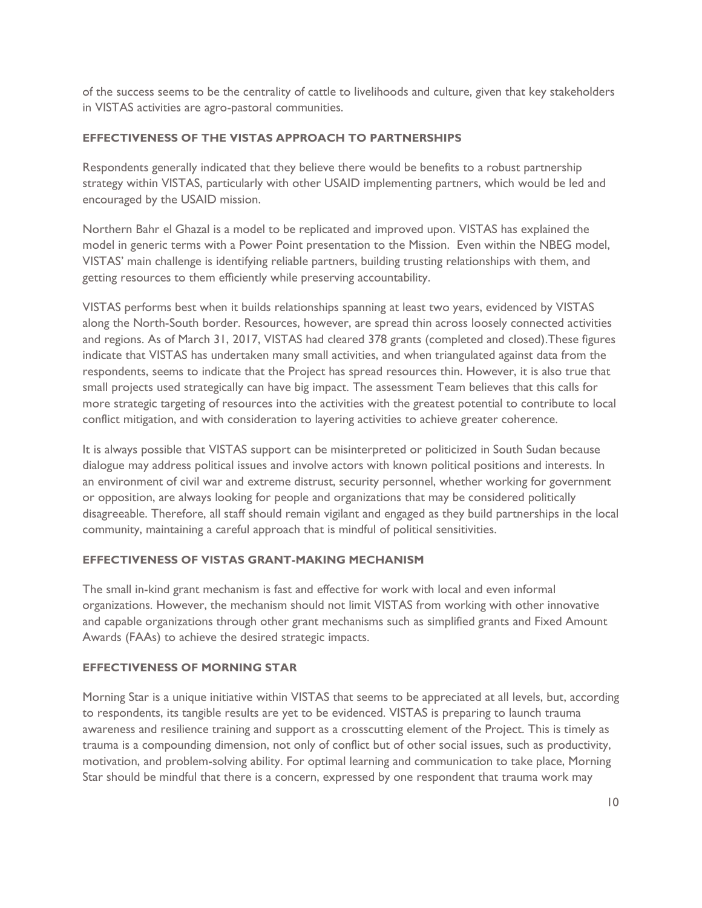of the success seems to be the centrality of cattle to livelihoods and culture, given that key stakeholders in VISTAS activities are agro-pastoral communities.

### EFFECTIVENESS OF THE VISTAS APPROACH TO PARTNERSHIPS

Respondents generally indicated that they believe there would be benefits to a robust partnership strategy within VISTAS, particularly with other USAID implementing partners, which would be led and encouraged by the USAID mission.

Northern Bahr el Ghazal is a model to be replicated and improved upon. VISTAS has explained the model in generic terms with a Power Point presentation to the Mission. Even within the NBEG model, VISTAS' main challenge is identifying reliable partners, building trusting relationships with them, and getting resources to them efficiently while preserving accountability.

VISTAS performs best when it builds relationships spanning at least two years, evidenced by VISTAS along the North-South border. Resources, however, are spread thin across loosely connected activities and regions. As of March 31, 2017, VISTAS had cleared 378 grants (completed and closed).These figures indicate that VISTAS has undertaken many small activities, and when triangulated against data from the respondents, seems to indicate that the Project has spread resources thin. However, it is also true that small projects used strategically can have big impact. The assessment Team believes that this calls for more strategic targeting of resources into the activities with the greatest potential to contribute to local conflict mitigation, and with consideration to layering activities to achieve greater coherence.

It is always possible that VISTAS support can be misinterpreted or politicized in South Sudan because dialogue may address political issues and involve actors with known political positions and interests. In an environment of civil war and extreme distrust, security personnel, whether working for government or opposition, are always looking for people and organizations that may be considered politically disagreeable. Therefore, all staff should remain vigilant and engaged as they build partnerships in the local community, maintaining a careful approach that is mindful of political sensitivities.

### EFFECTIVENESS OF VISTAS GRANT-MAKING MECHANISM

The small in-kind grant mechanism is fast and effective for work with local and even informal organizations. However, the mechanism should not limit VISTAS from working with other innovative and capable organizations through other grant mechanisms such as simplified grants and Fixed Amount Awards (FAAs) to achieve the desired strategic impacts.

### EFFECTIVENESS OF MORNING STAR

Morning Star is a unique initiative within VISTAS that seems to be appreciated at all levels, but, according to respondents, its tangible results are yet to be evidenced. VISTAS is preparing to launch trauma awareness and resilience training and support as a crosscutting element of the Project. This is timely as trauma is a compounding dimension, not only of conflict but of other social issues, such as productivity, motivation, and problem-solving ability. For optimal learning and communication to take place, Morning Star should be mindful that there is a concern, expressed by one respondent that trauma work may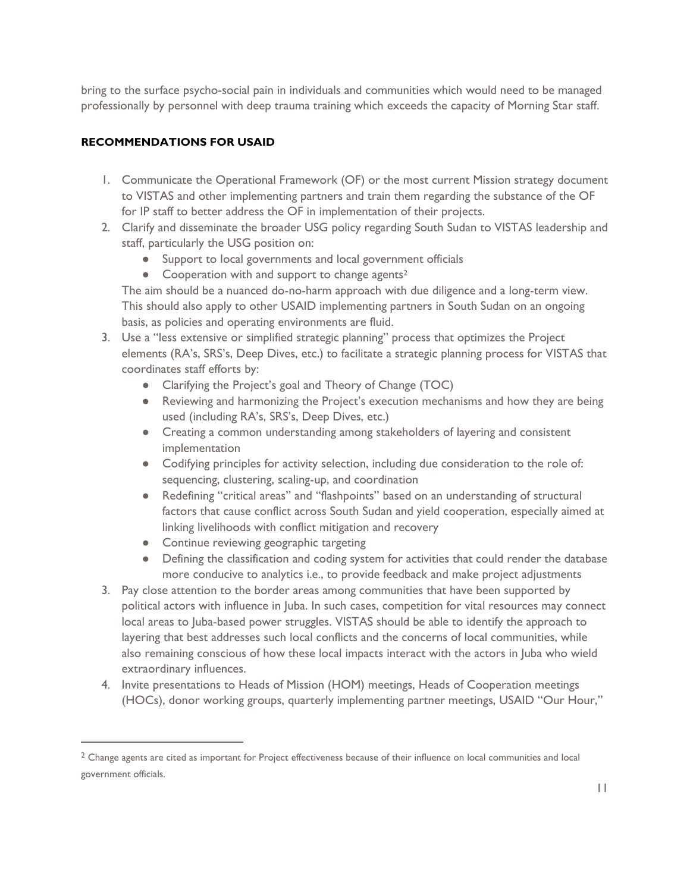bring to the surface psycho-social pain in individuals and communities which would need to be managed professionally by personnel with deep trauma training which exceeds the capacity of Morning Star staff.

**RECOMMENDATIONS FOR USAID**

1. Communicate the Operational Framework (OF) or the most current Mission strategy document to VISTAS and other implementing partners and train them regarding the substance of the OF for IP staff to better address the OF in implementation of their projects.
2. Clarify and disseminate the broader USG policy regarding South Sudan to VISTAS leadership and staff, particularly the USG position on:
   - Support to local governments and local government officials
   - Cooperation with and support to change agents[2]

   The aim should be a nuanced do-no-harm approach with due diligence and a long-term view. This should also apply to other USAID implementing partners in South Sudan on an ongoing basis, as policies and operating environments are fluid.
3. Use a "less extensive or simplified strategic planning" process that optimizes the Project elements (RA's, SRS's, Deep Dives, etc.) to facilitate a strategic planning process for VISTAS that coordinates staff efforts by:
   - Clarifying the Project's goal and Theory of Change (TOC)
   - Reviewing and harmonizing the Project's execution mechanisms and how they are being used (including RA's, SRS's, Deep Dives, etc.)
   - Creating a common understanding among stakeholders of layering and consistent implementation
   - Codifying principles for activity selection, including due consideration to the role of: sequencing, clustering, scaling-up, and coordination
   - Redefining "critical areas" and "flashpoints" based on an understanding of structural factors that cause conflict across South Sudan and yield cooperation, especially aimed at linking livelihoods with conflict mitigation and recovery
   - Continue reviewing geographic targeting
   - Defining the classification and coding system for activities that could render the database more conducive to analytics i.e., to provide feedback and make project adjustments
3. Pay close attention to the border areas among communities that have been supported by political actors with influence in Juba. In such cases, competition for vital resources may connect local areas to Juba-based power struggles. VISTAS should be able to identify the approach to layering that best addresses such local conflicts and the concerns of local communities, while also remaining conscious of how these local impacts interact with the actors in Juba who wield extraordinary influences.
4. Invite presentations to Heads of Mission (HOM) meetings, Heads of Cooperation meetings (HOCs), donor working groups, quarterly implementing partner meetings, USAID "Our Hour,"

[2] Change agents are cited as important for Project effectiveness because of their influence on local communities and local government officials.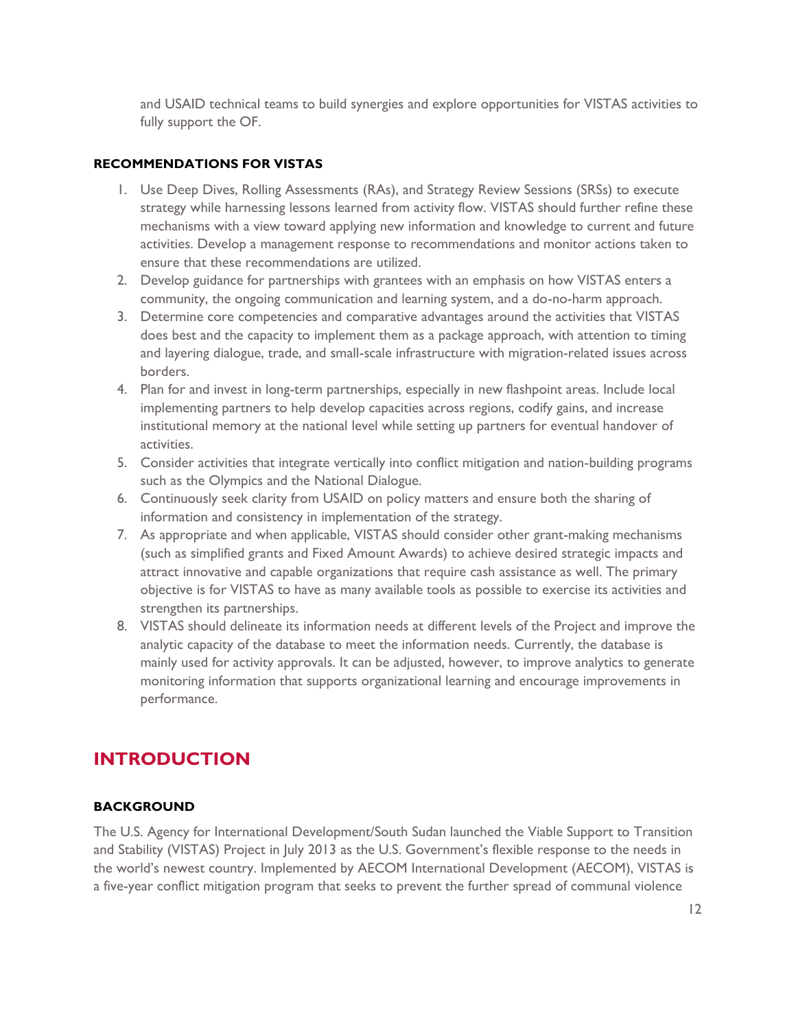and USAID technical teams to build synergies and explore opportunities for VISTAS activities to fully support the OF.

### RECOMMENDATIONS FOR VISTAS

1. Use Deep Dives, Rolling Assessments (RAs), and Strategy Review Sessions (SRSs) to execute strategy while harnessing lessons learned from activity flow. VISTAS should further refine these mechanisms with a view toward applying new information and knowledge to current and future activities. Develop a management response to recommendations and monitor actions taken to ensure that these recommendations are utilized.
2. Develop guidance for partnerships with grantees with an emphasis on how VISTAS enters a community, the ongoing communication and learning system, and a do-no-harm approach.
3. Determine core competencies and comparative advantages around the activities that VISTAS does best and the capacity to implement them as a package approach, with attention to timing and layering dialogue, trade, and small-scale infrastructure with migration-related issues across borders.
4. Plan for and invest in long-term partnerships, especially in new flashpoint areas. Include local implementing partners to help develop capacities across regions, codify gains, and increase institutional memory at the national level while setting up partners for eventual handover of activities.
5. Consider activities that integrate vertically into conflict mitigation and nation-building programs such as the Olympics and the National Dialogue.
6. Continuously seek clarity from USAID on policy matters and ensure both the sharing of information and consistency in implementation of the strategy.
7. As appropriate and when applicable, VISTAS should consider other grant-making mechanisms (such as simplified grants and Fixed Amount Awards) to achieve desired strategic impacts and attract innovative and capable organizations that require cash assistance as well. The primary objective is for VISTAS to have as many available tools as possible to exercise its activities and strengthen its partnerships.
8. VISTAS should delineate its information needs at different levels of the Project and improve the analytic capacity of the database to meet the information needs. Currently, the database is mainly used for activity approvals. It can be adjusted, however, to improve analytics to generate monitoring information that supports organizational learning and encourage improvements in performance.

## INTRODUCTION

### BACKGROUND

The U.S. Agency for International Development/South Sudan launched the Viable Support to Transition and Stability (VISTAS) Project in July 2013 as the U.S. Government's flexible response to the needs in the world's newest country. Implemented by AECOM International Development (AECOM), VISTAS is a five-year conflict mitigation program that seeks to prevent the further spread of communal violence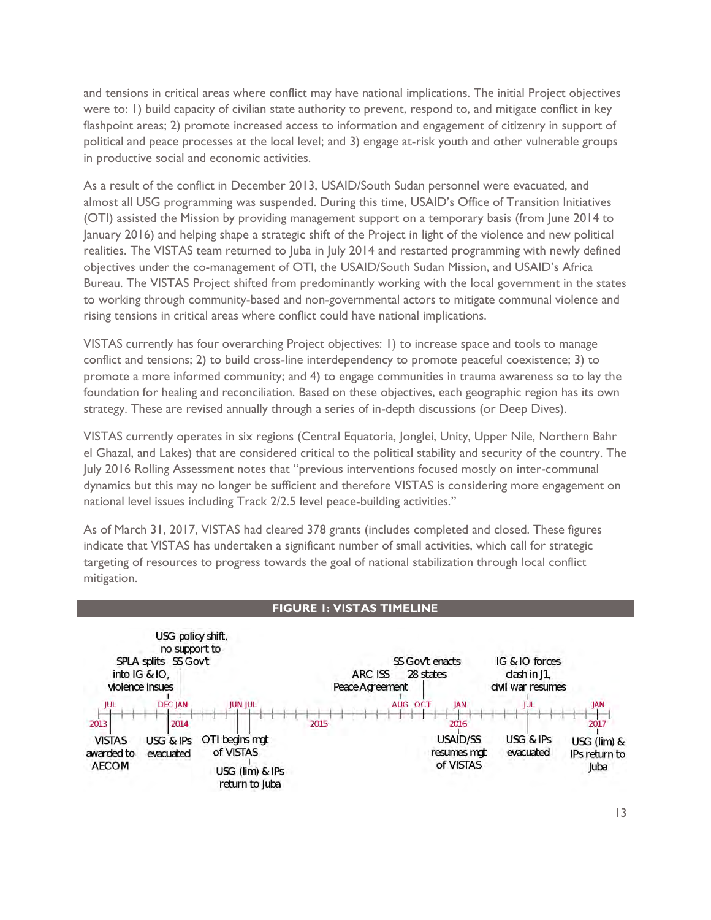and tensions in critical areas where conflict may have national implications. The initial Project objectives were to: 1) build capacity of civilian state authority to prevent, respond to, and mitigate conflict in key flashpoint areas; 2) promote increased access to information and engagement of citizenry in support of political and peace processes at the local level; and 3) engage at-risk youth and other vulnerable groups in productive social and economic activities.

As a result of the conflict in December 2013, USAID/South Sudan personnel were evacuated, and almost all USG programming was suspended. During this time, USAID's Office of Transition Initiatives (OTI) assisted the Mission by providing management support on a temporary basis (from June 2014 to January 2016) and helping shape a strategic shift of the Project in light of the violence and new political realities. The VISTAS team returned to Juba in July 2014 and restarted programming with newly defined objectives under the co-management of OTI, the USAID/South Sudan Mission, and USAID's Africa Bureau. The VISTAS Project shifted from predominantly working with the local government in the states to working through community-based and non-governmental actors to mitigate communal violence and rising tensions in critical areas where conflict could have national implications.

VISTAS currently has four overarching Project objectives: 1) to increase space and tools to manage conflict and tensions; 2) to build cross-line interdependency to promote peaceful coexistence; 3) to promote a more informed community; and 4) to engage communities in trauma awareness so to lay the foundation for healing and reconciliation. Based on these objectives, each geographic region has its own strategy. These are revised annually through a series of in-depth discussions (or Deep Dives).

VISTAS currently operates in six regions (Central Equatoria, Jonglei, Unity, Upper Nile, Northern Bahr el Ghazal, and Lakes) that are considered critical to the political stability and security of the country. The July 2016 Rolling Assessment notes that "previous interventions focused mostly on inter-communal dynamics but this may no longer be sufficient and therefore VISTAS is considering more engagement on national level issues including Track 2/2.5 level peace-building activities."

As of March 31, 2017, VISTAS had cleared 378 grants (includes completed and closed. These figures indicate that VISTAS has undertaken a significant number of small activities, which call for strategic targeting of resources to progress towards the goal of national stabilization through local conflict mitigation.

**FIGURE 1: VISTAS TIMELINE**

- JUL 2013: VISTAS awarded to AECOM
- DEC 2013: SPLA splits into IG & IO, violence insues; USG & IPs evacuated
- JAN 2014: USG policy shift, no support to SS Gov't
- JUN 2014: OTI begins mgt of VISTAS
- JUL 2014: USG (lim) & IPs return to Juba
- AUG 2015: ARC ISS Peace Agreement
- OCT 2015: SS Gov't enacts 28 states
- JAN 2016: USAID/SS resumes mgt of VISTAS
- JUL 2016: IG & IO forces clash in J1, civil war resumes; USG & IPs evacuated
- JAN 2017: USG (lim) & IPs return to Juba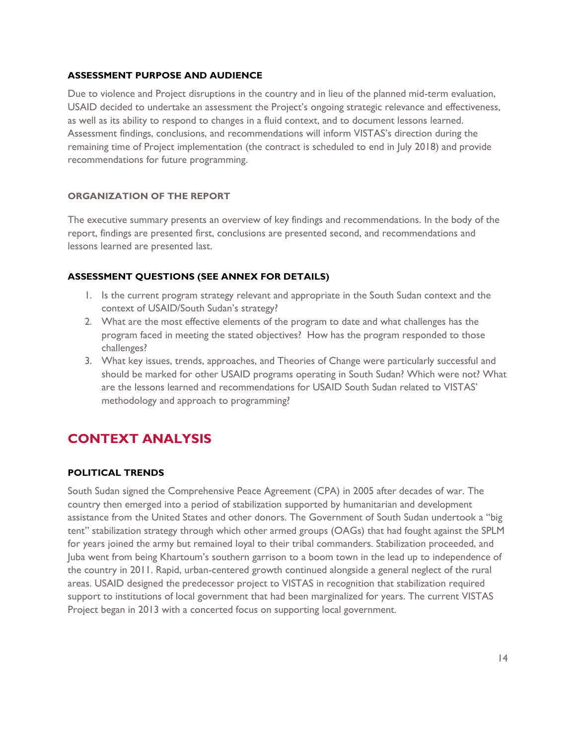### ASSESSMENT PURPOSE AND AUDIENCE

Due to violence and Project disruptions in the country and in lieu of the planned mid-term evaluation, USAID decided to undertake an assessment the Project's ongoing strategic relevance and effectiveness, as well as its ability to respond to changes in a fluid context, and to document lessons learned. Assessment findings, conclusions, and recommendations will inform VISTAS's direction during the remaining time of Project implementation (the contract is scheduled to end in July 2018) and provide recommendations for future programming.

### ORGANIZATION OF THE REPORT

The executive summary presents an overview of key findings and recommendations. In the body of the report, findings are presented first, conclusions are presented second, and recommendations and lessons learned are presented last.

### ASSESSMENT QUESTIONS (SEE ANNEX FOR DETAILS)

1. Is the current program strategy relevant and appropriate in the South Sudan context and the context of USAID/South Sudan's strategy?
2. What are the most effective elements of the program to date and what challenges has the program faced in meeting the stated objectives? How has the program responded to those challenges?
3. What key issues, trends, approaches, and Theories of Change were particularly successful and should be marked for other USAID programs operating in South Sudan? Which were not? What are the lessons learned and recommendations for USAID South Sudan related to VISTAS' methodology and approach to programming?

## CONTEXT ANALYSIS

### POLITICAL TRENDS

South Sudan signed the Comprehensive Peace Agreement (CPA) in 2005 after decades of war. The country then emerged into a period of stabilization supported by humanitarian and development assistance from the United States and other donors. The Government of South Sudan undertook a "big tent" stabilization strategy through which other armed groups (OAGs) that had fought against the SPLM for years joined the army but remained loyal to their tribal commanders. Stabilization proceeded, and Juba went from being Khartoum's southern garrison to a boom town in the lead up to independence of the country in 2011. Rapid, urban-centered growth continued alongside a general neglect of the rural areas. USAID designed the predecessor project to VISTAS in recognition that stabilization required support to institutions of local government that had been marginalized for years. The current VISTAS Project began in 2013 with a concerted focus on supporting local government.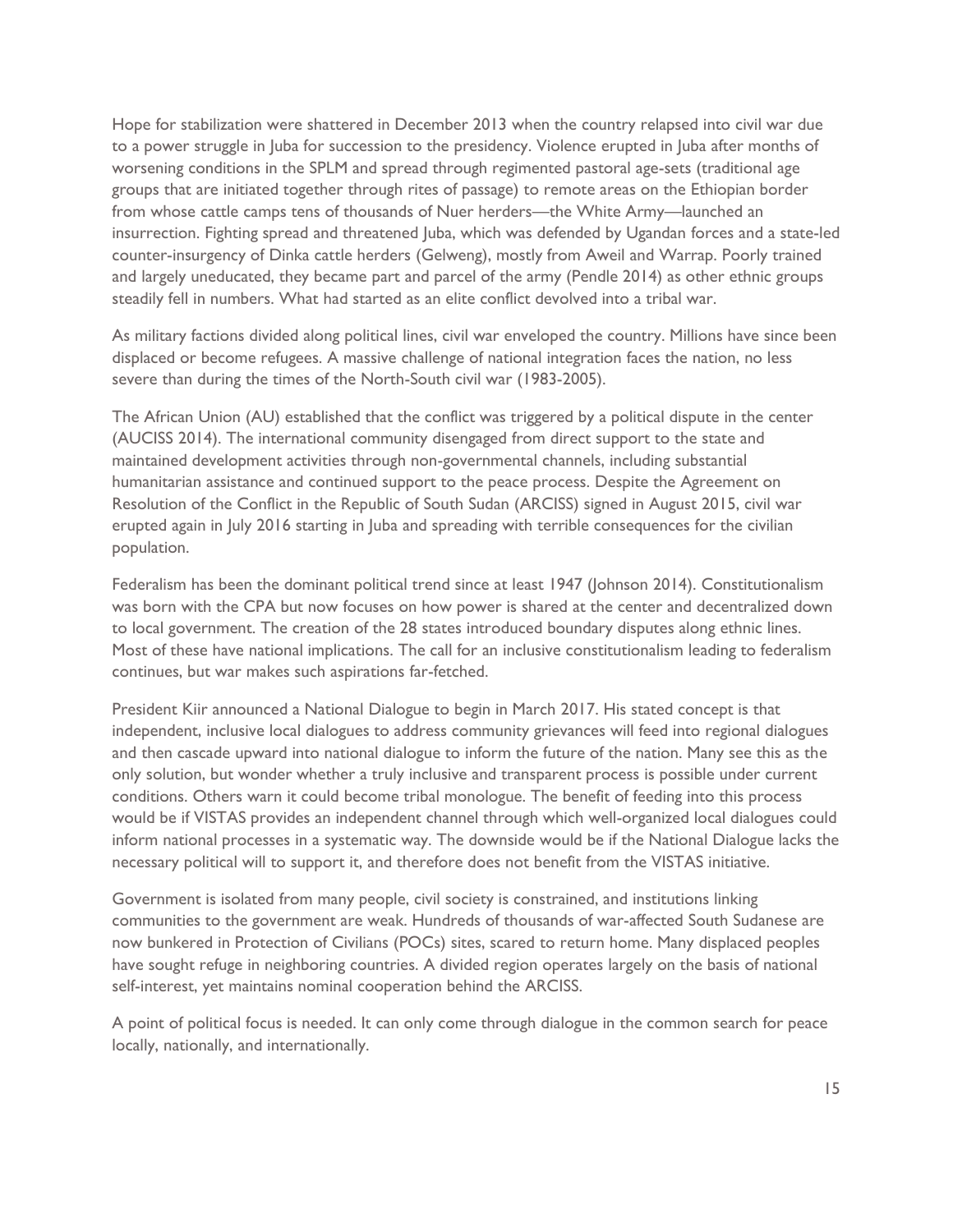Hope for stabilization were shattered in December 2013 when the country relapsed into civil war due to a power struggle in Juba for succession to the presidency. Violence erupted in Juba after months of worsening conditions in the SPLM and spread through regimented pastoral age-sets (traditional age groups that are initiated together through rites of passage) to remote areas on the Ethiopian border from whose cattle camps tens of thousands of Nuer herders—the White Army—launched an insurrection. Fighting spread and threatened Juba, which was defended by Ugandan forces and a state-led counter-insurgency of Dinka cattle herders (Gelweng), mostly from Aweil and Warrap. Poorly trained and largely uneducated, they became part and parcel of the army (Pendle 2014) as other ethnic groups steadily fell in numbers. What had started as an elite conflict devolved into a tribal war.

As military factions divided along political lines, civil war enveloped the country. Millions have since been displaced or become refugees. A massive challenge of national integration faces the nation, no less severe than during the times of the North-South civil war (1983-2005).

The African Union (AU) established that the conflict was triggered by a political dispute in the center (AUCISS 2014). The international community disengaged from direct support to the state and maintained development activities through non-governmental channels, including substantial humanitarian assistance and continued support to the peace process. Despite the Agreement on Resolution of the Conflict in the Republic of South Sudan (ARCISS) signed in August 2015, civil war erupted again in July 2016 starting in Juba and spreading with terrible consequences for the civilian population.

Federalism has been the dominant political trend since at least 1947 (Johnson 2014). Constitutionalism was born with the CPA but now focuses on how power is shared at the center and decentralized down to local government. The creation of the 28 states introduced boundary disputes along ethnic lines. Most of these have national implications. The call for an inclusive constitutionalism leading to federalism continues, but war makes such aspirations far-fetched.

President Kiir announced a National Dialogue to begin in March 2017. His stated concept is that independent, inclusive local dialogues to address community grievances will feed into regional dialogues and then cascade upward into national dialogue to inform the future of the nation. Many see this as the only solution, but wonder whether a truly inclusive and transparent process is possible under current conditions. Others warn it could become tribal monologue. The benefit of feeding into this process would be if VISTAS provides an independent channel through which well-organized local dialogues could inform national processes in a systematic way. The downside would be if the National Dialogue lacks the necessary political will to support it, and therefore does not benefit from the VISTAS initiative.

Government is isolated from many people, civil society is constrained, and institutions linking communities to the government are weak. Hundreds of thousands of war-affected South Sudanese are now bunkered in Protection of Civilians (POCs) sites, scared to return home. Many displaced peoples have sought refuge in neighboring countries. A divided region operates largely on the basis of national self-interest, yet maintains nominal cooperation behind the ARCISS.

A point of political focus is needed. It can only come through dialogue in the common search for peace locally, nationally, and internationally.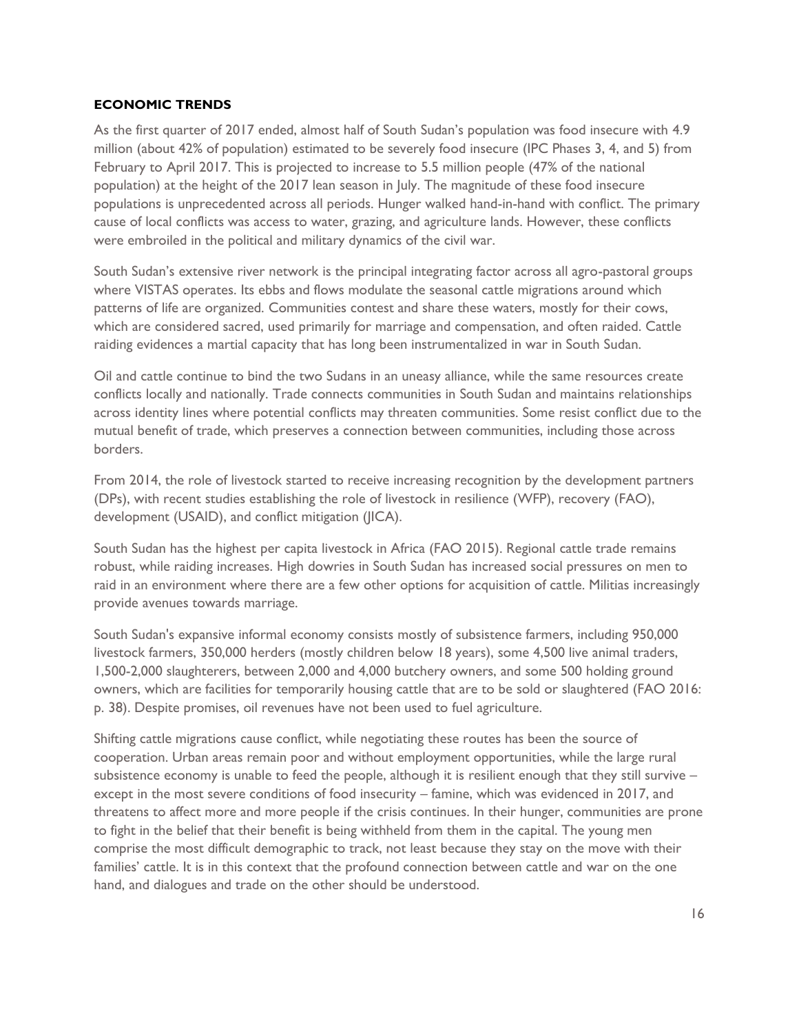**ECONOMIC TRENDS**

As the first quarter of 2017 ended, almost half of South Sudan's population was food insecure with 4.9 million (about 42% of population) estimated to be severely food insecure (IPC Phases 3, 4, and 5) from February to April 2017. This is projected to increase to 5.5 million people (47% of the national population) at the height of the 2017 lean season in July. The magnitude of these food insecure populations is unprecedented across all periods. Hunger walked hand-in-hand with conflict. The primary cause of local conflicts was access to water, grazing, and agriculture lands. However, these conflicts were embroiled in the political and military dynamics of the civil war.

South Sudan's extensive river network is the principal integrating factor across all agro-pastoral groups where VISTAS operates. Its ebbs and flows modulate the seasonal cattle migrations around which patterns of life are organized. Communities contest and share these waters, mostly for their cows, which are considered sacred, used primarily for marriage and compensation, and often raided. Cattle raiding evidences a martial capacity that has long been instrumentalized in war in South Sudan.

Oil and cattle continue to bind the two Sudans in an uneasy alliance, while the same resources create conflicts locally and nationally. Trade connects communities in South Sudan and maintains relationships across identity lines where potential conflicts may threaten communities. Some resist conflict due to the mutual benefit of trade, which preserves a connection between communities, including those across borders.

From 2014, the role of livestock started to receive increasing recognition by the development partners (DPs), with recent studies establishing the role of livestock in resilience (WFP), recovery (FAO), development (USAID), and conflict mitigation (JICA).

South Sudan has the highest per capita livestock in Africa (FAO 2015). Regional cattle trade remains robust, while raiding increases. High dowries in South Sudan has increased social pressures on men to raid in an environment where there are a few other options for acquisition of cattle. Militias increasingly provide avenues towards marriage.

South Sudan's expansive informal economy consists mostly of subsistence farmers, including 950,000 livestock farmers, 350,000 herders (mostly children below 18 years), some 4,500 live animal traders, 1,500-2,000 slaughterers, between 2,000 and 4,000 butchery owners, and some 500 holding ground owners, which are facilities for temporarily housing cattle that are to be sold or slaughtered (FAO 2016: p. 38). Despite promises, oil revenues have not been used to fuel agriculture.

Shifting cattle migrations cause conflict, while negotiating these routes has been the source of cooperation. Urban areas remain poor and without employment opportunities, while the large rural subsistence economy is unable to feed the people, although it is resilient enough that they still survive – except in the most severe conditions of food insecurity – famine, which was evidenced in 2017, and threatens to affect more and more people if the crisis continues. In their hunger, communities are prone to fight in the belief that their benefit is being withheld from them in the capital. The young men comprise the most difficult demographic to track, not least because they stay on the move with their families' cattle. It is in this context that the profound connection between cattle and war on the one hand, and dialogues and trade on the other should be understood.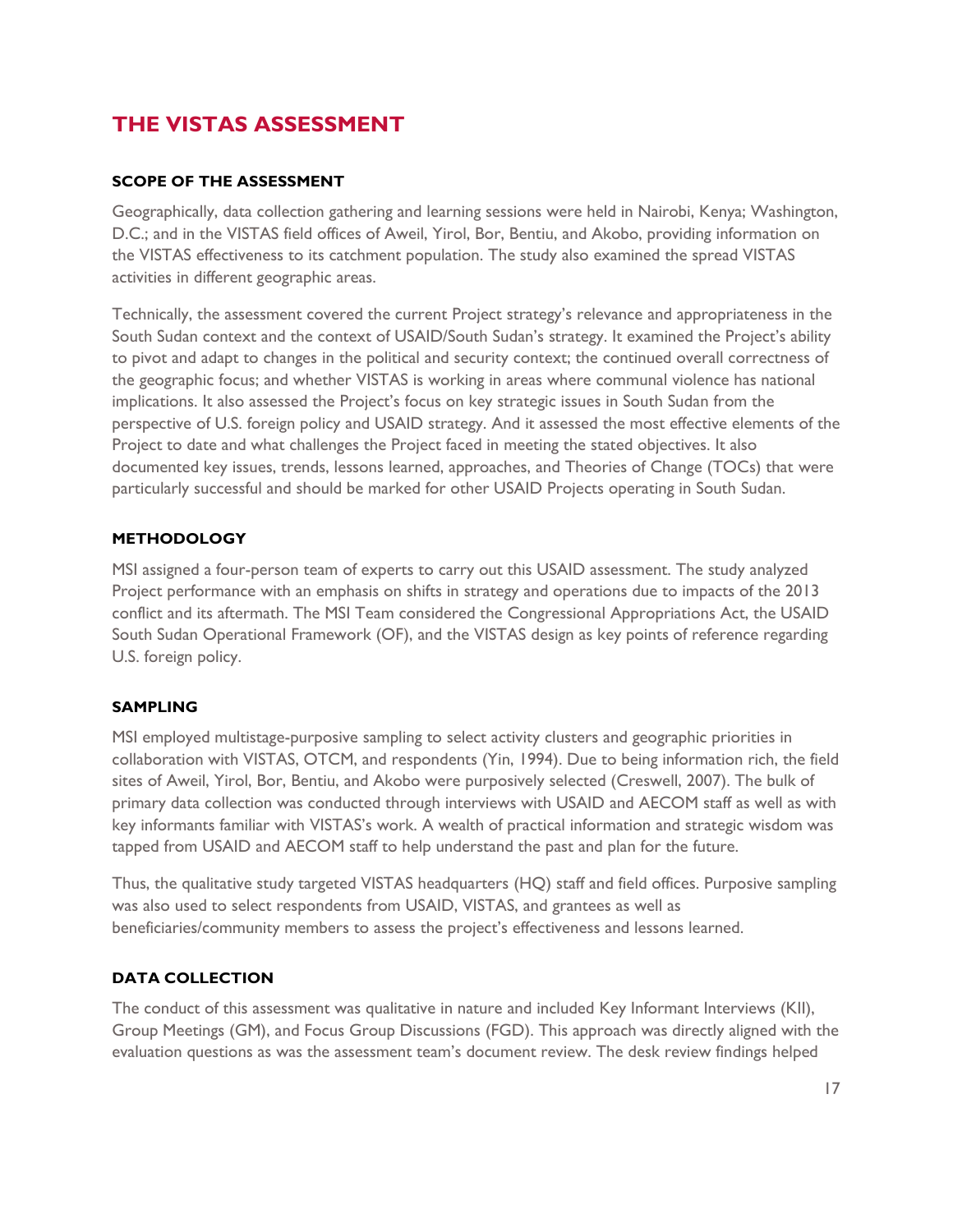# THE VISTAS ASSESSMENT

### SCOPE OF THE ASSESSMENT

Geographically, data collection gathering and learning sessions were held in Nairobi, Kenya; Washington, D.C.; and in the VISTAS field offices of Aweil, Yirol, Bor, Bentiu, and Akobo, providing information on the VISTAS effectiveness to its catchment population. The study also examined the spread VISTAS activities in different geographic areas.

Technically, the assessment covered the current Project strategy's relevance and appropriateness in the South Sudan context and the context of USAID/South Sudan's strategy. It examined the Project's ability to pivot and adapt to changes in the political and security context; the continued overall correctness of the geographic focus; and whether VISTAS is working in areas where communal violence has national implications. It also assessed the Project's focus on key strategic issues in South Sudan from the perspective of U.S. foreign policy and USAID strategy. And it assessed the most effective elements of the Project to date and what challenges the Project faced in meeting the stated objectives. It also documented key issues, trends, lessons learned, approaches, and Theories of Change (TOCs) that were particularly successful and should be marked for other USAID Projects operating in South Sudan.

### METHODOLOGY

MSI assigned a four-person team of experts to carry out this USAID assessment. The study analyzed Project performance with an emphasis on shifts in strategy and operations due to impacts of the 2013 conflict and its aftermath. The MSI Team considered the Congressional Appropriations Act, the USAID South Sudan Operational Framework (OF), and the VISTAS design as key points of reference regarding U.S. foreign policy.

### SAMPLING

MSI employed multistage-purposive sampling to select activity clusters and geographic priorities in collaboration with VISTAS, OTCM, and respondents (Yin, 1994). Due to being information rich, the field sites of Aweil, Yirol, Bor, Bentiu, and Akobo were purposively selected (Creswell, 2007). The bulk of primary data collection was conducted through interviews with USAID and AECOM staff as well as with key informants familiar with VISTAS's work. A wealth of practical information and strategic wisdom was tapped from USAID and AECOM staff to help understand the past and plan for the future.

Thus, the qualitative study targeted VISTAS headquarters (HQ) staff and field offices. Purposive sampling was also used to select respondents from USAID, VISTAS, and grantees as well as beneficiaries/community members to assess the project's effectiveness and lessons learned.

### DATA COLLECTION

The conduct of this assessment was qualitative in nature and included Key Informant Interviews (KII), Group Meetings (GM), and Focus Group Discussions (FGD). This approach was directly aligned with the evaluation questions as was the assessment team's document review. The desk review findings helped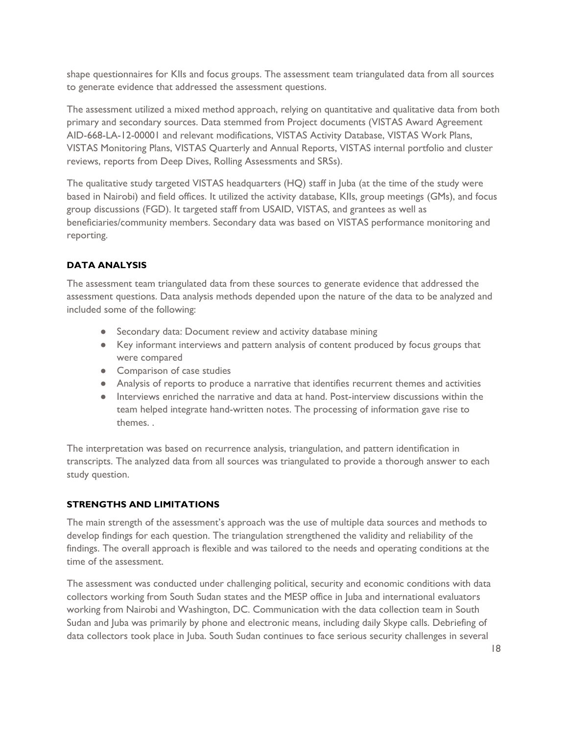shape questionnaires for KIIs and focus groups. The assessment team triangulated data from all sources to generate evidence that addressed the assessment questions.

The assessment utilized a mixed method approach, relying on quantitative and qualitative data from both primary and secondary sources. Data stemmed from Project documents (VISTAS Award Agreement AID-668-LA-12-00001 and relevant modifications, VISTAS Activity Database, VISTAS Work Plans, VISTAS Monitoring Plans, VISTAS Quarterly and Annual Reports, VISTAS internal portfolio and cluster reviews, reports from Deep Dives, Rolling Assessments and SRSs).

The qualitative study targeted VISTAS headquarters (HQ) staff in Juba (at the time of the study were based in Nairobi) and field offices. It utilized the activity database, KIIs, group meetings (GMs), and focus group discussions (FGD). It targeted staff from USAID, VISTAS, and grantees as well as beneficiaries/community members. Secondary data was based on VISTAS performance monitoring and reporting.

### DATA ANALYSIS

The assessment team triangulated data from these sources to generate evidence that addressed the assessment questions. Data analysis methods depended upon the nature of the data to be analyzed and included some of the following:

- Secondary data: Document review and activity database mining
- Key informant interviews and pattern analysis of content produced by focus groups that were compared
- Comparison of case studies
- Analysis of reports to produce a narrative that identifies recurrent themes and activities
- Interviews enriched the narrative and data at hand. Post-interview discussions within the team helped integrate hand-written notes. The processing of information gave rise to themes. .

The interpretation was based on recurrence analysis, triangulation, and pattern identification in transcripts. The analyzed data from all sources was triangulated to provide a thorough answer to each study question.

### STRENGTHS AND LIMITATIONS

The main strength of the assessment's approach was the use of multiple data sources and methods to develop findings for each question. The triangulation strengthened the validity and reliability of the findings. The overall approach is flexible and was tailored to the needs and operating conditions at the time of the assessment.

The assessment was conducted under challenging political, security and economic conditions with data collectors working from South Sudan states and the MESP office in Juba and international evaluators working from Nairobi and Washington, DC. Communication with the data collection team in South Sudan and Juba was primarily by phone and electronic means, including daily Skype calls. Debriefing of data collectors took place in Juba. South Sudan continues to face serious security challenges in several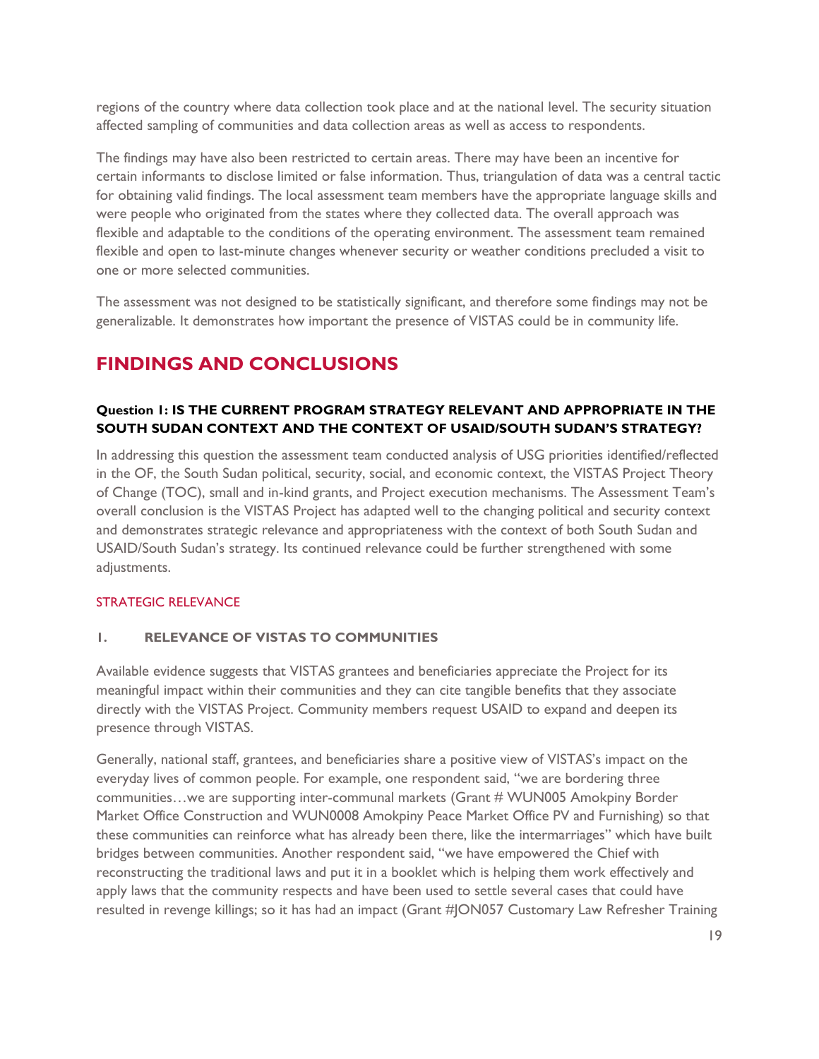regions of the country where data collection took place and at the national level. The security situation affected sampling of communities and data collection areas as well as access to respondents.

The findings may have also been restricted to certain areas. There may have been an incentive for certain informants to disclose limited or false information. Thus, triangulation of data was a central tactic for obtaining valid findings. The local assessment team members have the appropriate language skills and were people who originated from the states where they collected data. The overall approach was flexible and adaptable to the conditions of the operating environment. The assessment team remained flexible and open to last-minute changes whenever security or weather conditions precluded a visit to one or more selected communities.

The assessment was not designed to be statistically significant, and therefore some findings may not be generalizable. It demonstrates how important the presence of VISTAS could be in community life.

# FINDINGS AND CONCLUSIONS

#### Question 1: IS THE CURRENT PROGRAM STRATEGY RELEVANT AND APPROPRIATE IN THE SOUTH SUDAN CONTEXT AND THE CONTEXT OF USAID/SOUTH SUDAN'S STRATEGY?

In addressing this question the assessment team conducted analysis of USG priorities identified/reflected in the OF, the South Sudan political, security, social, and economic context, the VISTAS Project Theory of Change (TOC), small and in-kind grants, and Project execution mechanisms. The Assessment Team's overall conclusion is the VISTAS Project has adapted well to the changing political and security context and demonstrates strategic relevance and appropriateness with the context of both South Sudan and USAID/South Sudan's strategy. Its continued relevance could be further strengthened with some adjustments.

## STRATEGIC RELEVANCE

### 1. RELEVANCE OF VISTAS TO COMMUNITIES

Available evidence suggests that VISTAS grantees and beneficiaries appreciate the Project for its meaningful impact within their communities and they can cite tangible benefits that they associate directly with the VISTAS Project. Community members request USAID to expand and deepen its presence through VISTAS.

Generally, national staff, grantees, and beneficiaries share a positive view of VISTAS's impact on the everyday lives of common people. For example, one respondent said, "we are bordering three communities…we are supporting inter-communal markets (Grant # WUN005 Amokpiny Border Market Office Construction and WUN0008 Amokpiny Peace Market Office PV and Furnishing) so that these communities can reinforce what has already been there, like the intermarriages" which have built bridges between communities. Another respondent said, "we have empowered the Chief with reconstructing the traditional laws and put it in a booklet which is helping them work effectively and apply laws that the community respects and have been used to settle several cases that could have resulted in revenge killings; so it has had an impact (Grant #JON057 Customary Law Refresher Training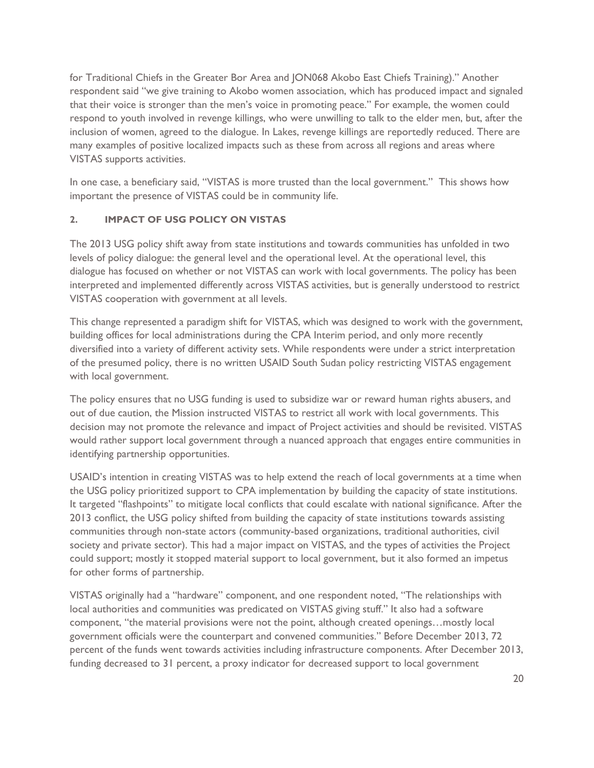for Traditional Chiefs in the Greater Bor Area and JON068 Akobo East Chiefs Training)." Another respondent said "we give training to Akobo women association, which has produced impact and signaled that their voice is stronger than the men's voice in promoting peace." For example, the women could respond to youth involved in revenge killings, who were unwilling to talk to the elder men, but, after the inclusion of women, agreed to the dialogue. In Lakes, revenge killings are reportedly reduced. There are many examples of positive localized impacts such as these from across all regions and areas where VISTAS supports activities.

In one case, a beneficiary said, "VISTAS is more trusted than the local government." This shows how important the presence of VISTAS could be in community life.

## 2. IMPACT OF USG POLICY ON VISTAS

The 2013 USG policy shift away from state institutions and towards communities has unfolded in two levels of policy dialogue: the general level and the operational level. At the operational level, this dialogue has focused on whether or not VISTAS can work with local governments. The policy has been interpreted and implemented differently across VISTAS activities, but is generally understood to restrict VISTAS cooperation with government at all levels.

This change represented a paradigm shift for VISTAS, which was designed to work with the government, building offices for local administrations during the CPA Interim period, and only more recently diversified into a variety of different activity sets. While respondents were under a strict interpretation of the presumed policy, there is no written USAID South Sudan policy restricting VISTAS engagement with local government.

The policy ensures that no USG funding is used to subsidize war or reward human rights abusers, and out of due caution, the Mission instructed VISTAS to restrict all work with local governments. This decision may not promote the relevance and impact of Project activities and should be revisited. VISTAS would rather support local government through a nuanced approach that engages entire communities in identifying partnership opportunities.

USAID's intention in creating VISTAS was to help extend the reach of local governments at a time when the USG policy prioritized support to CPA implementation by building the capacity of state institutions. It targeted "flashpoints" to mitigate local conflicts that could escalate with national significance. After the 2013 conflict, the USG policy shifted from building the capacity of state institutions towards assisting communities through non-state actors (community-based organizations, traditional authorities, civil society and private sector). This had a major impact on VISTAS, and the types of activities the Project could support; mostly it stopped material support to local government, but it also formed an impetus for other forms of partnership.

VISTAS originally had a "hardware" component, and one respondent noted, "The relationships with local authorities and communities was predicated on VISTAS giving stuff." It also had a software component, "the material provisions were not the point, although created openings…mostly local government officials were the counterpart and convened communities." Before December 2013, 72 percent of the funds went towards activities including infrastructure components. After December 2013, funding decreased to 31 percent, a proxy indicator for decreased support to local government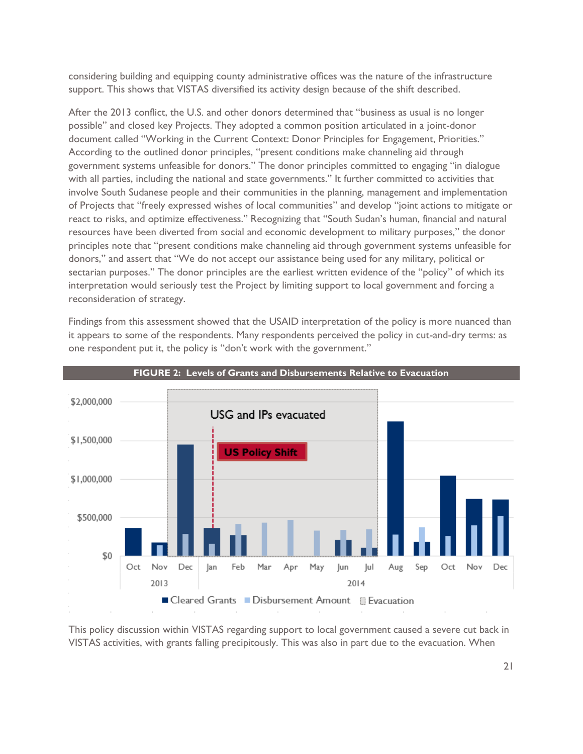considering building and equipping county administrative offices was the nature of the infrastructure support. This shows that VISTAS diversified its activity design because of the shift described.

After the 2013 conflict, the U.S. and other donors determined that "business as usual is no longer possible" and closed key Projects. They adopted a common position articulated in a joint-donor document called "Working in the Current Context: Donor Principles for Engagement, Priorities." According to the outlined donor principles, "present conditions make channeling aid through government systems unfeasible for donors." The donor principles committed to engaging "in dialogue with all parties, including the national and state governments." It further committed to activities that involve South Sudanese people and their communities in the planning, management and implementation of Projects that "freely expressed wishes of local communities" and develop "joint actions to mitigate or react to risks, and optimize effectiveness." Recognizing that "South Sudan's human, financial and natural resources have been diverted from social and economic development to military purposes," the donor principles note that "present conditions make channeling aid through government systems unfeasible for donors," and assert that "We do not accept our assistance being used for any military, political or sectarian purposes." The donor principles are the earliest written evidence of the "policy" of which its interpretation would seriously test the Project by limiting support to local government and forcing a reconsideration of strategy.

Findings from this assessment showed that the USAID interpretation of the policy is more nuanced than it appears to some of the respondents. Many respondents perceived the policy in cut-and-dry terms: as one respondent put it, the policy is "don't work with the government."

**FIGURE 2: Levels of Grants and Disbursements Relative to Evacuation**

This policy discussion within VISTAS regarding support to local government caused a severe cut back in VISTAS activities, with grants falling precipitously. This was also in part due to the evacuation. When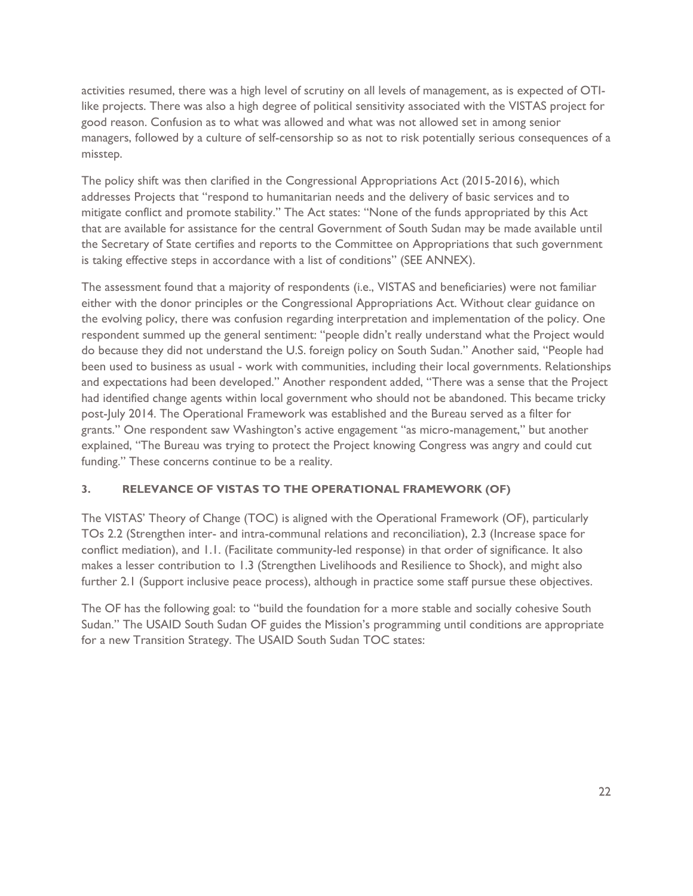activities resumed, there was a high level of scrutiny on all levels of management, as is expected of OTI-like projects. There was also a high degree of political sensitivity associated with the VISTAS project for good reason. Confusion as to what was allowed and what was not allowed set in among senior managers, followed by a culture of self-censorship so as not to risk potentially serious consequences of a misstep.

The policy shift was then clarified in the Congressional Appropriations Act (2015-2016), which addresses Projects that "respond to humanitarian needs and the delivery of basic services and to mitigate conflict and promote stability." The Act states: "None of the funds appropriated by this Act that are available for assistance for the central Government of South Sudan may be made available until the Secretary of State certifies and reports to the Committee on Appropriations that such government is taking effective steps in accordance with a list of conditions" (SEE ANNEX).

The assessment found that a majority of respondents (i.e., VISTAS and beneficiaries) were not familiar either with the donor principles or the Congressional Appropriations Act. Without clear guidance on the evolving policy, there was confusion regarding interpretation and implementation of the policy. One respondent summed up the general sentiment: "people didn't really understand what the Project would do because they did not understand the U.S. foreign policy on South Sudan." Another said, "People had been used to business as usual - work with communities, including their local governments. Relationships and expectations had been developed." Another respondent added, "There was a sense that the Project had identified change agents within local government who should not be abandoned. This became tricky post-July 2014. The Operational Framework was established and the Bureau served as a filter for grants." One respondent saw Washington's active engagement "as micro-management," but another explained, "The Bureau was trying to protect the Project knowing Congress was angry and could cut funding." These concerns continue to be a reality.

### 3. RELEVANCE OF VISTAS TO THE OPERATIONAL FRAMEWORK (OF)

The VISTAS' Theory of Change (TOC) is aligned with the Operational Framework (OF), particularly TOs 2.2 (Strengthen inter- and intra-communal relations and reconciliation), 2.3 (Increase space for conflict mediation), and 1.1. (Facilitate community-led response) in that order of significance. It also makes a lesser contribution to 1.3 (Strengthen Livelihoods and Resilience to Shock), and might also further 2.1 (Support inclusive peace process), although in practice some staff pursue these objectives.

The OF has the following goal: to "build the foundation for a more stable and socially cohesive South Sudan." The USAID South Sudan OF guides the Mission's programming until conditions are appropriate for a new Transition Strategy. The USAID South Sudan TOC states: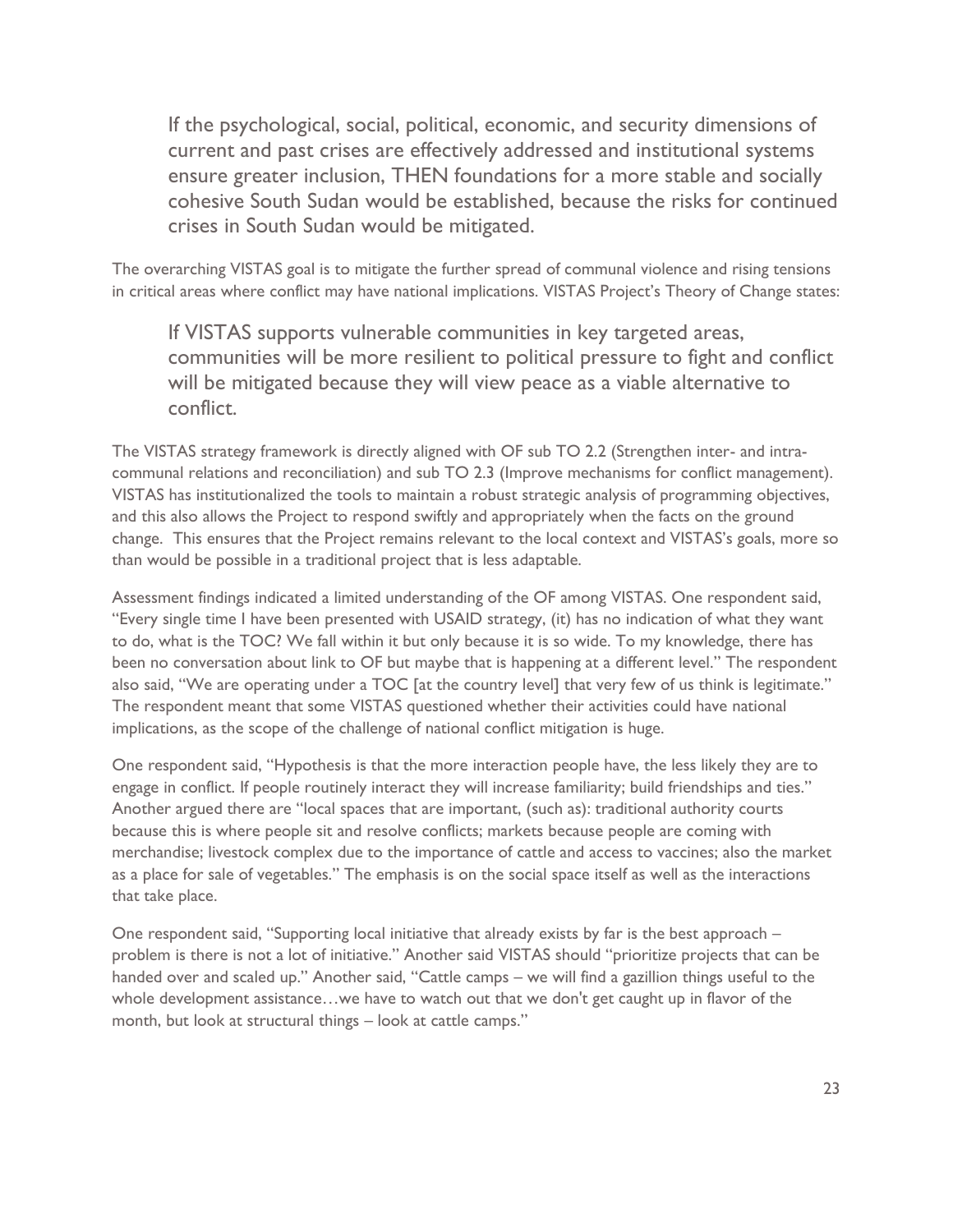> If the psychological, social, political, economic, and security dimensions of current and past crises are effectively addressed and institutional systems ensure greater inclusion, THEN foundations for a more stable and socially cohesive South Sudan would be established, because the risks for continued crises in South Sudan would be mitigated.

The overarching VISTAS goal is to mitigate the further spread of communal violence and rising tensions in critical areas where conflict may have national implications. VISTAS Project's Theory of Change states:

> If VISTAS supports vulnerable communities in key targeted areas, communities will be more resilient to political pressure to fight and conflict will be mitigated because they will view peace as a viable alternative to conflict.

The VISTAS strategy framework is directly aligned with OF sub TO 2.2 (Strengthen inter- and intra-communal relations and reconciliation) and sub TO 2.3 (Improve mechanisms for conflict management). VISTAS has institutionalized the tools to maintain a robust strategic analysis of programming objectives, and this also allows the Project to respond swiftly and appropriately when the facts on the ground change. This ensures that the Project remains relevant to the local context and VISTAS's goals, more so than would be possible in a traditional project that is less adaptable.

Assessment findings indicated a limited understanding of the OF among VISTAS. One respondent said, "Every single time I have been presented with USAID strategy, (it) has no indication of what they want to do, what is the TOC? We fall within it but only because it is so wide. To my knowledge, there has been no conversation about link to OF but maybe that is happening at a different level." The respondent also said, "We are operating under a TOC [at the country level] that very few of us think is legitimate." The respondent meant that some VISTAS questioned whether their activities could have national implications, as the scope of the challenge of national conflict mitigation is huge.

One respondent said, "Hypothesis is that the more interaction people have, the less likely they are to engage in conflict. If people routinely interact they will increase familiarity; build friendships and ties." Another argued there are "local spaces that are important, (such as): traditional authority courts because this is where people sit and resolve conflicts; markets because people are coming with merchandise; livestock complex due to the importance of cattle and access to vaccines; also the market as a place for sale of vegetables." The emphasis is on the social space itself as well as the interactions that take place.

One respondent said, "Supporting local initiative that already exists by far is the best approach – problem is there is not a lot of initiative." Another said VISTAS should "prioritize projects that can be handed over and scaled up." Another said, "Cattle camps – we will find a gazillion things useful to the whole development assistance…we have to watch out that we don't get caught up in flavor of the month, but look at structural things – look at cattle camps."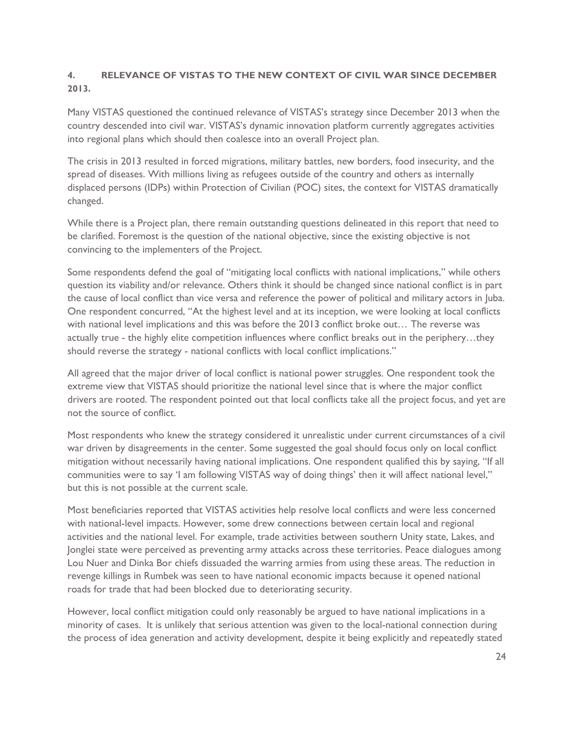## 4. RELEVANCE OF VISTAS TO THE NEW CONTEXT OF CIVIL WAR SINCE DECEMBER 2013.

Many VISTAS questioned the continued relevance of VISTAS's strategy since December 2013 when the country descended into civil war. VISTAS's dynamic innovation platform currently aggregates activities into regional plans which should then coalesce into an overall Project plan.

The crisis in 2013 resulted in forced migrations, military battles, new borders, food insecurity, and the spread of diseases. With millions living as refugees outside of the country and others as internally displaced persons (IDPs) within Protection of Civilian (POC) sites, the context for VISTAS dramatically changed.

While there is a Project plan, there remain outstanding questions delineated in this report that need to be clarified. Foremost is the question of the national objective, since the existing objective is not convincing to the implementers of the Project.

Some respondents defend the goal of "mitigating local conflicts with national implications," while others question its viability and/or relevance. Others think it should be changed since national conflict is in part the cause of local conflict than vice versa and reference the power of political and military actors in Juba. One respondent concurred, "At the highest level and at its inception, we were looking at local conflicts with national level implications and this was before the 2013 conflict broke out… The reverse was actually true - the highly elite competition influences where conflict breaks out in the periphery…they should reverse the strategy - national conflicts with local conflict implications."

All agreed that the major driver of local conflict is national power struggles. One respondent took the extreme view that VISTAS should prioritize the national level since that is where the major conflict drivers are rooted. The respondent pointed out that local conflicts take all the project focus, and yet are not the source of conflict.

Most respondents who knew the strategy considered it unrealistic under current circumstances of a civil war driven by disagreements in the center. Some suggested the goal should focus only on local conflict mitigation without necessarily having national implications. One respondent qualified this by saying, "If all communities were to say 'I am following VISTAS way of doing things' then it will affect national level," but this is not possible at the current scale.

Most beneficiaries reported that VISTAS activities help resolve local conflicts and were less concerned with national-level impacts. However, some drew connections between certain local and regional activities and the national level. For example, trade activities between southern Unity state, Lakes, and Jonglei state were perceived as preventing army attacks across these territories. Peace dialogues among Lou Nuer and Dinka Bor chiefs dissuaded the warring armies from using these areas. The reduction in revenge killings in Rumbek was seen to have national economic impacts because it opened national roads for trade that had been blocked due to deteriorating security.

However, local conflict mitigation could only reasonably be argued to have national implications in a minority of cases. It is unlikely that serious attention was given to the local-national connection during the process of idea generation and activity development, despite it being explicitly and repeatedly stated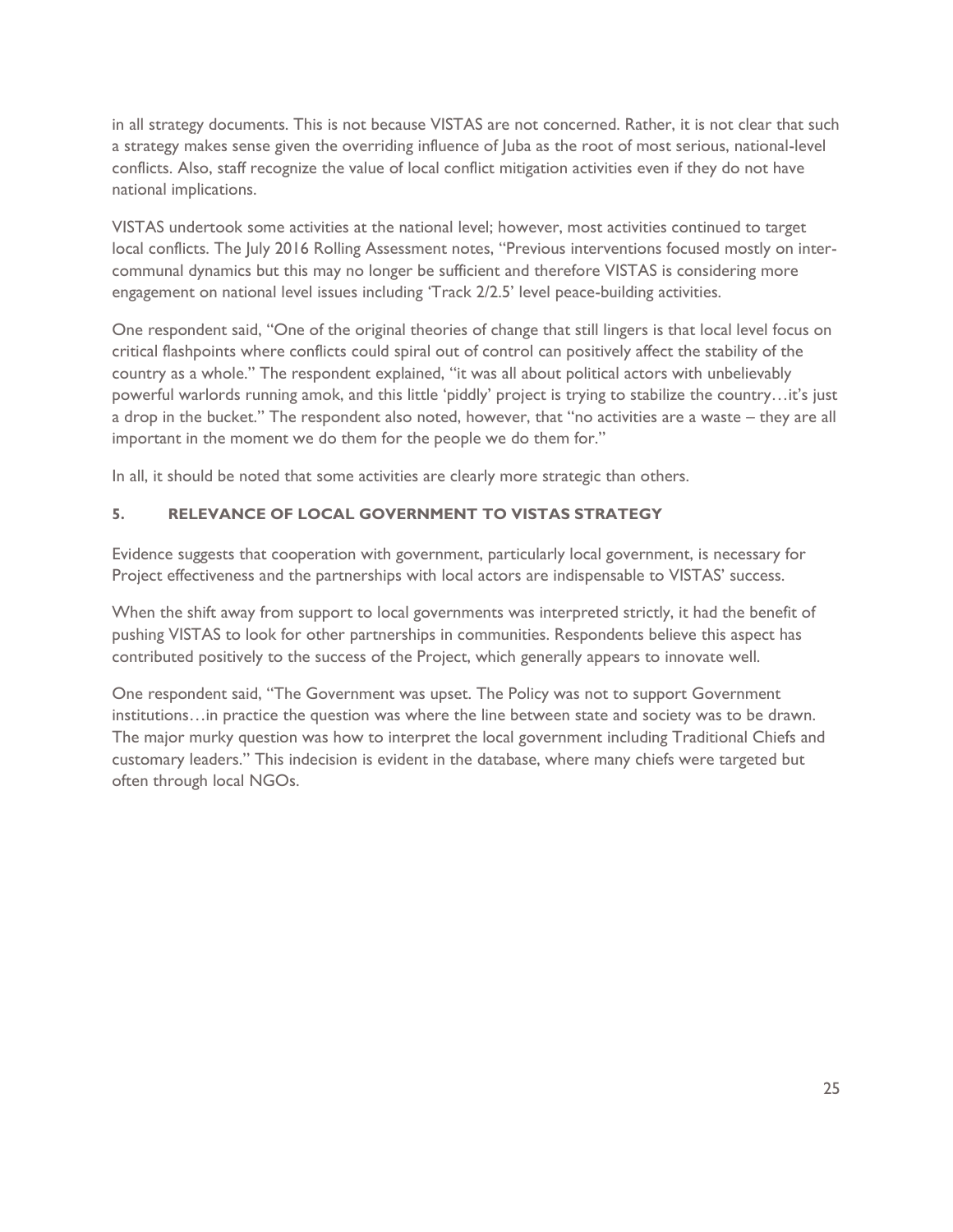in all strategy documents. This is not because VISTAS are not concerned. Rather, it is not clear that such a strategy makes sense given the overriding influence of Juba as the root of most serious, national-level conflicts. Also, staff recognize the value of local conflict mitigation activities even if they do not have national implications.

VISTAS undertook some activities at the national level; however, most activities continued to target local conflicts. The July 2016 Rolling Assessment notes, "Previous interventions focused mostly on inter-communal dynamics but this may no longer be sufficient and therefore VISTAS is considering more engagement on national level issues including 'Track 2/2.5' level peace-building activities.

One respondent said, "One of the original theories of change that still lingers is that local level focus on critical flashpoints where conflicts could spiral out of control can positively affect the stability of the country as a whole." The respondent explained, "it was all about political actors with unbelievably powerful warlords running amok, and this little 'piddly' project is trying to stabilize the country…it's just a drop in the bucket." The respondent also noted, however, that "no activities are a waste – they are all important in the moment we do them for the people we do them for."

In all, it should be noted that some activities are clearly more strategic than others.

## 5. RELEVANCE OF LOCAL GOVERNMENT TO VISTAS STRATEGY

Evidence suggests that cooperation with government, particularly local government, is necessary for Project effectiveness and the partnerships with local actors are indispensable to VISTAS' success.

When the shift away from support to local governments was interpreted strictly, it had the benefit of pushing VISTAS to look for other partnerships in communities. Respondents believe this aspect has contributed positively to the success of the Project, which generally appears to innovate well.

One respondent said, "The Government was upset. The Policy was not to support Government institutions…in practice the question was where the line between state and society was to be drawn. The major murky question was how to interpret the local government including Traditional Chiefs and customary leaders." This indecision is evident in the database, where many chiefs were targeted but often through local NGOs.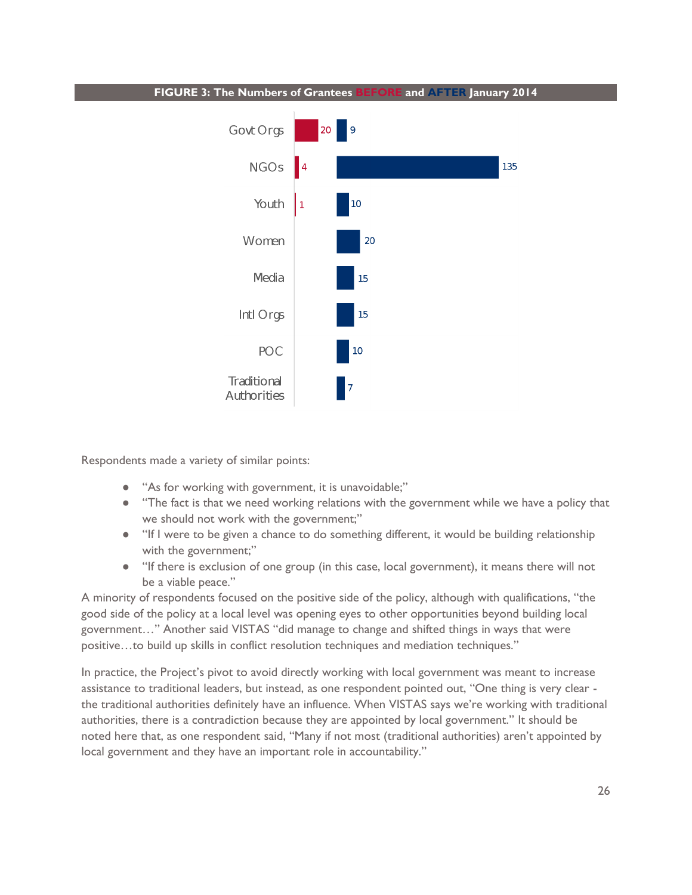**FIGURE 3: The Numbers of Grantees BEFORE and AFTER January 2014**

| | Before | After |
|---|---|---|
| Govt Orgs | 20 | 9 |
| NGOs | 4 | 135 |
| Youth | 1 | 10 |
| Women | | 20 |
| Media | | 15 |
| Intl Orgs | | 15 |
| POC | | 10 |
| Traditional Authorities | | 7 |

Respondents made a variety of similar points:

- "As for working with government, it is unavoidable;"
- "The fact is that we need working relations with the government while we have a policy that we should not work with the government;"
- "If I were to be given a chance to do something different, it would be building relationship with the government;"
- "If there is exclusion of one group (in this case, local government), it means there will not be a viable peace."

A minority of respondents focused on the positive side of the policy, although with qualifications, "the good side of the policy at a local level was opening eyes to other opportunities beyond building local government…" Another said VISTAS "did manage to change and shifted things in ways that were positive…to build up skills in conflict resolution techniques and mediation techniques."

In practice, the Project's pivot to avoid directly working with local government was meant to increase assistance to traditional leaders, but instead, as one respondent pointed out, "One thing is very clear - the traditional authorities definitely have an influence. When VISTAS says we're working with traditional authorities, there is a contradiction because they are appointed by local government." It should be noted here that, as one respondent said, "Many if not most (traditional authorities) aren't appointed by local government and they have an important role in accountability."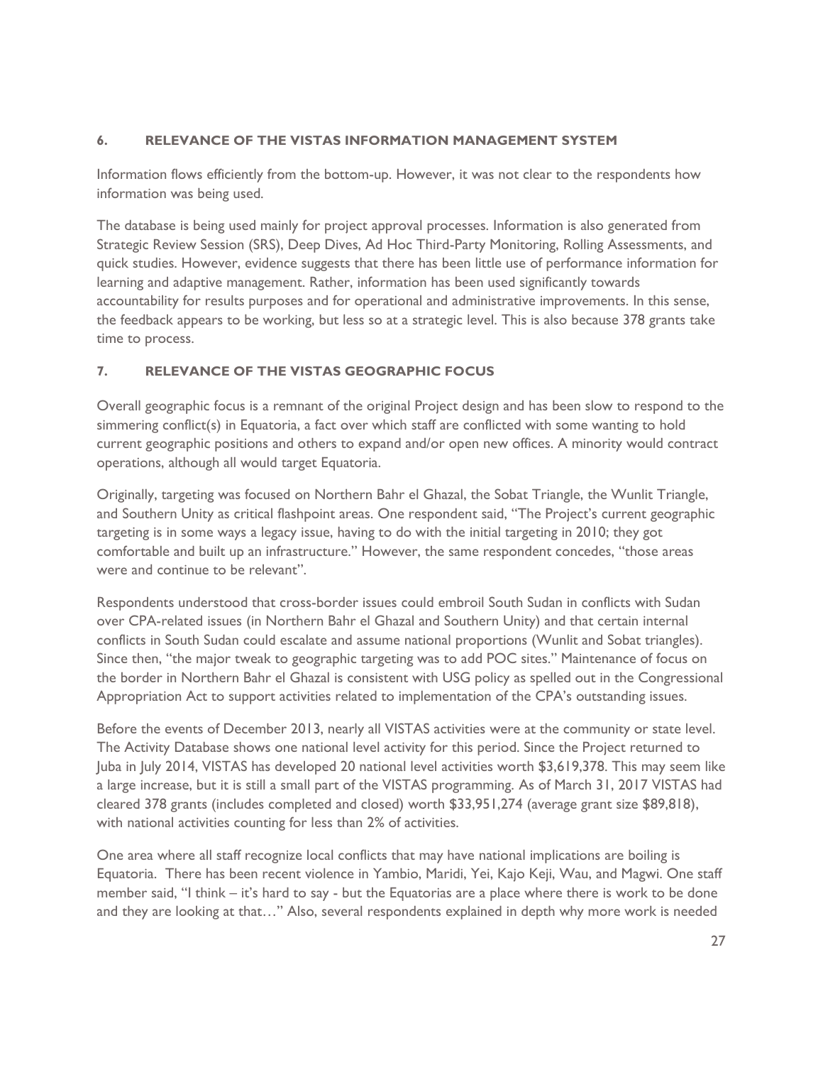## 6. RELEVANCE OF THE VISTAS INFORMATION MANAGEMENT SYSTEM

Information flows efficiently from the bottom-up. However, it was not clear to the respondents how information was being used.

The database is being used mainly for project approval processes. Information is also generated from Strategic Review Session (SRS), Deep Dives, Ad Hoc Third-Party Monitoring, Rolling Assessments, and quick studies. However, evidence suggests that there has been little use of performance information for learning and adaptive management. Rather, information has been used significantly towards accountability for results purposes and for operational and administrative improvements. In this sense, the feedback appears to be working, but less so at a strategic level. This is also because 378 grants take time to process.

## 7. RELEVANCE OF THE VISTAS GEOGRAPHIC FOCUS

Overall geographic focus is a remnant of the original Project design and has been slow to respond to the simmering conflict(s) in Equatoria, a fact over which staff are conflicted with some wanting to hold current geographic positions and others to expand and/or open new offices. A minority would contract operations, although all would target Equatoria.

Originally, targeting was focused on Northern Bahr el Ghazal, the Sobat Triangle, the Wunlit Triangle, and Southern Unity as critical flashpoint areas. One respondent said, "The Project's current geographic targeting is in some ways a legacy issue, having to do with the initial targeting in 2010; they got comfortable and built up an infrastructure." However, the same respondent concedes, "those areas were and continue to be relevant".

Respondents understood that cross-border issues could embroil South Sudan in conflicts with Sudan over CPA-related issues (in Northern Bahr el Ghazal and Southern Unity) and that certain internal conflicts in South Sudan could escalate and assume national proportions (Wunlit and Sobat triangles). Since then, "the major tweak to geographic targeting was to add POC sites." Maintenance of focus on the border in Northern Bahr el Ghazal is consistent with USG policy as spelled out in the Congressional Appropriation Act to support activities related to implementation of the CPA's outstanding issues.

Before the events of December 2013, nearly all VISTAS activities were at the community or state level. The Activity Database shows one national level activity for this period. Since the Project returned to Juba in July 2014, VISTAS has developed 20 national level activities worth $3,619,378. This may seem like a large increase, but it is still a small part of the VISTAS programming. As of March 31, 2017 VISTAS had cleared 378 grants (includes completed and closed) worth $33,951,274 (average grant size $89,818), with national activities counting for less than 2% of activities.

One area where all staff recognize local conflicts that may have national implications are boiling is Equatoria. There has been recent violence in Yambio, Maridi, Yei, Kajo Keji, Wau, and Magwi. One staff member said, "I think – it's hard to say - but the Equatorias are a place where there is work to be done and they are looking at that…" Also, several respondents explained in depth why more work is needed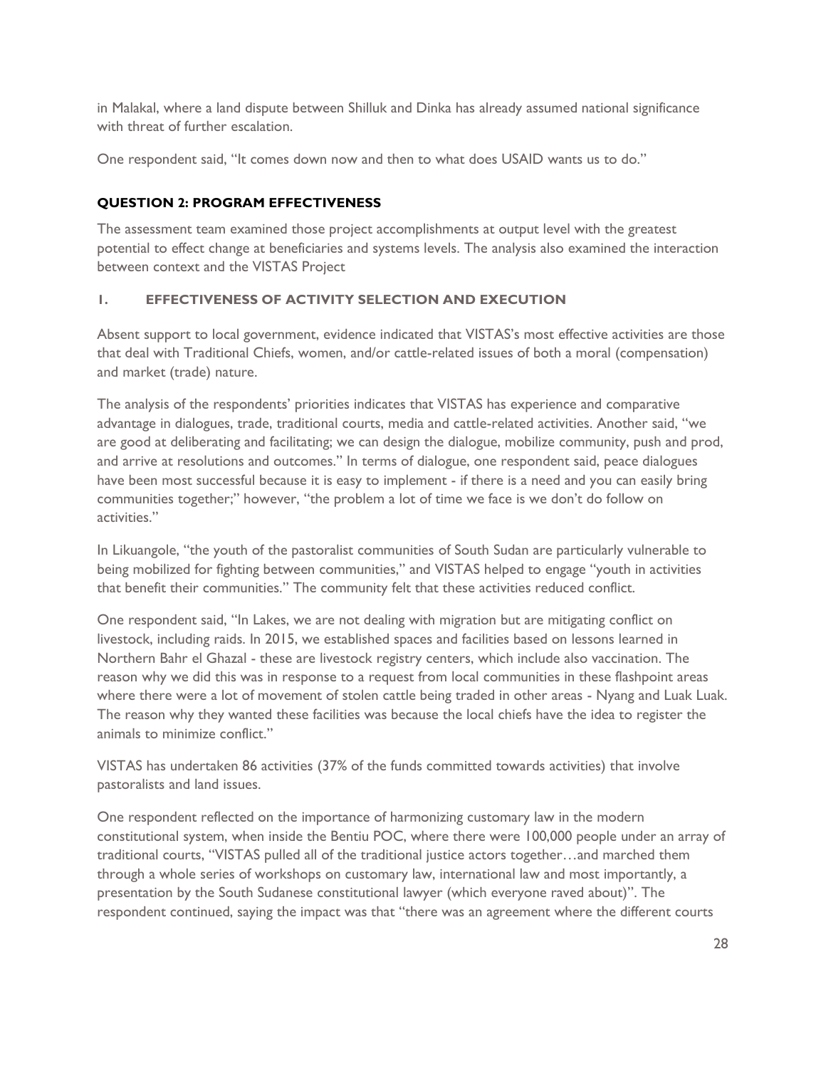in Malakal, where a land dispute between Shilluk and Dinka has already assumed national significance with threat of further escalation.

One respondent said, "It comes down now and then to what does USAID wants us to do."

**QUESTION 2: PROGRAM EFFECTIVENESS**

The assessment team examined those project accomplishments at output level with the greatest potential to effect change at beneficiaries and systems levels. The analysis also examined the interaction between context and the VISTAS Project

**1. EFFECTIVENESS OF ACTIVITY SELECTION AND EXECUTION**

Absent support to local government, evidence indicated that VISTAS's most effective activities are those that deal with Traditional Chiefs, women, and/or cattle-related issues of both a moral (compensation) and market (trade) nature.

The analysis of the respondents' priorities indicates that VISTAS has experience and comparative advantage in deliberations, trade, traditional courts, media and cattle-related activities. Another said, "we are good at deliberating and facilitating; we can design the dialogue, mobilize community, push and prod, and arrive at resolutions and outcomes." In terms of dialogue, one respondent said, peace dialogues have been most successful because it is easy to implement - if there is a need and you can easily bring communities together;" however, "the problem a lot of time we face is we don't do follow on activities."

In Likuangole, "the youth of the pastoralist communities of South Sudan are particularly vulnerable to being mobilized for fighting between communities," and VISTAS helped to engage "youth in activities that benefit their communities." The community felt that these activities reduced conflict.

One respondent said, "In Lakes, we are not dealing with migration but are mitigating conflict on livestock, including raids. In 2015, we established spaces and facilities based on lessons learned in Northern Bahr el Ghazal - these are livestock registry centers, which include also vaccination. The reason why we did this was in response to a request from local communities in these flashpoint areas where there were a lot of movement of stolen cattle being traded in other areas - Nyang and Luak Luak. The reason why they wanted these facilities was because the local chiefs have the idea to register the animals to minimize conflict."

VISTAS has undertaken 86 activities (37% of the funds committed towards activities) that involve pastoralists and land issues.

One respondent reflected on the importance of harmonizing customary law in the modern constitutional system, when inside the Bentiu POC, where there were 100,000 people under an array of traditional courts, "VISTAS pulled all of the traditional justice actors together…and marched them through a whole series of workshops on customary law, international law and most importantly, a presentation by the South Sudanese constitutional lawyer (which everyone raved about)". The respondent continued, saying the impact was that "there was an agreement where the different courts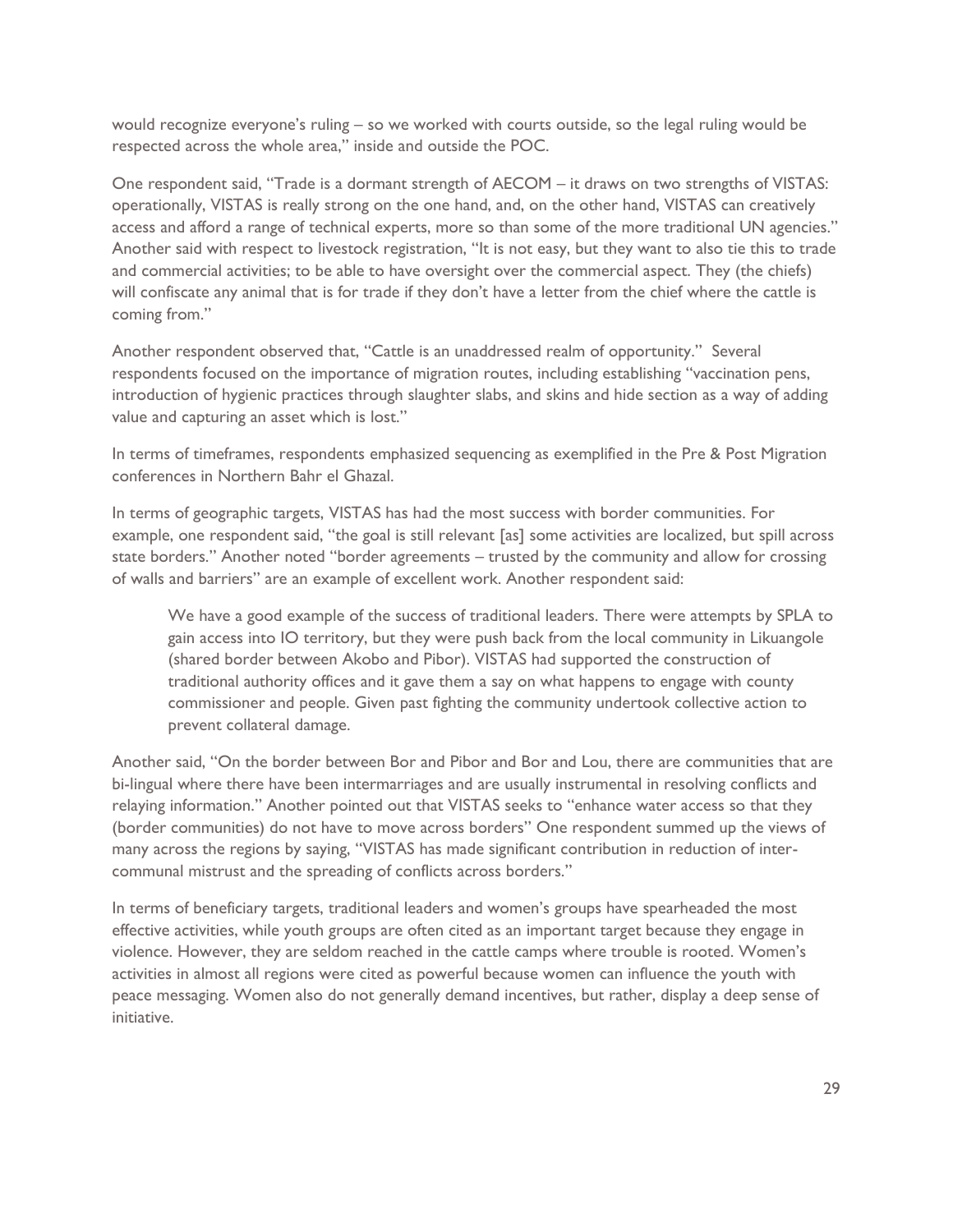would recognize everyone's ruling – so we worked with courts outside, so the legal ruling would be respected across the whole area," inside and outside the POC.

One respondent said, "Trade is a dormant strength of AECOM – it draws on two strengths of VISTAS: operationally, VISTAS is really strong on the one hand, and, on the other hand, VISTAS can creatively access and afford a range of technical experts, more so than some of the more traditional UN agencies." Another said with respect to livestock registration, "It is not easy, but they want to also tie this to trade and commercial activities; to be able to have oversight over the commercial aspect. They (the chiefs) will confiscate any animal that is for trade if they don't have a letter from the chief where the cattle is coming from."

Another respondent observed that, "Cattle is an unaddressed realm of opportunity." Several respondents focused on the importance of migration routes, including establishing "vaccination pens, introduction of hygienic practices through slaughter slabs, and skins and hide section as a way of adding value and capturing an asset which is lost."

In terms of timeframes, respondents emphasized sequencing as exemplified in the Pre & Post Migration conferences in Northern Bahr el Ghazal.

In terms of geographic targets, VISTAS has had the most success with border communities. For example, one respondent said, "the goal is still relevant [as] some activities are localized, but spill across state borders." Another noted "border agreements – trusted by the community and allow for crossing of walls and barriers" are an example of excellent work. Another respondent said:

> We have a good example of the success of traditional leaders. There were attempts by SPLA to gain access into IO territory, but they were push back from the local community in Likuangole (shared border between Akobo and Pibor). VISTAS had supported the construction of traditional authority offices and it gave them a say on what happens to engage with county commissioner and people. Given past fighting the community undertook collective action to prevent collateral damage.

Another said, "On the border between Bor and Pibor and Bor and Lou, there are communities that are bi-lingual where there have been intermarriages and are usually instrumental in resolving conflicts and relaying information." Another pointed out that VISTAS seeks to "enhance water access so that they (border communities) do not have to move across borders" One respondent summed up the views of many across the regions by saying, "VISTAS has made significant contribution in reduction of inter-communal mistrust and the spreading of conflicts across borders."

In terms of beneficiary targets, traditional leaders and women's groups have spearheaded the most effective activities, while youth groups are often cited as an important target because they engage in violence. However, they are seldom reached in the cattle camps where trouble is rooted. Women's activities in almost all regions were cited as powerful because women can influence the youth with peace messaging. Women also do not generally demand incentives, but rather, display a deep sense of initiative.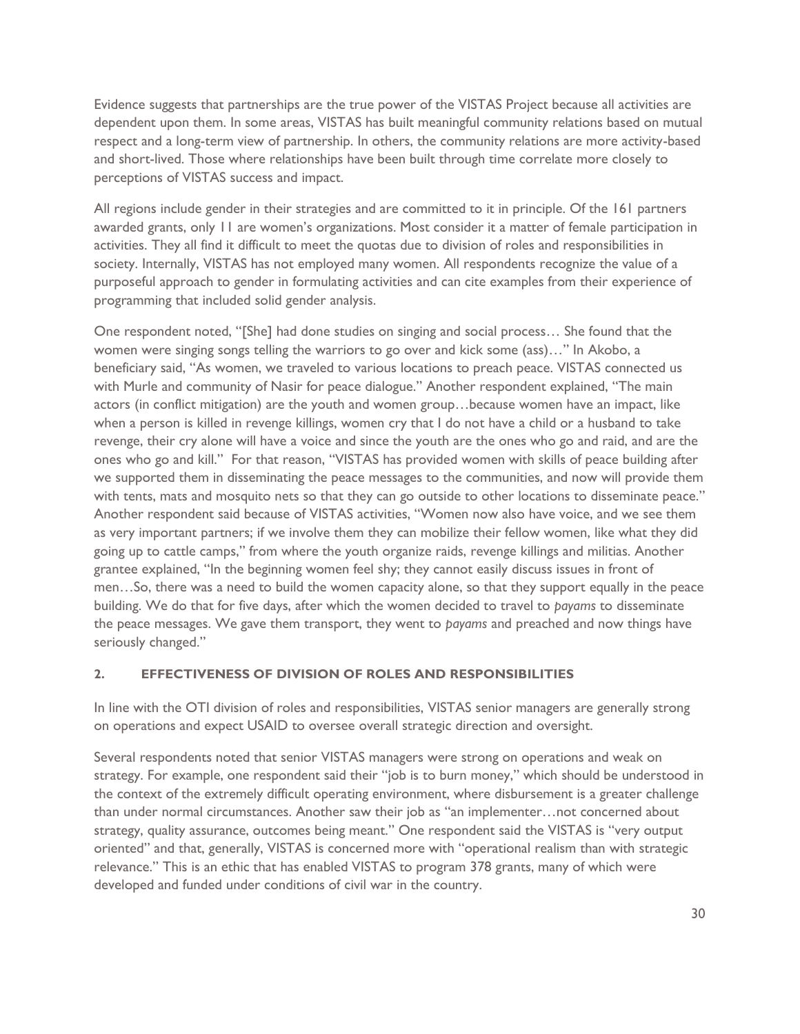Evidence suggests that partnerships are the true power of the VISTAS Project because all activities are dependent upon them. In some areas, VISTAS has built meaningful community relations based on mutual respect and a long-term view of partnership. In others, the community relations are more activity-based and short-lived. Those where relationships have been built through time correlate more closely to perceptions of VISTAS success and impact.

All regions include gender in their strategies and are committed to it in principle. Of the 161 partners awarded grants, only 11 are women's organizations. Most consider it a matter of female participation in activities. They all find it difficult to meet the quotas due to division of roles and responsibilities in society. Internally, VISTAS has not employed many women. All respondents recognize the value of a purposeful approach to gender in formulating activities and can cite examples from their experience of programming that included solid gender analysis.

One respondent noted, "[She] had done studies on singing and social process… She found that the women were singing songs telling the warriors to go over and kick some (ass)…" In Akobo, a beneficiary said, "As women, we traveled to various locations to preach peace. VISTAS connected us with Murle and community of Nasir for peace dialogue." Another respondent explained, "The main actors (in conflict mitigation) are the youth and women group…because women have an impact, like when a person is killed in revenge killings, women cry that I do not have a child or a husband to take revenge, their cry alone will have a voice and since the youth are the ones who go and raid, and are the ones who go and kill." For that reason, "VISTAS has provided women with skills of peace building after we supported them in disseminating the peace messages to the communities, and now will provide them with tents, mats and mosquito nets so that they can go outside to other locations to disseminate peace." Another respondent said because of VISTAS activities, "Women now also have voice, and we see them as very important partners; if we involve them they can mobilize their fellow women, like what they did going up to cattle camps," from where the youth organize raids, revenge killings and militias. Another grantee explained, "In the beginning women feel shy; they cannot easily discuss issues in front of men…So, there was a need to build the women capacity alone, so that they support equally in the peace building. We do that for five days, after which the women decided to travel to *payams* to disseminate the peace messages. We gave them transport, they went to *payams* and preached and now things have seriously changed."

## 2. EFFECTIVENESS OF DIVISION OF ROLES AND RESPONSIBILITIES

In line with the OTI division of roles and responsibilities, VISTAS senior managers are generally strong on operations and expect USAID to oversee overall strategic direction and oversight.

Several respondents noted that senior VISTAS managers were strong on operations and weak on strategy. For example, one respondent said their "job is to burn money," which should be understood in the context of the extremely difficult operating environment, where disbursement is a greater challenge than under normal circumstances. Another saw their job as "an implementer…not concerned about strategy, quality assurance, outcomes being meant." One respondent said the VISTAS is "very output oriented" and that, generally, VISTAS is concerned more with "operational realism than with strategic relevance." This is an ethic that has enabled VISTAS to program 378 grants, many of which were developed and funded under conditions of civil war in the country.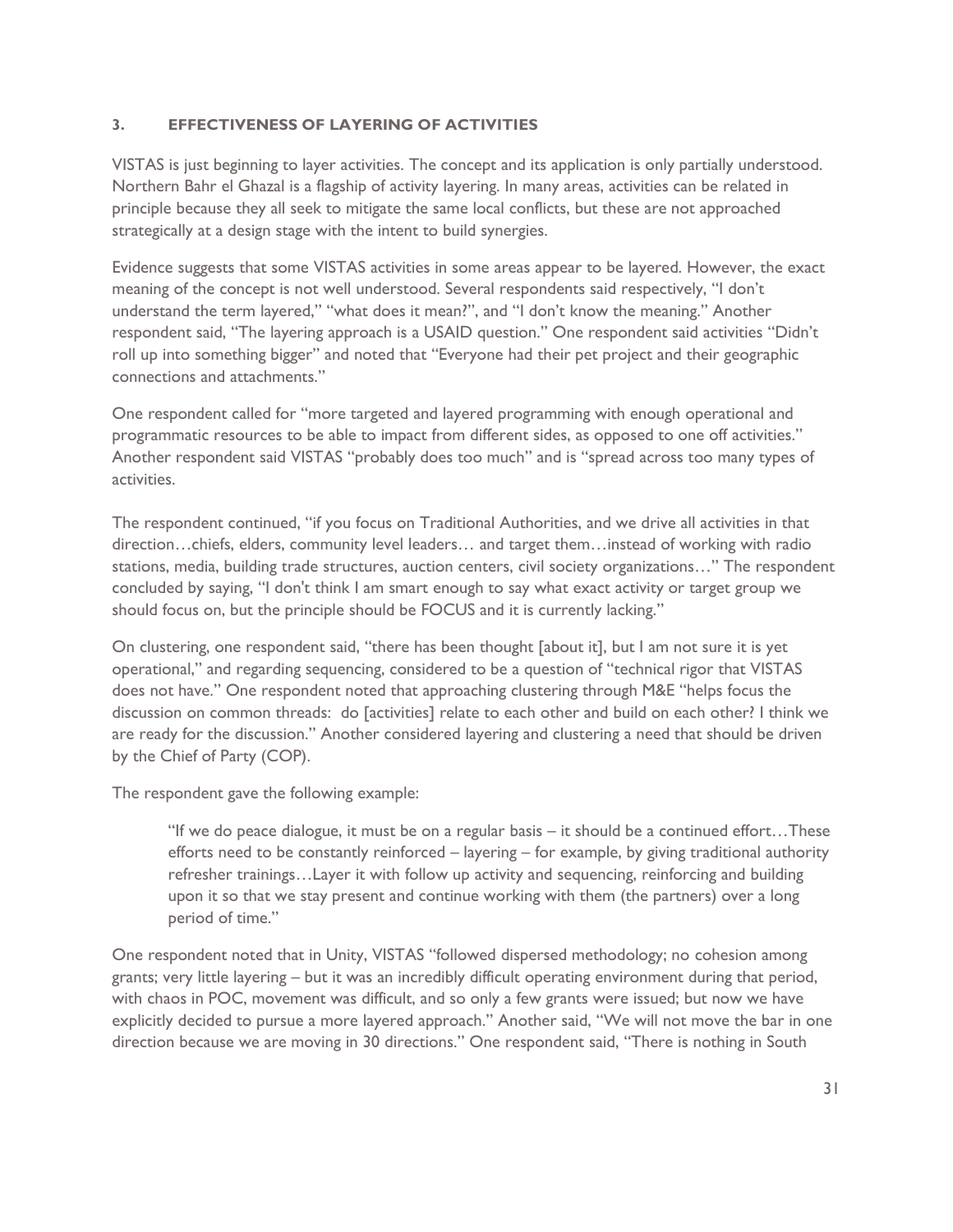### 3. EFFECTIVENESS OF LAYERING OF ACTIVITIES

VISTAS is just beginning to layer activities. The concept and its application is only partially understood. Northern Bahr el Ghazal is a flagship of activity layering. In many areas, activities can be related in principle because they all seek to mitigate the same local conflicts, but these are not approached strategically at a design stage with the intent to build synergies.

Evidence suggests that some VISTAS activities in some areas appear to be layered. However, the exact meaning of the concept is not well understood. Several respondents said respectively, "I don't understand the term layered," "what does it mean?", and "I don't know the meaning." Another respondent said, "The layering approach is a USAID question." One respondent said activities "Didn't roll up into something bigger" and noted that "Everyone had their pet project and their geographic connections and attachments."

One respondent called for "more targeted and layered programming with enough operational and programmatic resources to be able to impact from different sides, as opposed to one off activities." Another respondent said VISTAS "probably does too much" and is "spread across too many types of activities.

The respondent continued, "if you focus on Traditional Authorities, and we drive all activities in that direction…chiefs, elders, community level leaders… and target them…instead of working with radio stations, media, building trade structures, auction centers, civil society organizations…" The respondent concluded by saying, "I don't think I am smart enough to say what exact activity or target group we should focus on, but the principle should be FOCUS and it is currently lacking."

On clustering, one respondent said, "there has been thought [about it], but I am not sure it is yet operational," and regarding sequencing, considered to be a question of "technical rigor that VISTAS does not have." One respondent noted that approaching clustering through M&E "helps focus the discussion on common threads: do [activities] relate to each other and build on each other? I think we are ready for the discussion." Another considered layering and clustering a need that should be driven by the Chief of Party (COP).

The respondent gave the following example:

> "If we do peace dialogue, it must be on a regular basis – it should be a continued effort…These efforts need to be constantly reinforced – layering – for example, by giving traditional authority refresher trainings…Layer it with follow up activity and sequencing, reinforcing and building upon it so that we stay present and continue working with them (the partners) over a long period of time."

One respondent noted that in Unity, VISTAS "followed dispersed methodology; no cohesion among grants; very little layering – but it was an incredibly difficult operating environment during that period, with chaos in POC, movement was difficult, and so only a few grants were issued; but now we have explicitly decided to pursue a more layered approach." Another said, "We will not move the bar in one direction because we are moving in 30 directions." One respondent said, "There is nothing in South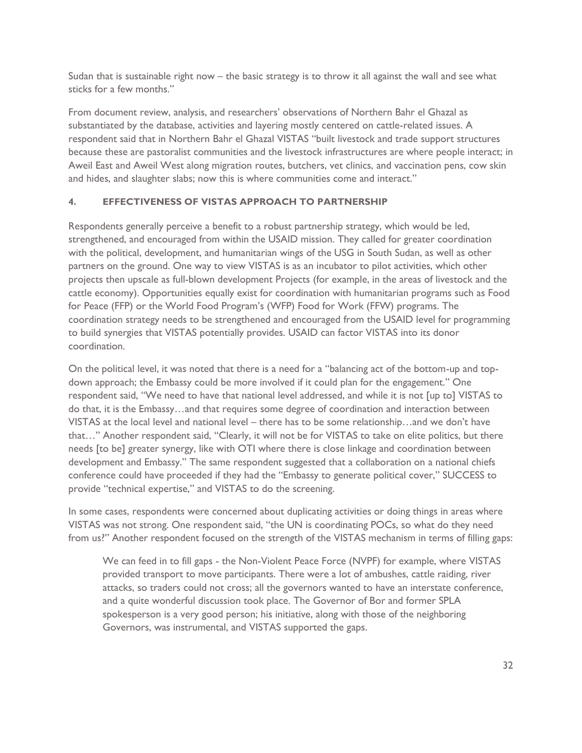Sudan that is sustainable right now – the basic strategy is to throw it all against the wall and see what sticks for a few months."

From document review, analysis, and researchers' observations of Northern Bahr el Ghazal as substantiated by the database, activities and layering mostly centered on cattle-related issues. A respondent said that in Northern Bahr el Ghazal VISTAS "built livestock and trade support structures because these are pastoralist communities and the livestock infrastructures are where people interact; in Aweil East and Aweil West along migration routes, butchers, vet clinics, and vaccination pens, cow skin and hides, and slaughter slabs; now this is where communities come and interact."

### 4. EFFECTIVENESS OF VISTAS APPROACH TO PARTNERSHIP

Respondents generally perceive a benefit to a robust partnership strategy, which would be led, strengthened, and encouraged from within the USAID mission. They called for greater coordination with the political, development, and humanitarian wings of the USG in South Sudan, as well as other partners on the ground. One way to view VISTAS is as an incubator to pilot activities, which other projects then upscale as full-blown development Projects (for example, in the areas of livestock and the cattle economy). Opportunities equally exist for coordination with humanitarian programs such as Food for Peace (FFP) or the World Food Program's (WFP) Food for Work (FFW) programs. The coordination strategy needs to be strengthened and encouraged from the USAID level for programming to build synergies that VISTAS potentially provides. USAID can factor VISTAS into its donor coordination.

On the political level, it was noted that there is a need for a "balancing act of the bottom-up and top-down approach; the Embassy could be more involved if it could plan for the engagement." One respondent said, "We need to have that national level addressed, and while it is not [up to] VISTAS to do that, it is the Embassy…and that requires some degree of coordination and interaction between VISTAS at the local level and national level – there has to be some relationship…and we don't have that…" Another respondent said, "Clearly, it will not be for VISTAS to take on elite politics, but there needs [to be] greater synergy, like with OTI where there is close linkage and coordination between development and Embassy." The same respondent suggested that a collaboration on a national chiefs conference could have proceeded if they had the "Embassy to generate political cover," SUCCESS to provide "technical expertise," and VISTAS to do the screening.

In some cases, respondents were concerned about duplicating activities or doing things in areas where VISTAS was not strong. One respondent said, "the UN is coordinating POCs, so what do they need from us?" Another respondent focused on the strength of the VISTAS mechanism in terms of filling gaps:

> We can feed in to fill gaps - the Non-Violent Peace Force (NVPF) for example, where VISTAS provided transport to move participants. There were a lot of ambushes, cattle raiding, river attacks, so traders could not cross; all the governors wanted to have an interstate conference, and a quite wonderful discussion took place. The Governor of Bor and former SPLA spokesperson is a very good person; his initiative, along with those of the neighboring Governors, was instrumental, and VISTAS supported the gaps.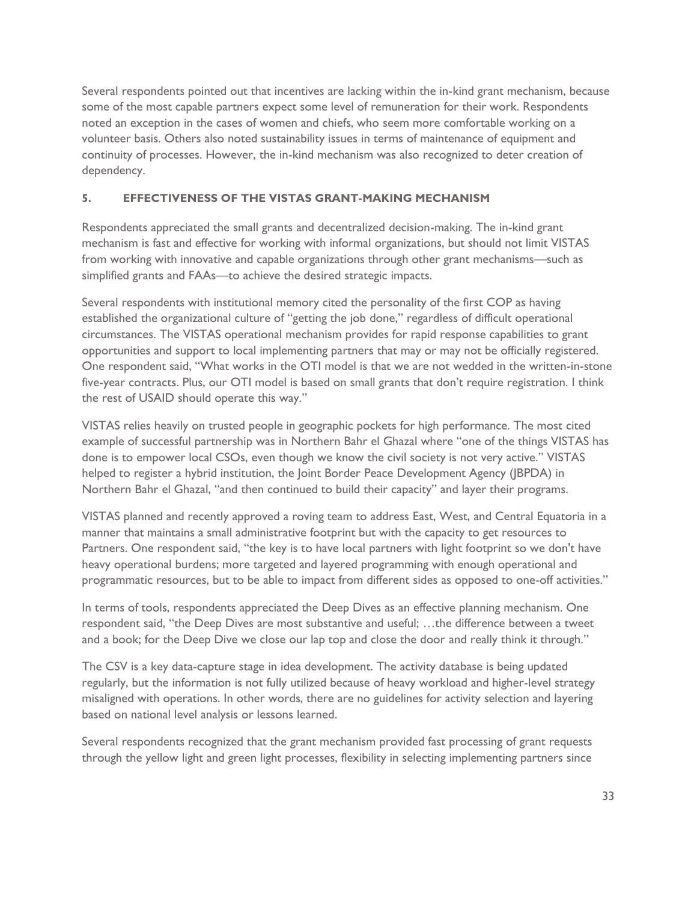Several respondents pointed out that incentives are lacking within the in-kind grant mechanism, because some of the most capable partners expect some level of remuneration for their work. Respondents noted an exception in the cases of women and chiefs, who seem more comfortable working on a volunteer basis. Others also noted sustainability issues in terms of maintenance of equipment and continuity of processes. However, the in-kind mechanism was also recognized to deter creation of dependency.

## 5. EFFECTIVENESS OF THE VISTAS GRANT-MAKING MECHANISM

Respondents appreciated the small grants and decentralized decision-making. The in-kind grant mechanism is fast and effective for working with informal organizations, but should not limit VISTAS from working with innovative and capable organizations through other grant mechanisms—such as simplified grants and FAAs—to achieve the desired strategic impacts.

Several respondents with institutional memory cited the personality of the first COP as having established the organizational culture of "getting the job done," regardless of difficult operational circumstances. The VISTAS operational mechanism provides for rapid response capabilities to grant opportunities and support to local implementing partners that may or may not be officially registered. One respondent said, "What works in the OTI model is that we are not wedded in the written-in-stone five-year contracts. Plus, our OTI model is based on small grants that don't require registration. I think the rest of USAID should operate this way."

VISTAS relies heavily on trusted people in geographic pockets for high performance. The most cited example of successful partnership was in Northern Bahr el Ghazal where "one of the things VISTAS has done is to empower local CSOs, even though we know the civil society is not very active." VISTAS helped to register a hybrid institution, the Joint Border Peace Development Agency (JBPDA) in Northern Bahr el Ghazal, "and then continued to build their capacity" and layer their programs.

VISTAS planned and recently approved a roving team to address East, West, and Central Equatoria in a manner that maintains a small administrative footprint but with the capacity to get resources to Partners. One respondent said, "the key is to have local partners with light footprint so we don't have heavy operational burdens; more targeted and layered programming with enough operational and programmatic resources, but to be able to impact from different sides as opposed to one-off activities."

In terms of tools, respondents appreciated the Deep Dives as an effective planning mechanism. One respondent said, "the Deep Dives are most substantive and useful; …the difference between a tweet and a book; for the Deep Dive we close our lap top and close the door and really think it through."

The CSV is a key data-capture stage in idea development. The activity database is being updated regularly, but the information is not fully utilized because of heavy workload and higher-level strategy misaligned with operations. In other words, there are no guidelines for activity selection and layering based on national level analysis or lessons learned.

Several respondents recognized that the grant mechanism provided fast processing of grant requests through the yellow light and green light processes, flexibility in selecting implementing partners since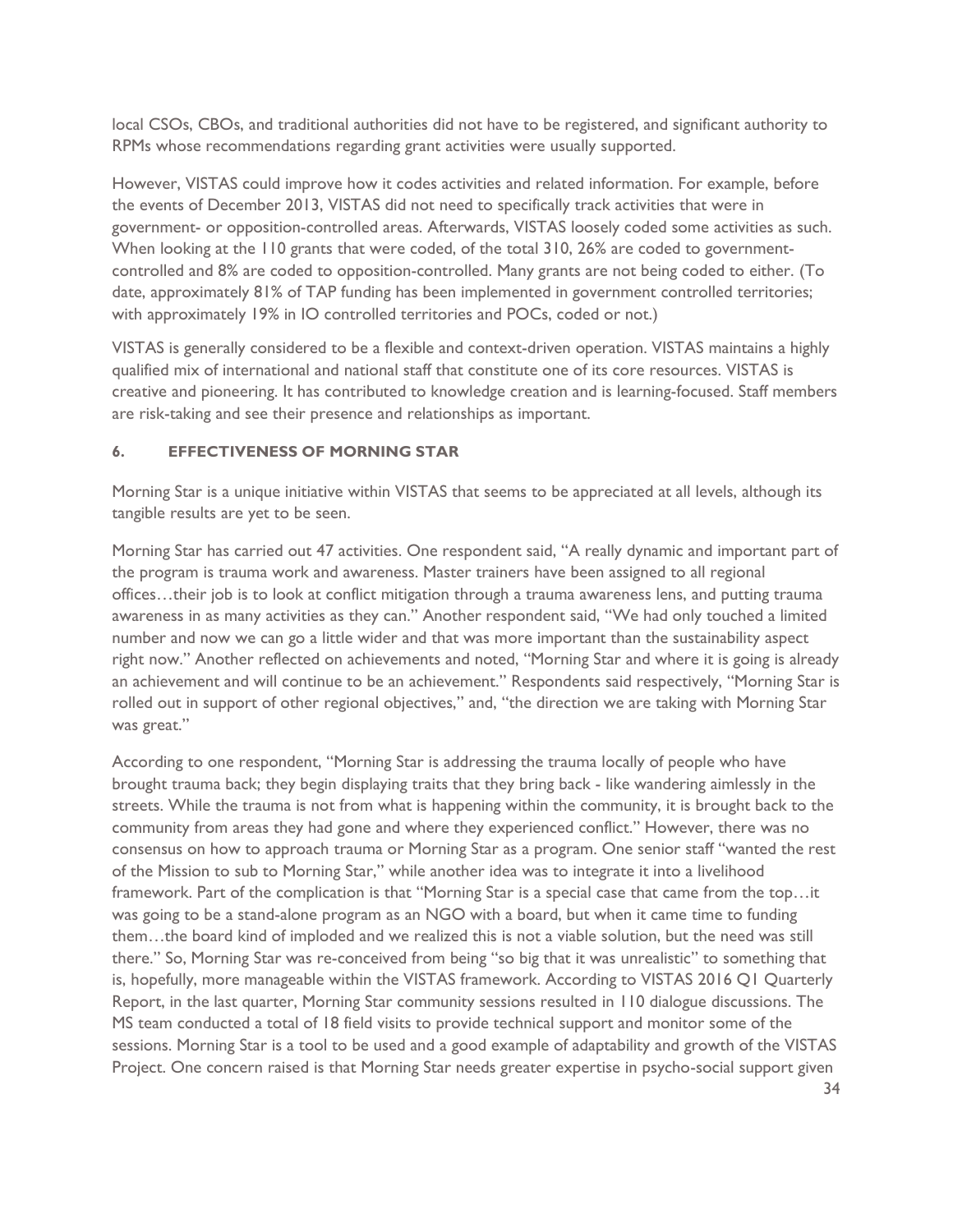local CSOs, CBOs, and traditional authorities did not have to be registered, and significant authority to RPMs whose recommendations regarding grant activities were usually supported.

However, VISTAS could improve how it codes activities and related information. For example, before the events of December 2013, VISTAS did not need to specifically track activities that were in government- or opposition-controlled areas. Afterwards, VISTAS loosely coded some activities as such. When looking at the 110 grants that were coded, of the total 310, 26% are coded to government-controlled and 8% are coded to opposition-controlled. Many grants are not being coded to either. (To date, approximately 81% of TAP funding has been implemented in government controlled territories; with approximately 19% in IO controlled territories and POCs, coded or not.)

VISTAS is generally considered to be a flexible and context-driven operation. VISTAS maintains a highly qualified mix of international and national staff that constitute one of its core resources. VISTAS is creative and pioneering. It has contributed to knowledge creation and is learning-focused. Staff members are risk-taking and see their presence and relationships as important.

## 6. EFFECTIVENESS OF MORNING STAR

Morning Star is a unique initiative within VISTAS that seems to be appreciated at all levels, although its tangible results are yet to be seen.

Morning Star has carried out 47 activities. One respondent said, "A really dynamic and important part of the program is trauma work and awareness. Master trainers have been assigned to all regional offices…their job is to look at conflict mitigation through a trauma awareness lens, and putting trauma awareness in as many activities as they can." Another respondent said, "We had only touched a limited number and now we can go a little wider and that was more important than the sustainability aspect right now." Another reflected on achievements and noted, "Morning Star and where it is going is already an achievement and will continue to be an achievement." Respondents said respectively, "Morning Star is rolled out in support of other regional objectives," and, "the direction we are taking with Morning Star was great."

According to one respondent, "Morning Star is addressing the trauma locally of people who have brought trauma back; they begin displaying traits that they bring back - like wandering aimlessly in the streets. While the trauma is not from what is happening within the community, it is brought back to the community from areas they had gone and where they experienced conflict." However, there was no consensus on how to approach trauma or Morning Star as a program. One senior staff "wanted the rest of the Mission to sub to Morning Star," while another idea was to integrate it into a livelihood framework. Part of the complication is that "Morning Star is a special case that came from the top…it was going to be a stand-alone program as an NGO with a board, but when it came time to funding them…the board kind of imploded and we realized this is not a viable solution, but the need was still there." So, Morning Star was re-conceived from being "so big that it was unrealistic" to something that is, hopefully, more manageable within the VISTAS framework. According to VISTAS 2016 Q1 Quarterly Report, in the last quarter, Morning Star community sessions resulted in 110 dialogue discussions. The MS team conducted a total of 18 field visits to provide technical support and monitor some of the sessions. Morning Star is a tool to be used and a good example of adaptability and growth of the VISTAS Project. One concern raised is that Morning Star needs greater expertise in psycho-social support given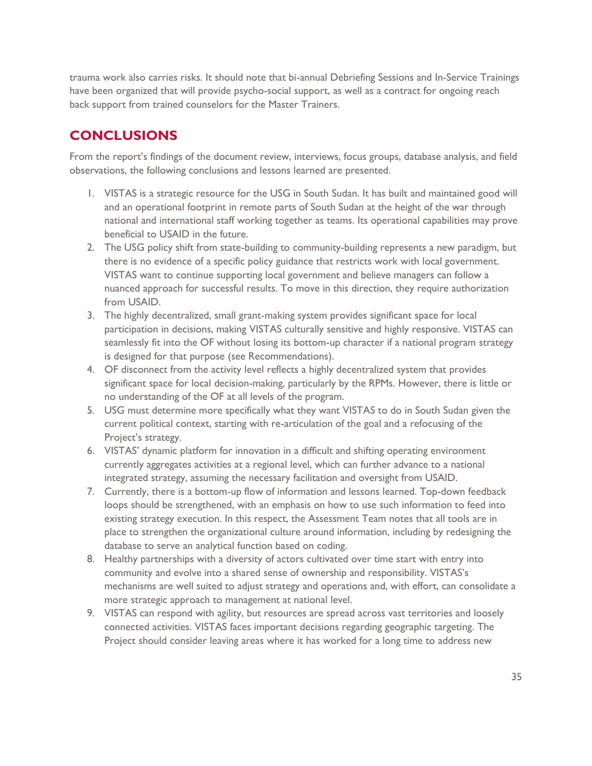trauma work also carries risks. It should note that bi-annual Debriefing Sessions and In-Service Trainings have been organized that will provide psycho-social support, as well as a contract for ongoing reach back support from trained counselors for the Master Trainers.

## CONCLUSIONS

From the report's findings of the document review, interviews, focus groups, database analysis, and field observations, the following conclusions and lessons learned are presented.

1. VISTAS is a strategic resource for the USG in South Sudan. It has built and maintained good will and an operational footprint in remote parts of South Sudan at the height of the war through national and international staff working together as teams. Its operational capabilities may prove beneficial to USAID in the future.
2. The USG policy shift from state-building to community-building represents a new paradigm, but there is no evidence of a specific policy guidance that restricts work with local government. VISTAS want to continue supporting local government and believe managers can follow a nuanced approach for successful results. To move in this direction, they require authorization from USAID.
3. The highly decentralized, small grant-making system provides significant space for local participation in decisions, making VISTAS culturally sensitive and highly responsive. VISTAS can seamlessly fit into the OF without losing its bottom-up character if a national program strategy is designed for that purpose (see Recommendations).
4. OF disconnect from the activity level reflects a highly decentralized system that provides significant space for local decision-making, particularly by the RPMs. However, there is little or no understanding of the OF at all levels of the program.
5. USG must determine more specifically what they want VISTAS to do in South Sudan given the current political context, starting with re-articulation of the goal and a refocusing of the Project's strategy.
6. VISTAS' dynamic platform for innovation in a difficult and shifting operating environment currently aggregates activities at a regional level, which can further advance to a national integrated strategy, assuming the necessary facilitation and oversight from USAID.
7. Currently, there is a bottom-up flow of information and lessons learned. Top-down feedback loops should be strengthened, with an emphasis on how to use such information to feed into existing strategy execution. In this respect, the Assessment Team notes that all tools are in place to strengthen the organizational culture around information, including by redesigning the database to serve an analytical function based on coding.
8. Healthy partnerships with a diversity of actors cultivated over time start with entry into community and evolve into a shared sense of ownership and responsibility. VISTAS's mechanisms are well suited to adjust strategy and operations and, with effort, can consolidate a more strategic approach to management at national level.
9. VISTAS can respond with agility, but resources are spread across vast territories and loosely connected activities. VISTAS faces important decisions regarding geographic targeting. The Project should consider leaving areas where it has worked for a long time to address new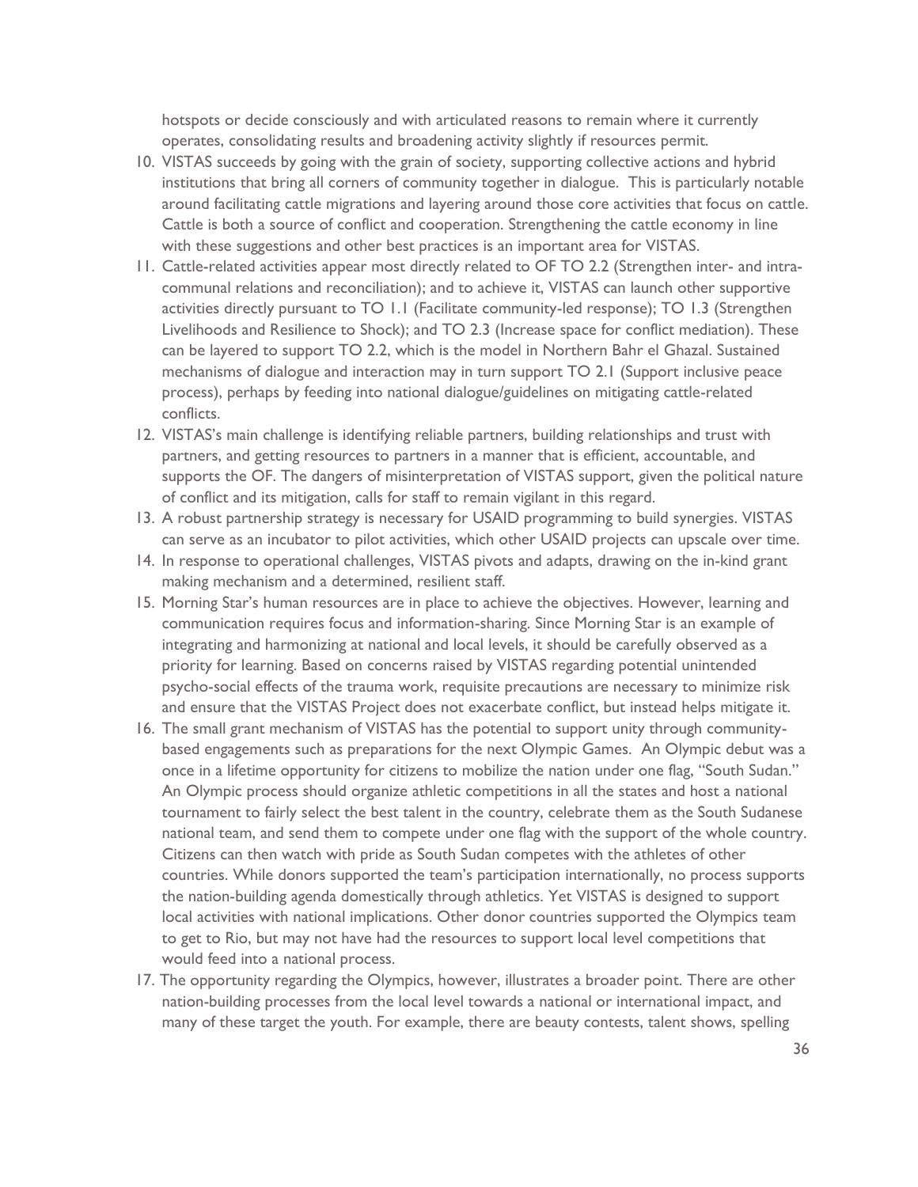hotspots or decide consciously and with articulated reasons to remain where it currently operates, consolidating results and broadening activity slightly if resources permit.

10. VISTAS succeeds by going with the grain of society, supporting collective actions and hybrid institutions that bring all corners of community together in dialogue. This is particularly notable around facilitating cattle migrations and layering around those core activities that focus on cattle. Cattle is both a source of conflict and cooperation. Strengthening the cattle economy in line with these suggestions and other best practices is an important area for VISTAS.
11. Cattle-related activities appear most directly related to OF TO 2.2 (Strengthen inter- and intra-communal relations and reconciliation); and to achieve it, VISTAS can launch other supportive activities directly pursuant to TO 1.1 (Facilitate community-led response); TO 1.3 (Strengthen Livelihoods and Resilience to Shock); and TO 2.3 (Increase space for conflict mediation). These can be layered to support TO 2.2, which is the model in Northern Bahr el Ghazal. Sustained mechanisms of dialogue and interaction may in turn support TO 2.1 (Support inclusive peace process), perhaps by feeding into national dialogue/guidelines on mitigating cattle-related conflicts.
12. VISTAS's main challenge is identifying reliable partners, building relationships and trust with partners, and getting resources to partners in a manner that is efficient, accountable, and supports the OF. The dangers of misinterpretation of VISTAS support, given the political nature of conflict and its mitigation, calls for staff to remain vigilant in this regard.
13. A robust partnership strategy is necessary for USAID programming to build synergies. VISTAS can serve as an incubator to pilot activities, which other USAID projects can upscale over time.
14. In response to operational challenges, VISTAS pivots and adapts, drawing on the in-kind grant making mechanism and a determined, resilient staff.
15. Morning Star's human resources are in place to achieve the objectives. However, learning and communication requires focus and information-sharing. Since Morning Star is an example of integrating and harmonizing at national and local levels, it should be carefully observed as a priority for learning. Based on concerns raised by VISTAS regarding potential unintended psycho-social effects of the trauma work, requisite precautions are necessary to minimize risk and ensure that the VISTAS Project does not exacerbate conflict, but instead helps mitigate it.
16. The small grant mechanism of VISTAS has the potential to support unity through community-based engagements such as preparations for the next Olympic Games. An Olympic debut was a once in a lifetime opportunity for citizens to mobilize the nation under one flag, "South Sudan." An Olympic process should organize athletic competitions in all the states and host a national tournament to fairly select the best talent in the country, celebrate them as the South Sudanese national team, and send them to compete under one flag with the support of the whole country. Citizens can then watch with pride as South Sudan competes with the athletes of other countries. While donors supported the team's participation internationally, no process supports the nation-building agenda domestically through athletics. Yet VISTAS is designed to support local activities with national implications. Other donor countries supported the Olympics team to get to Rio, but may not have had the resources to support local level competitions that would feed into a national process.
17. The opportunity regarding the Olympics, however, illustrates a broader point. There are other nation-building processes from the local level towards a national or international impact, and many of these target the youth. For example, there are beauty contests, talent shows, spelling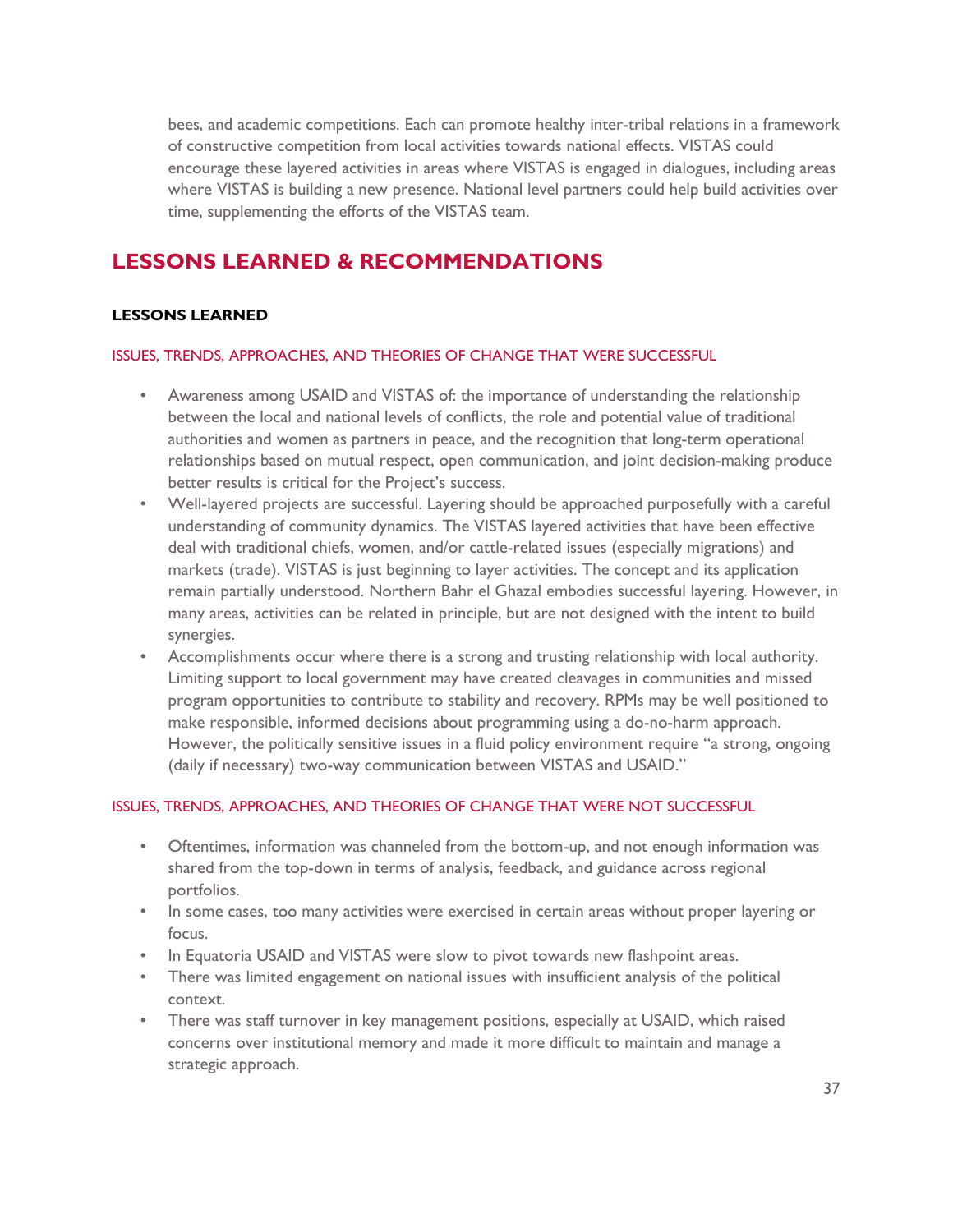bees, and academic competitions. Each can promote healthy inter-tribal relations in a framework of constructive competition from local activities towards national effects. VISTAS could encourage these layered activities in areas where VISTAS is engaged in dialogues, including areas where VISTAS is building a new presence. National level partners could help build activities over time, supplementing the efforts of the VISTAS team.

## LESSONS LEARNED & RECOMMENDATIONS

### LESSONS LEARNED

#### ISSUES, TRENDS, APPROACHES, AND THEORIES OF CHANGE THAT WERE SUCCESSFUL

- Awareness among USAID and VISTAS of: the importance of understanding the relationship between the local and national levels of conflicts, the role and potential value of traditional authorities and women as partners in peace, and the recognition that long-term operational relationships based on mutual respect, open communication, and joint decision-making produce better results is critical for the Project's success.
- Well-layered projects are successful. Layering should be approached purposefully with a careful understanding of community dynamics. The VISTAS layered activities that have been effective deal with traditional chiefs, women, and/or cattle-related issues (especially migrations) and markets (trade). VISTAS is just beginning to layer activities. The concept and its application remain partially understood. Northern Bahr el Ghazal embodies successful layering. However, in many areas, activities can be related in principle, but are not designed with the intent to build synergies.
- Accomplishments occur where there is a strong and trusting relationship with local authority. Limiting support to local government may have created cleavages in communities and missed program opportunities to contribute to stability and recovery. RPMs may be well positioned to make responsible, informed decisions about programming using a do-no-harm approach. However, the politically sensitive issues in a fluid policy environment require "a strong, ongoing (daily if necessary) two-way communication between VISTAS and USAID."

#### ISSUES, TRENDS, APPROACHES, AND THEORIES OF CHANGE THAT WERE NOT SUCCESSFUL

- Oftentimes, information was channeled from the bottom-up, and not enough information was shared from the top-down in terms of analysis, feedback, and guidance across regional portfolios.
- In some cases, too many activities were exercised in certain areas without proper layering or focus.
- In Equatoria USAID and VISTAS were slow to pivot towards new flashpoint areas.
- There was limited engagement on national issues with insufficient analysis of the political context.
- There was staff turnover in key management positions, especially at USAID, which raised concerns over institutional memory and made it more difficult to maintain and manage a strategic approach.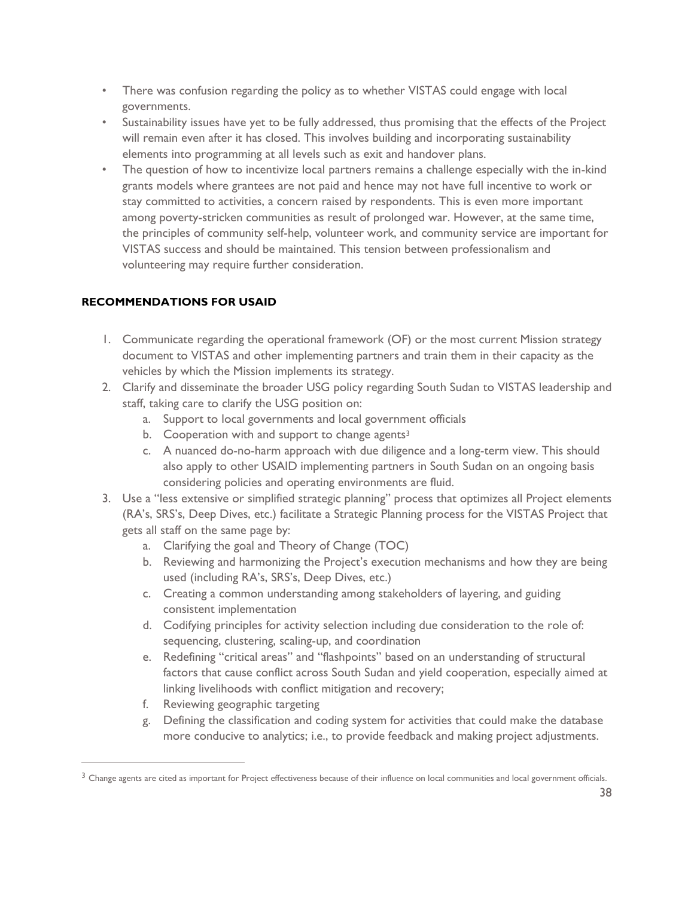- There was confusion regarding the policy as to whether VISTAS could engage with local governments.
- Sustainability issues have yet to be fully addressed, thus promising that the effects of the Project will remain even after it has closed. This involves building and incorporating sustainability elements into programming at all levels such as exit and handover plans.
- The question of how to incentivize local partners remains a challenge especially with the in-kind grants models where grantees are not paid and hence may not have full incentive to work or stay committed to activities, a concern raised by respondents. This is even more important among poverty-stricken communities as result of prolonged war. However, at the same time, the principles of community self-help, volunteer work, and community service are important for VISTAS success and should be maintained. This tension between professionalism and volunteering may require further consideration.

**RECOMMENDATIONS FOR USAID**

1. Communicate regarding the operational framework (OF) or the most current Mission strategy document to VISTAS and other implementing partners and train them in their capacity as the vehicles by which the Mission implements its strategy.
2. Clarify and disseminate the broader USG policy regarding South Sudan to VISTAS leadership and staff, taking care to clarify the USG position on:
   a. Support to local governments and local government officials
   b. Cooperation with and support to change agents[3]
   c. A nuanced do-no-harm approach with due diligence and a long-term view. This should also apply to other USAID implementing partners in South Sudan on an ongoing basis considering policies and operating environments are fluid.
3. Use a "less extensive or simplified strategic planning" process that optimizes all Project elements (RA's, SRS's, Deep Dives, etc.) facilitate a Strategic Planning process for the VISTAS Project that gets all staff on the same page by:
   a. Clarifying the goal and Theory of Change (TOC)
   b. Reviewing and harmonizing the Project's execution mechanisms and how they are being used (including RA's, SRS's, Deep Dives, etc.)
   c. Creating a common understanding among stakeholders of layering, and guiding consistent implementation
   d. Codifying principles for activity selection including due consideration to the role of: sequencing, clustering, scaling-up, and coordination
   e. Redefining "critical areas" and "flashpoints" based on an understanding of structural factors that cause conflict across South Sudan and yield cooperation, especially aimed at linking livelihoods with conflict mitigation and recovery;
   f. Reviewing geographic targeting
   g. Defining the classification and coding system for activities that could make the database more conducive to analytics; i.e., to provide feedback and making project adjustments.

[3] Change agents are cited as important for Project effectiveness because of their influence on local communities and local government officials.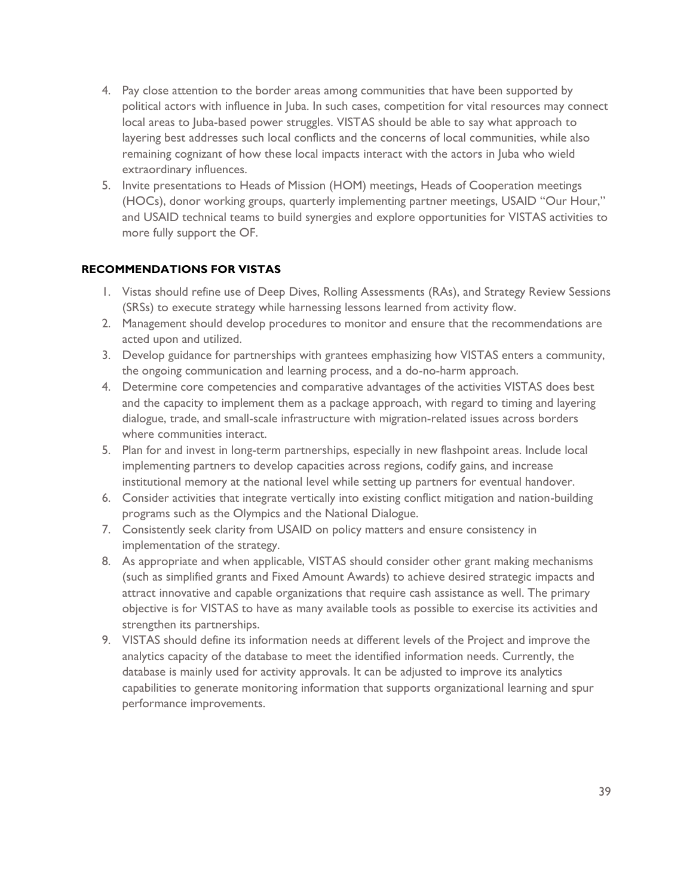4. Pay close attention to the border areas among communities that have been supported by political actors with influence in Juba. In such cases, competition for vital resources may connect local areas to Juba-based power struggles. VISTAS should be able to say what approach to layering best addresses such local conflicts and the concerns of local communities, while also remaining cognizant of how these local impacts interact with the actors in Juba who wield extraordinary influences.
5. Invite presentations to Heads of Mission (HOM) meetings, Heads of Cooperation meetings (HOCs), donor working groups, quarterly implementing partner meetings, USAID "Our Hour," and USAID technical teams to build synergies and explore opportunities for VISTAS activities to more fully support the OF.

### RECOMMENDATIONS FOR VISTAS

1. Vistas should refine use of Deep Dives, Rolling Assessments (RAs), and Strategy Review Sessions (SRSs) to execute strategy while harnessing lessons learned from activity flow.
2. Management should develop procedures to monitor and ensure that the recommendations are acted upon and utilized.
3. Develop guidance for partnerships with grantees emphasizing how VISTAS enters a community, the ongoing communication and learning process, and a do-no-harm approach.
4. Determine core competencies and comparative advantages of the activities VISTAS does best and the capacity to implement them as a package approach, with regard to timing and layering dialogue, trade, and small-scale infrastructure with migration-related issues across borders where communities interact.
5. Plan for and invest in long-term partnerships, especially in new flashpoint areas. Include local implementing partners to develop capacities across regions, codify gains, and increase institutional memory at the national level while setting up partners for eventual handover.
6. Consider activities that integrate vertically into existing conflict mitigation and nation-building programs such as the Olympics and the National Dialogue.
7. Consistently seek clarity from USAID on policy matters and ensure consistency in implementation of the strategy.
8. As appropriate and when applicable, VISTAS should consider other grant making mechanisms (such as simplified grants and Fixed Amount Awards) to achieve desired strategic impacts and attract innovative and capable organizations that require cash assistance as well. The primary objective is for VISTAS to have as many available tools as possible to exercise its activities and strengthen its partnerships.
9. VISTAS should define its information needs at different levels of the Project and improve the analytics capacity of the database to meet the identified information needs. Currently, the database is mainly used for activity approvals. It can be adjusted to improve its analytics capabilities to generate monitoring information that supports organizational learning and spur performance improvements.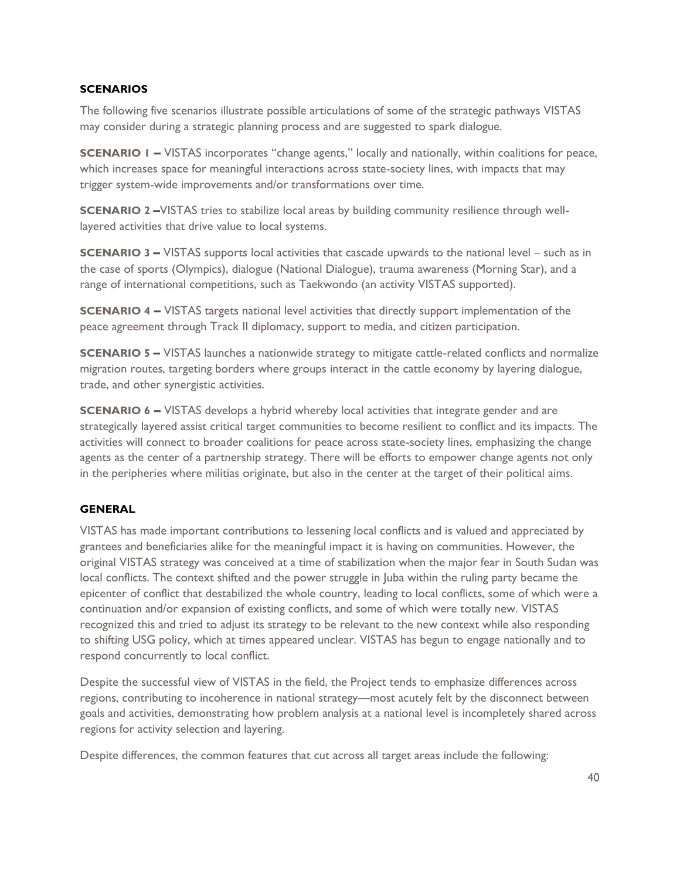### SCENARIOS

The following five scenarios illustrate possible articulations of some of the strategic pathways VISTAS may consider during a strategic planning process and are suggested to spark dialogue.

**SCENARIO 1 –** VISTAS incorporates "change agents," locally and nationally, within coalitions for peace, which increases space for meaningful interactions across state-society lines, with impacts that may trigger system-wide improvements and/or transformations over time.

**SCENARIO 2 –**VISTAS tries to stabilize local areas by building community resilience through well-layered activities that drive value to local systems.

**SCENARIO 3 –** VISTAS supports local activities that cascade upwards to the national level – such as in the case of sports (Olympics), dialogue (National Dialogue), trauma awareness (Morning Star), and a range of international competitions, such as Taekwondo (an activity VISTAS supported).

**SCENARIO 4 –** VISTAS targets national level activities that directly support implementation of the peace agreement through Track II diplomacy, support to media, and citizen participation.

**SCENARIO 5 –** VISTAS launches a nationwide strategy to mitigate cattle-related conflicts and normalize migration routes, targeting borders where groups interact in the cattle economy by layering dialogue, trade, and other synergistic activities.

**SCENARIO 6 –** VISTAS develops a hybrid whereby local activities that integrate gender and are strategically layered assist critical target communities to become resilient to conflict and its impacts. The activities will connect to broader coalitions for peace across state-society lines, emphasizing the change agents as the center of a partnership strategy. There will be efforts to empower change agents not only in the peripheries where militias originate, but also in the center at the target of their political aims.

### GENERAL

VISTAS has made important contributions to lessening local conflicts and is valued and appreciated by grantees and beneficiaries alike for the meaningful impact it is having on communities. However, the original VISTAS strategy was conceived at a time of stabilization when the major fear in South Sudan was local conflicts. The context shifted and the power struggle in Juba within the ruling party became the epicenter of conflict that destabilized the whole country, leading to local conflicts, some of which were a continuation and/or expansion of existing conflicts, and some of which were totally new. VISTAS recognized this and tried to adjust its strategy to be relevant to the new context while also responding to shifting USG policy, which at times appeared unclear. VISTAS has begun to engage nationally and to respond concurrently to local conflict.

Despite the successful view of VISTAS in the field, the Project tends to emphasize differences across regions, contributing to incoherence in national strategy—most acutely felt by the disconnect between goals and activities, demonstrating how problem analysis at a national level is incompletely shared across regions for activity selection and layering.

Despite differences, the common features that cut across all target areas include the following: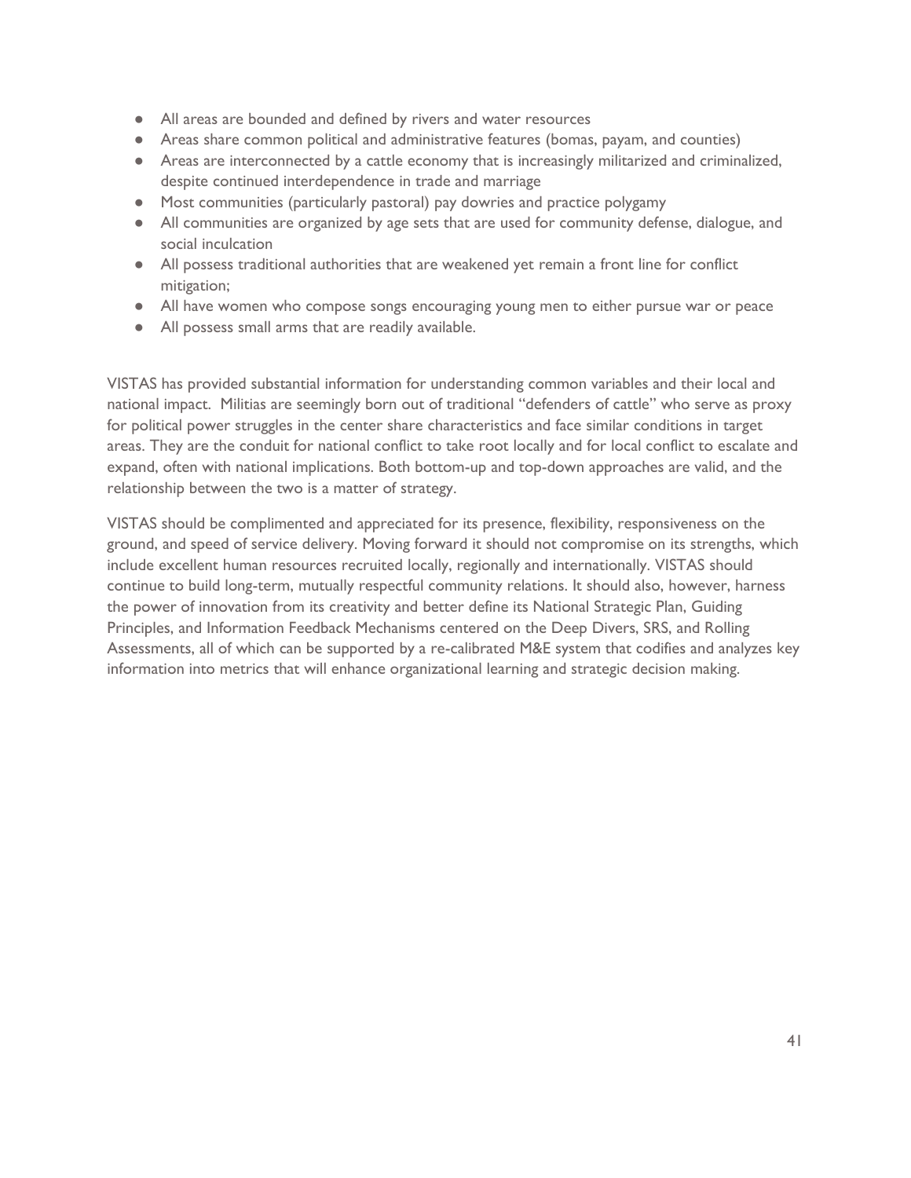- All areas are bounded and defined by rivers and water resources
- Areas share common political and administrative features (bomas, payam, and counties)
- Areas are interconnected by a cattle economy that is increasingly militarized and criminalized, despite continued interdependence in trade and marriage
- Most communities (particularly pastoral) pay dowries and practice polygamy
- All communities are organized by age sets that are used for community defense, dialogue, and social inculcation
- All possess traditional authorities that are weakened yet remain a front line for conflict mitigation;
- All have women who compose songs encouraging young men to either pursue war or peace
- All possess small arms that are readily available.

VISTAS has provided substantial information for understanding common variables and their local and national impact. Militias are seemingly born out of traditional "defenders of cattle" who serve as proxy for political power struggles in the center share characteristics and face similar conditions in target areas. They are the conduit for national conflict to take root locally and for local conflict to escalate and expand, often with national implications. Both bottom-up and top-down approaches are valid, and the relationship between the two is a matter of strategy.

VISTAS should be complimented and appreciated for its presence, flexibility, responsiveness on the ground, and speed of service delivery. Moving forward it should not compromise on its strengths, which include excellent human resources recruited locally, regionally and internationally. VISTAS should continue to build long-term, mutually respectful community relations. It should also, however, harness the power of innovation from its creativity and better define its National Strategic Plan, Guiding Principles, and Information Feedback Mechanisms centered on the Deep Divers, SRS, and Rolling Assessments, all of which can be supported by a re-calibrated M&E system that codifies and analyzes key information into metrics that will enhance organizational learning and strategic decision making.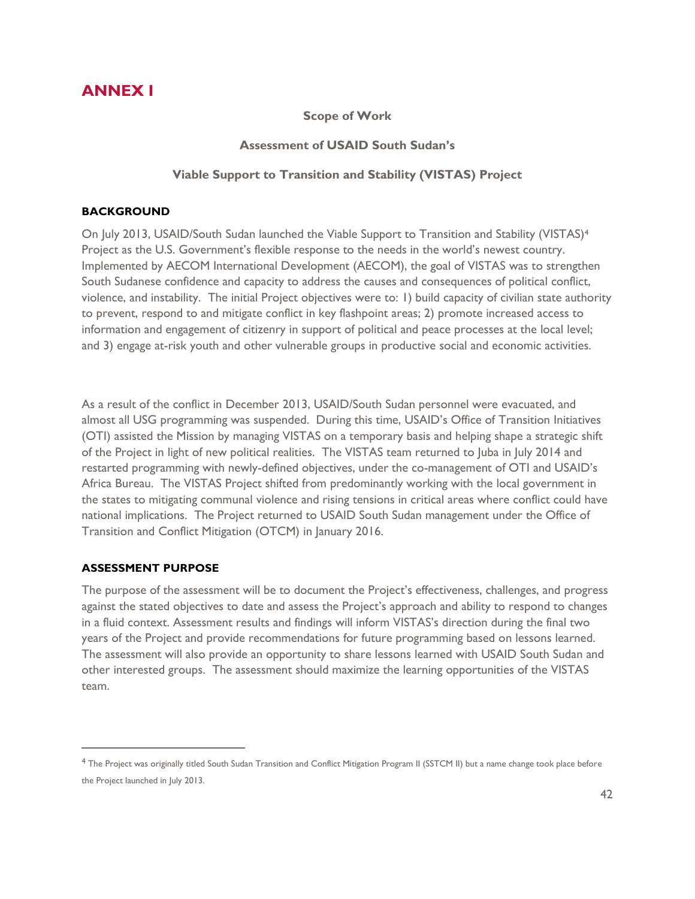# ANNEX I

**Scope of Work**

**Assessment of USAID South Sudan's**

**Viable Support to Transition and Stability (VISTAS) Project**

## BACKGROUND

On July 2013, USAID/South Sudan launched the Viable Support to Transition and Stability (VISTAS)[4] Project as the U.S. Government's flexible response to the needs in the world's newest country. Implemented by AECOM International Development (AECOM), the goal of VISTAS was to strengthen South Sudanese confidence and capacity to address the causes and consequences of political conflict, violence, and instability. The initial Project objectives were to: 1) build capacity of civilian state authority to prevent, respond to and mitigate conflict in key flashpoint areas; 2) promote increased access to information and engagement of citizenry in support of political and peace processes at the local level; and 3) engage at-risk youth and other vulnerable groups in productive social and economic activities.

As a result of the conflict in December 2013, USAID/South Sudan personnel were evacuated, and almost all USG programming was suspended. During this time, USAID's Office of Transition Initiatives (OTI) assisted the Mission by managing VISTAS on a temporary basis and helping shape a strategic shift of the Project in light of new political realities. The VISTAS team returned to Juba in July 2014 and restarted programming with newly-defined objectives, under the co-management of OTI and USAID's Africa Bureau. The VISTAS Project shifted from predominantly working with the local government in the states to mitigating communal violence and rising tensions in critical areas where conflict could have national implications. The Project returned to USAID South Sudan management under the Office of Transition and Conflict Mitigation (OTCM) in January 2016.

## ASSESSMENT PURPOSE

The purpose of the assessment will be to document the Project's effectiveness, challenges, and progress against the stated objectives to date and assess the Project's approach and ability to respond to changes in a fluid context. Assessment results and findings will inform VISTAS's direction during the final two years of the Project and provide recommendations for future programming based on lessons learned. The assessment will also provide an opportunity to share lessons learned with USAID South Sudan and other interested groups. The assessment should maximize the learning opportunities of the VISTAS team.

---

[4] The Project was originally titled South Sudan Transition and Conflict Mitigation Program II (SSTCM II) but a name change took place before the Project launched in July 2013.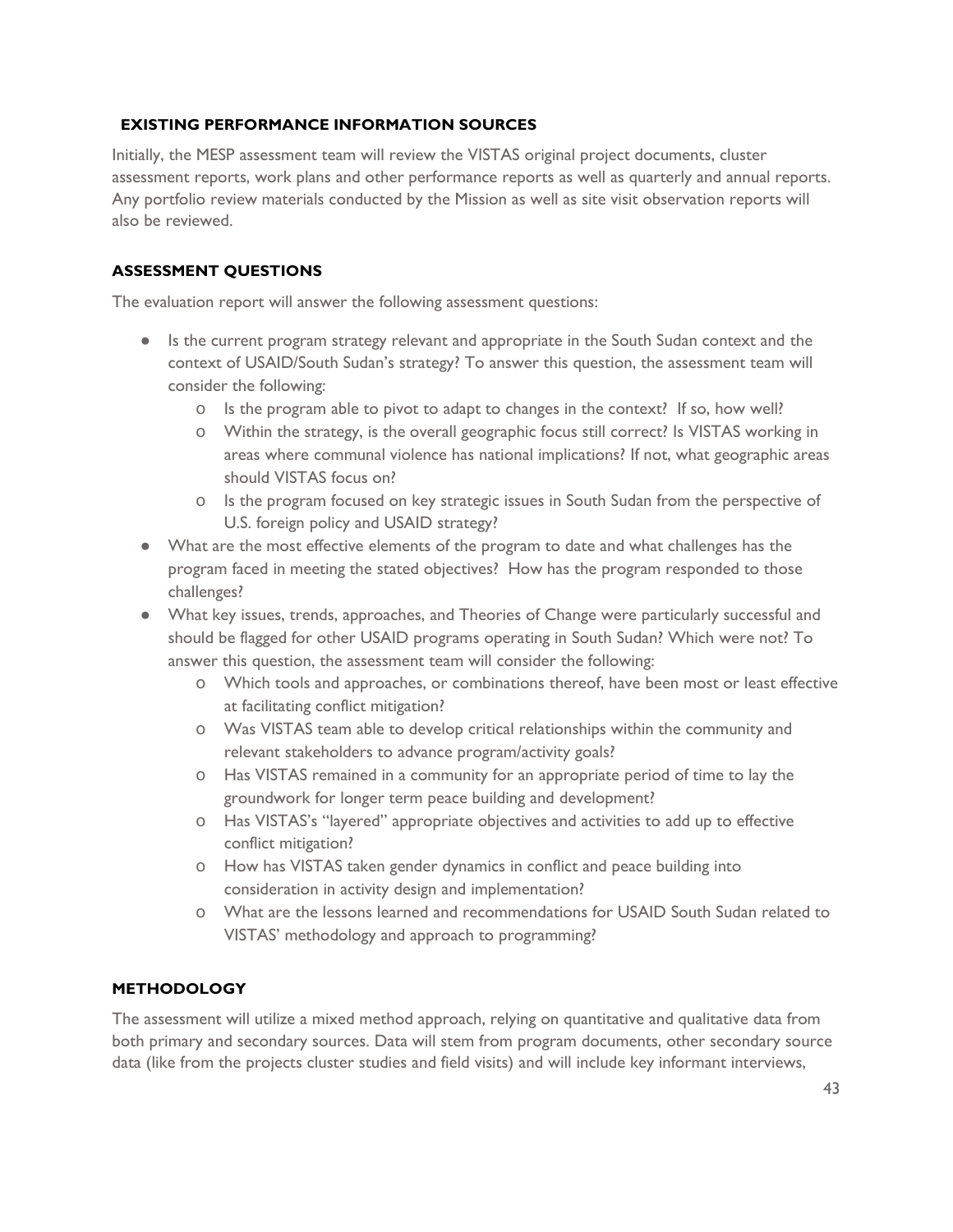## EXISTING PERFORMANCE INFORMATION SOURCES

Initially, the MESP assessment team will review the VISTAS original project documents, cluster assessment reports, work plans and other performance reports as well as quarterly and annual reports. Any portfolio review materials conducted by the Mission as well as site visit observation reports will also be reviewed.

## ASSESSMENT QUESTIONS

The evaluation report will answer the following assessment questions:

- Is the current program strategy relevant and appropriate in the South Sudan context and the context of USAID/South Sudan's strategy? To answer this question, the assessment team will consider the following:
    - Is the program able to pivot to adapt to changes in the context? If so, how well?
    - Within the strategy, is the overall geographic focus still correct? Is VISTAS working in areas where communal violence has national implications? If not, what geographic areas should VISTAS focus on?
    - Is the program focused on key strategic issues in South Sudan from the perspective of U.S. foreign policy and USAID strategy?
- What are the most effective elements of the program to date and what challenges has the program faced in meeting the stated objectives? How has the program responded to those challenges?
- What key issues, trends, approaches, and Theories of Change were particularly successful and should be flagged for other USAID programs operating in South Sudan? Which were not? To answer this question, the assessment team will consider the following:
    - Which tools and approaches, or combinations thereof, have been most or least effective at facilitating conflict mitigation?
    - Was VISTAS team able to develop critical relationships within the community and relevant stakeholders to advance program/activity goals?
    - Has VISTAS remained in a community for an appropriate period of time to lay the groundwork for longer term peace building and development?
    - Has VISTAS's "layered" appropriate objectives and activities to add up to effective conflict mitigation?
    - How has VISTAS taken gender dynamics in conflict and peace building into consideration in activity design and implementation?
    - What are the lessons learned and recommendations for USAID South Sudan related to VISTAS' methodology and approach to programming?

## METHODOLOGY

The assessment will utilize a mixed method approach, relying on quantitative and qualitative data from both primary and secondary sources. Data will stem from program documents, other secondary source data (like from the projects cluster studies and field visits) and will include key informant interviews,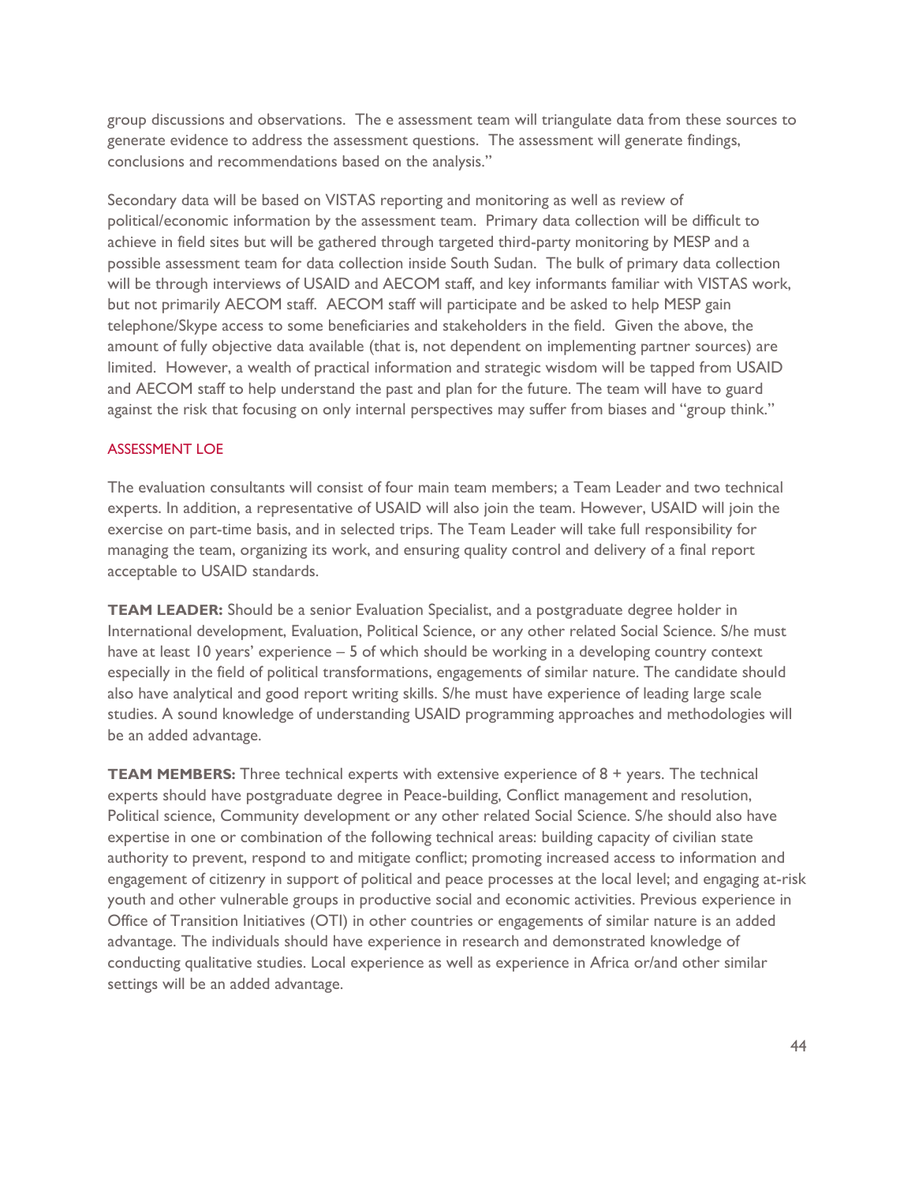group discussions and observations. The e assessment team will triangulate data from these sources to generate evidence to address the assessment questions. The assessment will generate findings, conclusions and recommendations based on the analysis."

Secondary data will be based on VISTAS reporting and monitoring as well as review of political/economic information by the assessment team. Primary data collection will be difficult to achieve in field sites but will be gathered through targeted third-party monitoring by MESP and a possible assessment team for data collection inside South Sudan. The bulk of primary data collection will be through interviews of USAID and AECOM staff, and key informants familiar with VISTAS work, but not primarily AECOM staff. AECOM staff will participate and be asked to help MESP gain telephone/Skype access to some beneficiaries and stakeholders in the field. Given the above, the amount of fully objective data available (that is, not dependent on implementing partner sources) are limited. However, a wealth of practical information and strategic wisdom will be tapped from USAID and AECOM staff to help understand the past and plan for the future. The team will have to guard against the risk that focusing on only internal perspectives may suffer from biases and "group think."

## ASSESSMENT LOE

The evaluation consultants will consist of four main team members; a Team Leader and two technical experts. In addition, a representative of USAID will also join the team. However, USAID will join the exercise on part-time basis, and in selected trips. The Team Leader will take full responsibility for managing the team, organizing its work, and ensuring quality control and delivery of a final report acceptable to USAID standards.

**TEAM LEADER:** Should be a senior Evaluation Specialist, and a postgraduate degree holder in International development, Evaluation, Political Science, or any other related Social Science. S/he must have at least 10 years' experience – 5 of which should be working in a developing country context especially in the field of political transformations, engagements of similar nature. The candidate should also have analytical and good report writing skills. S/he must have experience of leading large scale studies. A sound knowledge of understanding USAID programming approaches and methodologies will be an added advantage.

**TEAM MEMBERS:** Three technical experts with extensive experience of 8 + years. The technical experts should have postgraduate degree in Peace-building, Conflict management and resolution, Political science, Community development or any other related Social Science. S/he should also have expertise in one or combination of the following technical areas: building capacity of civilian state authority to prevent, respond to and mitigate conflict; promoting increased access to information and engagement of citizenry in support of political and peace processes at the local level; and engaging at-risk youth and other vulnerable groups in productive social and economic activities. Previous experience in Office of Transition Initiatives (OTI) in other countries or engagements of similar nature is an added advantage. The individuals should have experience in research and demonstrated knowledge of conducting qualitative studies. Local experience as well as experience in Africa or/and other similar settings will be an added advantage.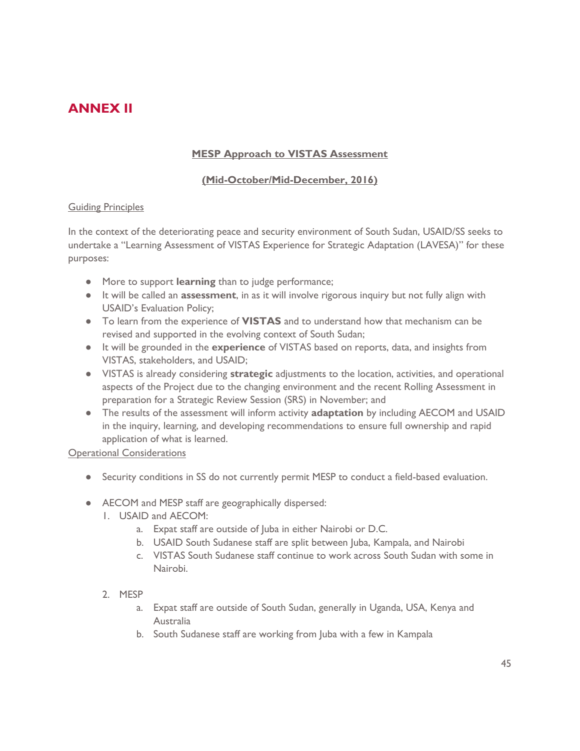# ANNEX II

**MESP Approach to VISTAS Assessment**

**(Mid-October/Mid-December, 2016)**

Guiding Principles

In the context of the deteriorating peace and security environment of South Sudan, USAID/SS seeks to undertake a "Learning Assessment of VISTAS Experience for Strategic Adaptation (LAVESA)" for these purposes:

- More to support **learning** than to judge performance;
- It will be called an **assessment**, in as it will involve rigorous inquiry but not fully align with USAID's Evaluation Policy;
- To learn from the experience of **VISTAS** and to understand how that mechanism can be revised and supported in the evolving context of South Sudan;
- It will be grounded in the **experience** of VISTAS based on reports, data, and insights from VISTAS, stakeholders, and USAID;
- VISTAS is already considering **strategic** adjustments to the location, activities, and operational aspects of the Project due to the changing environment and the recent Rolling Assessment in preparation for a Strategic Review Session (SRS) in November; and
- The results of the assessment will inform activity **adaptation** by including AECOM and USAID in the inquiry, learning, and developing recommendations to ensure full ownership and rapid application of what is learned.

Operational Considerations

- Security conditions in SS do not currently permit MESP to conduct a field-based evaluation.
- AECOM and MESP staff are geographically dispersed:
  1. USAID and AECOM:
     a. Expat staff are outside of Juba in either Nairobi or D.C.
     b. USAID South Sudanese staff are split between Juba, Kampala, and Nairobi
     c. VISTAS South Sudanese staff continue to work across South Sudan with some in Nairobi.
  2. MESP
     a. Expat staff are outside of South Sudan, generally in Uganda, USA, Kenya and Australia
     b. South Sudanese staff are working from Juba with a few in Kampala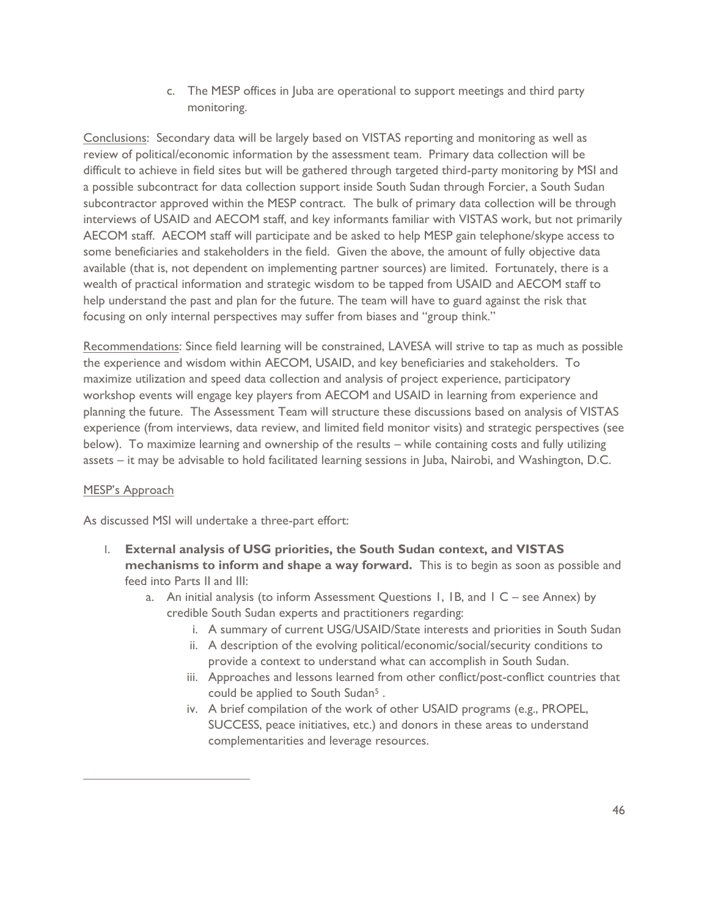c. The MESP offices in Juba are operational to support meetings and third party monitoring.

Conclusions: Secondary data will be largely based on VISTAS reporting and monitoring as well as review of political/economic information by the assessment team. Primary data collection will be difficult to achieve in field sites but will be gathered through targeted third-party monitoring by MSI and a possible subcontract for data collection support inside South Sudan through Forcier, a South Sudan subcontractor approved within the MESP contract. The bulk of primary data collection will be through interviews of USAID and AECOM staff, and key informants familiar with VISTAS work, but not primarily AECOM staff. AECOM staff will participate and be asked to help MESP gain telephone/skype access to some beneficiaries and stakeholders in the field. Given the above, the amount of fully objective data available (that is, not dependent on implementing partner sources) are limited. Fortunately, there is a wealth of practical information and strategic wisdom to be tapped from USAID and AECOM staff to help understand the past and plan for the future. The team will have to guard against the risk that focusing on only internal perspectives may suffer from biases and "group think."

Recommendations: Since field learning will be constrained, LAVESA will strive to tap as much as possible the experience and wisdom within AECOM, USAID, and key beneficiaries and stakeholders. To maximize utilization and speed data collection and analysis of project experience, participatory workshop events will engage key players from AECOM and USAID in learning from experience and planning the future. The Assessment Team will structure these discussions based on analysis of VISTAS experience (from interviews, data review, and limited field monitor visits) and strategic perspectives (see below). To maximize learning and ownership of the results – while containing costs and fully utilizing assets – it may be advisable to hold facilitated learning sessions in Juba, Nairobi, and Washington, D.C.

MESP's Approach

As discussed MSI will undertake a three-part effort:

I. **External analysis of USG priorities, the South Sudan context, and VISTAS mechanisms to inform and shape a way forward.** This is to begin as soon as possible and feed into Parts II and III:
   a. An initial analysis (to inform Assessment Questions 1, 1B, and 1 C – see Annex) by credible South Sudan experts and practitioners regarding:
      i. A summary of current USG/USAID/State interests and priorities in South Sudan
      ii. A description of the evolving political/economic/social/security conditions to provide a context to understand what can accomplish in South Sudan.
      iii. Approaches and lessons learned from other conflict/post-conflict countries that could be applied to South Sudan[5] .
      iv. A brief compilation of the work of other USAID programs (e.g., PROPEL, SUCCESS, peace initiatives, etc.) and donors in these areas to understand complementarities and leverage resources.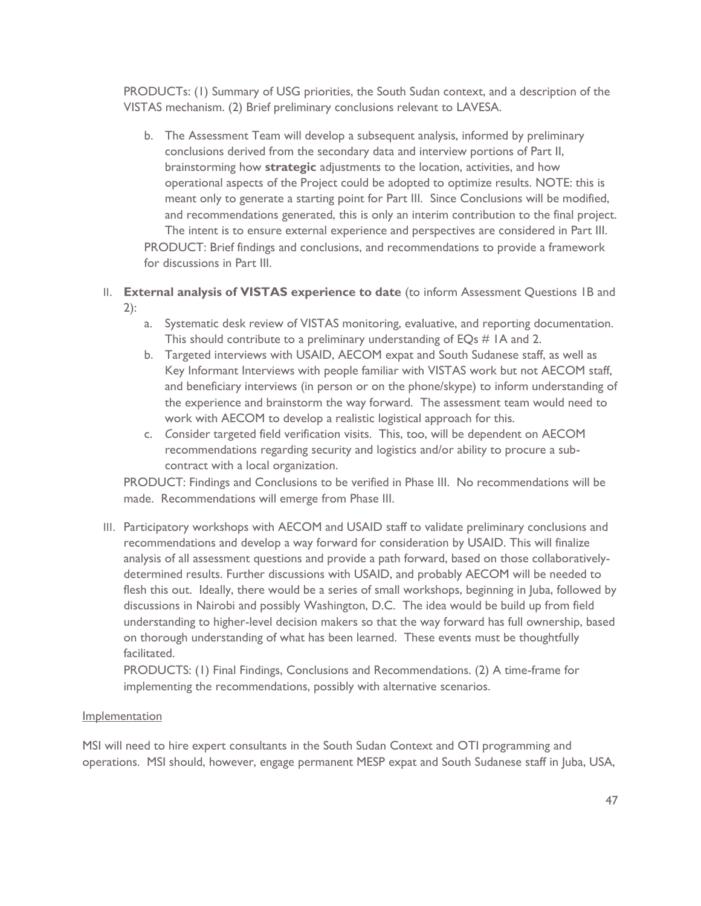PRODUCTs: (1) Summary of USG priorities, the South Sudan context, and a description of the VISTAS mechanism. (2) Brief preliminary conclusions relevant to LAVESA.

b. The Assessment Team will develop a subsequent analysis, informed by preliminary conclusions derived from the secondary data and interview portions of Part II, brainstorming how **strategic** adjustments to the location, activities, and how operational aspects of the Project could be adopted to optimize results. NOTE: this is meant only to generate a starting point for Part III. Since Conclusions will be modified, and recommendations generated, this is only an interim contribution to the final project. The intent is to ensure external experience and perspectives are considered in Part III.

PRODUCT: Brief findings and conclusions, and recommendations to provide a framework for discussions in Part III.

II. **External analysis of VISTAS experience to date** (to inform Assessment Questions 1B and 2):
   a. Systematic desk review of VISTAS monitoring, evaluative, and reporting documentation. This should contribute to a preliminary understanding of EQs # 1A and 2.
   b. Targeted interviews with USAID, AECOM expat and South Sudanese staff, as well as Key Informant Interviews with people familiar with VISTAS work but not AECOM staff, and beneficiary interviews (in person or on the phone/skype) to inform understanding of the experience and brainstorm the way forward. The assessment team would need to work with AECOM to develop a realistic logistical approach for this.
   c. Consider targeted field verification visits. This, too, will be dependent on AECOM recommendations regarding security and logistics and/or ability to procure a sub-contract with a local organization.

   PRODUCT: Findings and Conclusions to be verified in Phase III. No recommendations will be made. Recommendations will emerge from Phase III.

III. Participatory workshops with AECOM and USAID staff to validate preliminary conclusions and recommendations and develop a way forward for consideration by USAID. This will finalize analysis of all assessment questions and provide a path forward, based on those collaboratively-determined results. Further discussions with USAID, and probably AECOM will be needed to flesh this out. Ideally, there would be a series of small workshops, beginning in Juba, followed by discussions in Nairobi and possibly Washington, D.C. The idea would be build up from field understanding to higher-level decision makers so that the way forward has full ownership, based on thorough understanding of what has been learned. These events must be thoughtfully facilitated.

   PRODUCTS: (1) Final Findings, Conclusions and Recommendations. (2) A time-frame for implementing the recommendations, possibly with alternative scenarios.

Implementation

MSI will need to hire expert consultants in the South Sudan Context and OTI programming and operations. MSI should, however, engage permanent MESP expat and South Sudanese staff in Juba, USA,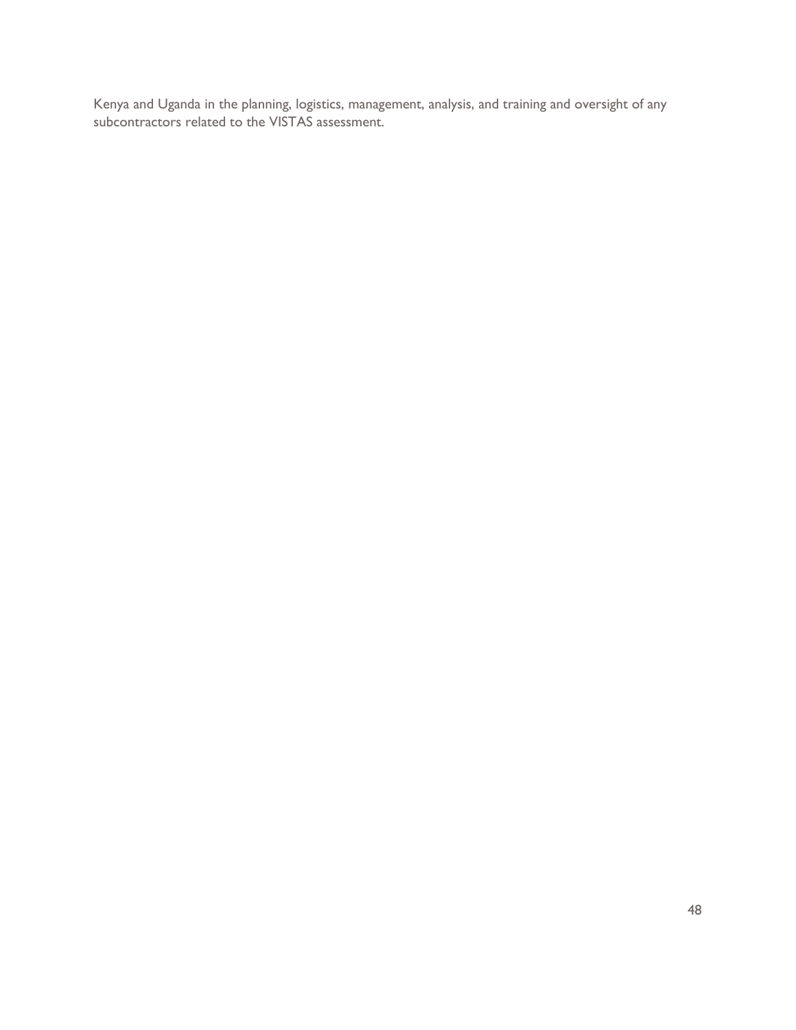Kenya and Uganda in the planning, logistics, management, analysis, and training and oversight of any subcontractors related to the VISTAS assessment.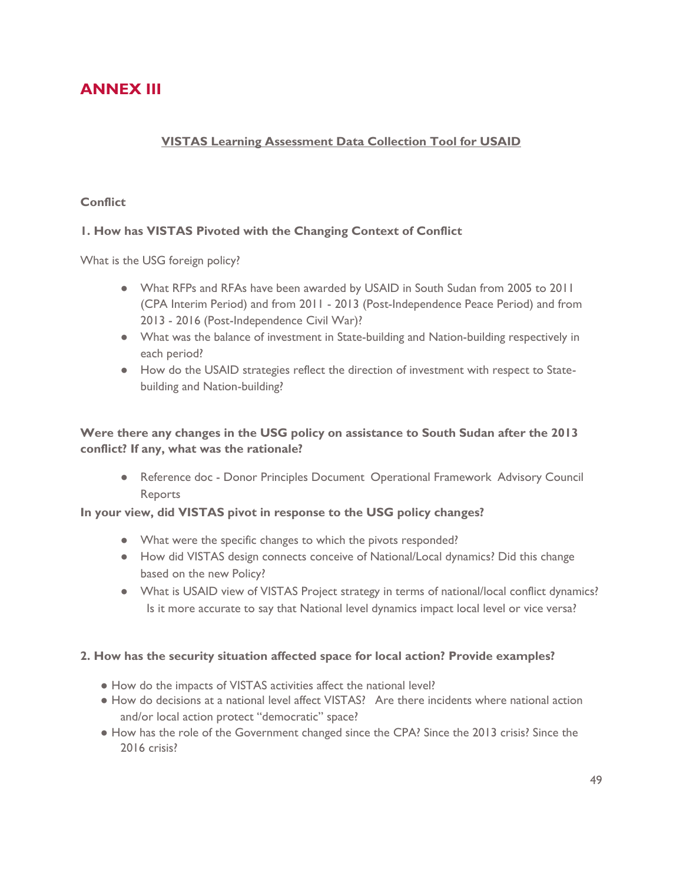# ANNEX III

**VISTAS Learning Assessment Data Collection Tool for USAID**

**Conflict**

**1. How has VISTAS Pivoted with the Changing Context of Conflict**

What is the USG foreign policy?

- What RFPs and RFAs have been awarded by USAID in South Sudan from 2005 to 2011 (CPA Interim Period) and from 2011 - 2013 (Post-Independence Peace Period) and from 2013 - 2016 (Post-Independence Civil War)?
- What was the balance of investment in State-building and Nation-building respectively in each period?
- How do the USAID strategies reflect the direction of investment with respect to State-building and Nation-building?

**Were there any changes in the USG policy on assistance to South Sudan after the 2013 conflict? If any, what was the rationale?**

- Reference doc - Donor Principles Document Operational Framework Advisory Council Reports

**In your view, did VISTAS pivot in response to the USG policy changes?**

- What were the specific changes to which the pivots responded?
- How did VISTAS design connects conceive of National/Local dynamics? Did this change based on the new Policy?
- What is USAID view of VISTAS Project strategy in terms of national/local conflict dynamics? Is it more accurate to say that National level dynamics impact local level or vice versa?

**2. How has the security situation affected space for local action? Provide examples?**

- How do the impacts of VISTAS activities affect the national level?
- How do decisions at a national level affect VISTAS? Are there incidents where national action and/or local action protect "democratic" space?
- How has the role of the Government changed since the CPA? Since the 2013 crisis? Since the 2016 crisis?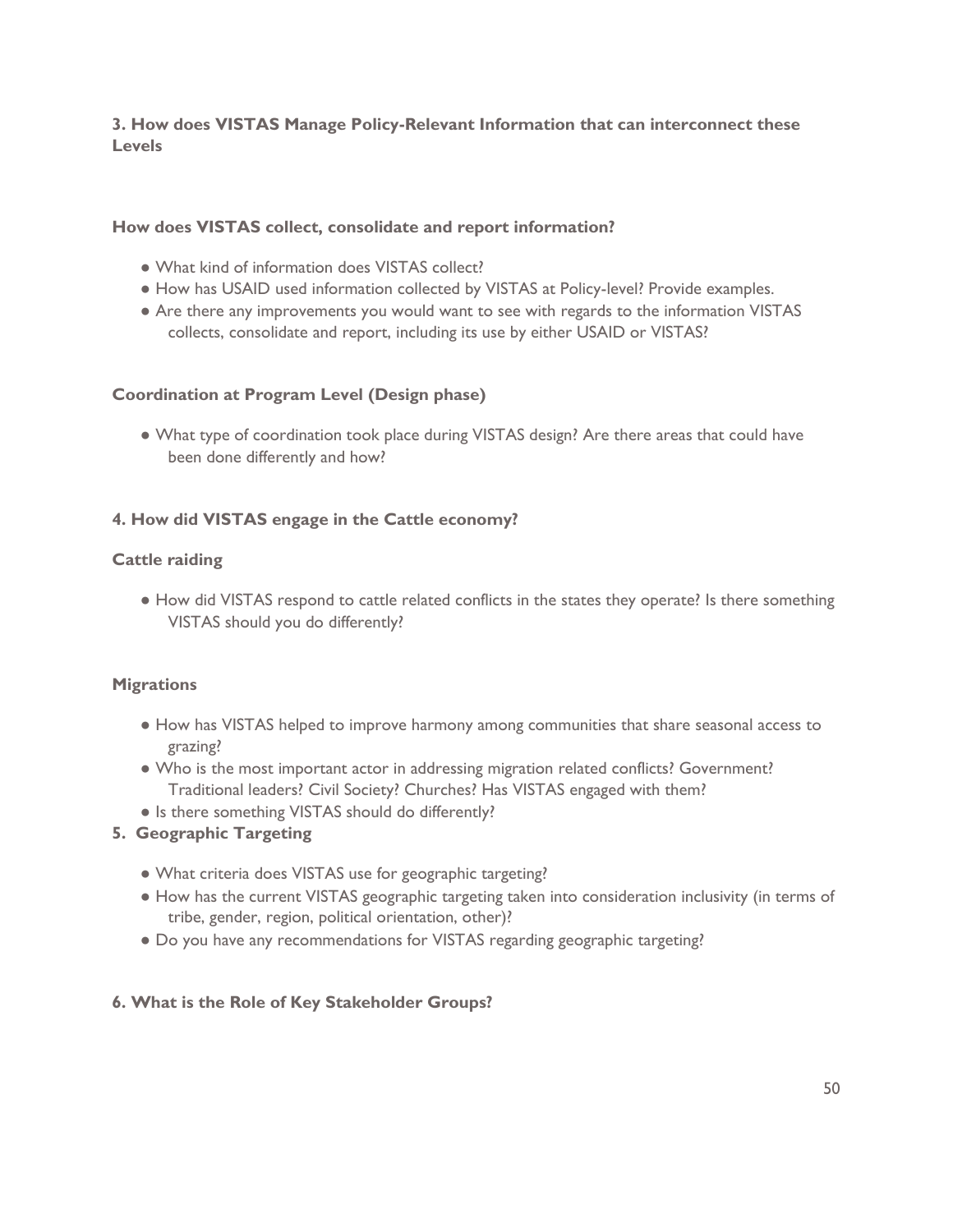### 3. How does VISTAS Manage Policy-Relevant Information that can interconnect these Levels

#### How does VISTAS collect, consolidate and report information?

- What kind of information does VISTAS collect?
- How has USAID used information collected by VISTAS at Policy-level? Provide examples.
- Are there any improvements you would want to see with regards to the information VISTAS collects, consolidate and report, including its use by either USAID or VISTAS?

#### Coordination at Program Level (Design phase)

- What type of coordination took place during VISTAS design? Are there areas that could have been done differently and how?

### 4. How did VISTAS engage in the Cattle economy?

#### Cattle raiding

- How did VISTAS respond to cattle related conflicts in the states they operate? Is there something VISTAS should you do differently?

#### Migrations

- How has VISTAS helped to improve harmony among communities that share seasonal access to grazing?
- Who is the most important actor in addressing migration related conflicts? Government? Traditional leaders? Civil Society? Churches? Has VISTAS engaged with them?
- Is there something VISTAS should do differently?

### 5. Geographic Targeting

- What criteria does VISTAS use for geographic targeting?
- How has the current VISTAS geographic targeting taken into consideration inclusivity (in terms of tribe, gender, region, political orientation, other)?
- Do you have any recommendations for VISTAS regarding geographic targeting?

### 6. What is the Role of Key Stakeholder Groups?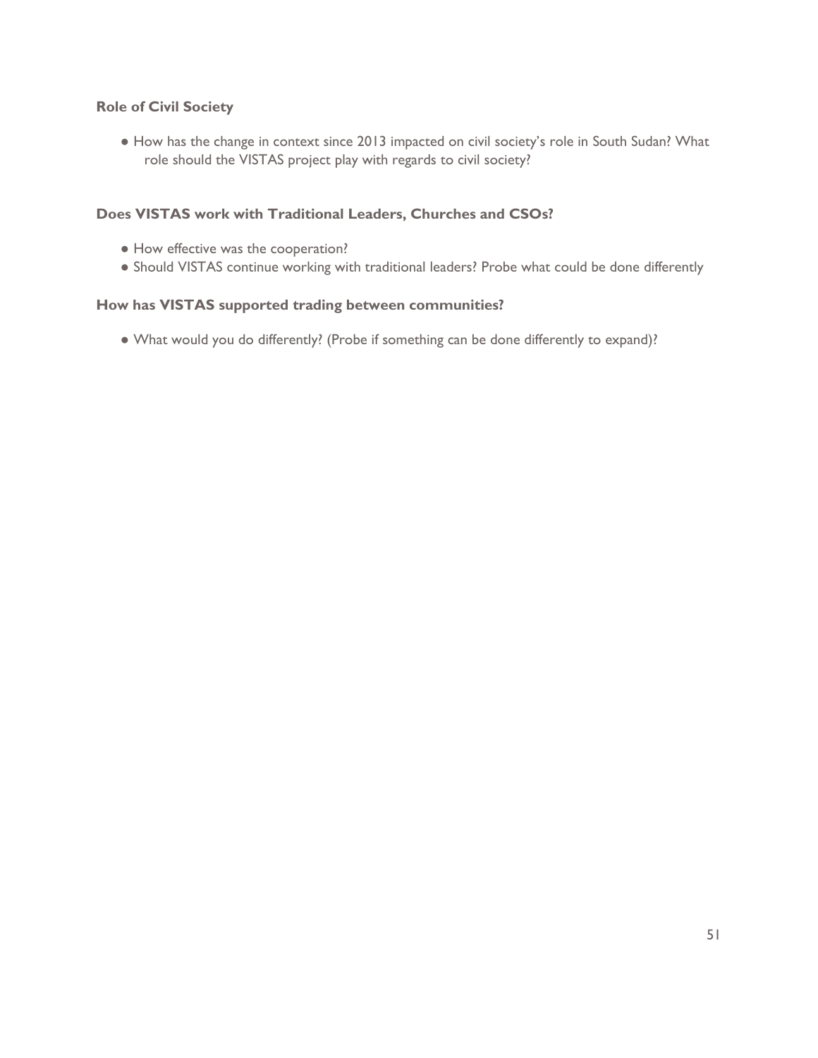**Role of Civil Society**

- How has the change in context since 2013 impacted on civil society's role in South Sudan? What role should the VISTAS project play with regards to civil society?

**Does VISTAS work with Traditional Leaders, Churches and CSOs?**

- How effective was the cooperation?
- Should VISTAS continue working with traditional leaders? Probe what could be done differently

**How has VISTAS supported trading between communities?**

- What would you do differently? (Probe if something can be done differently to expand)?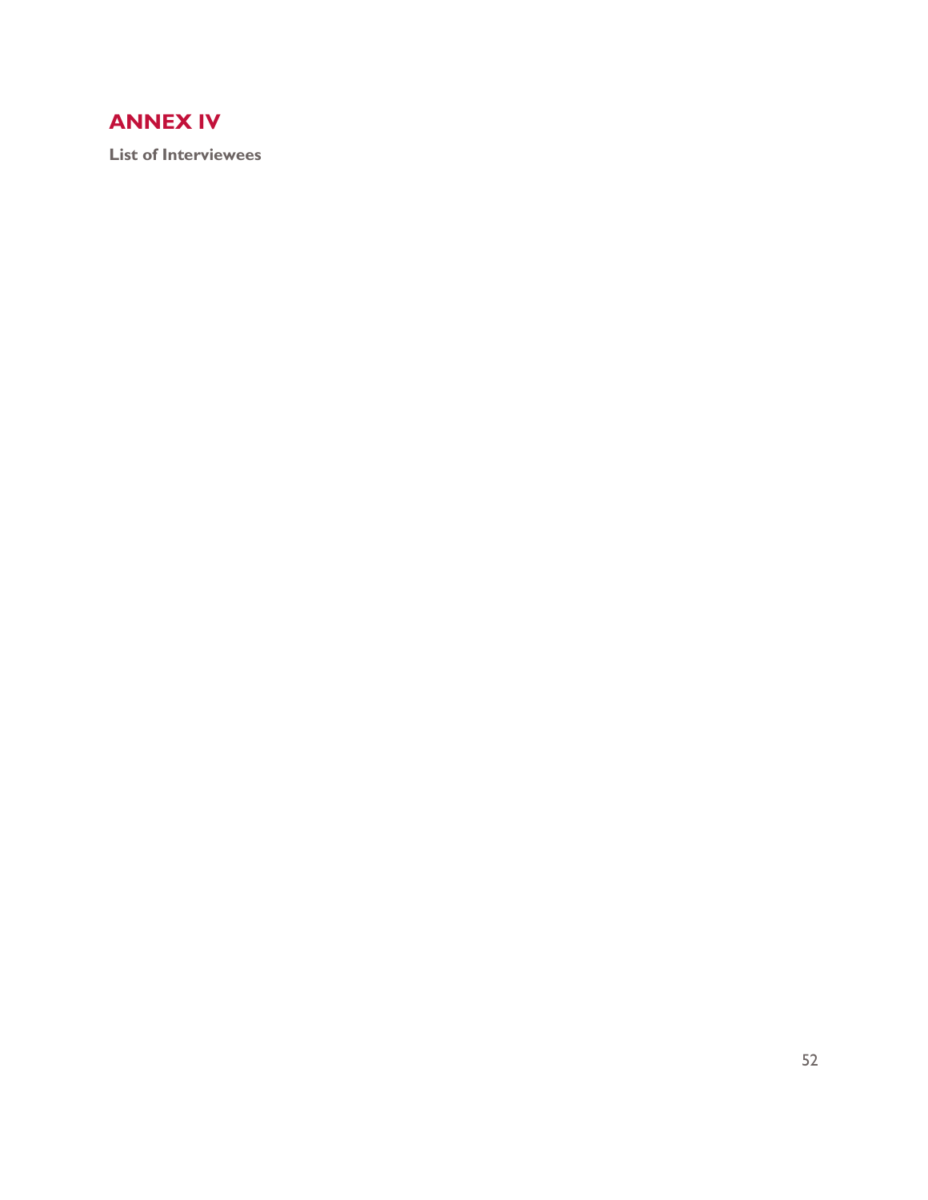# ANNEX IV

**List of Interviewees**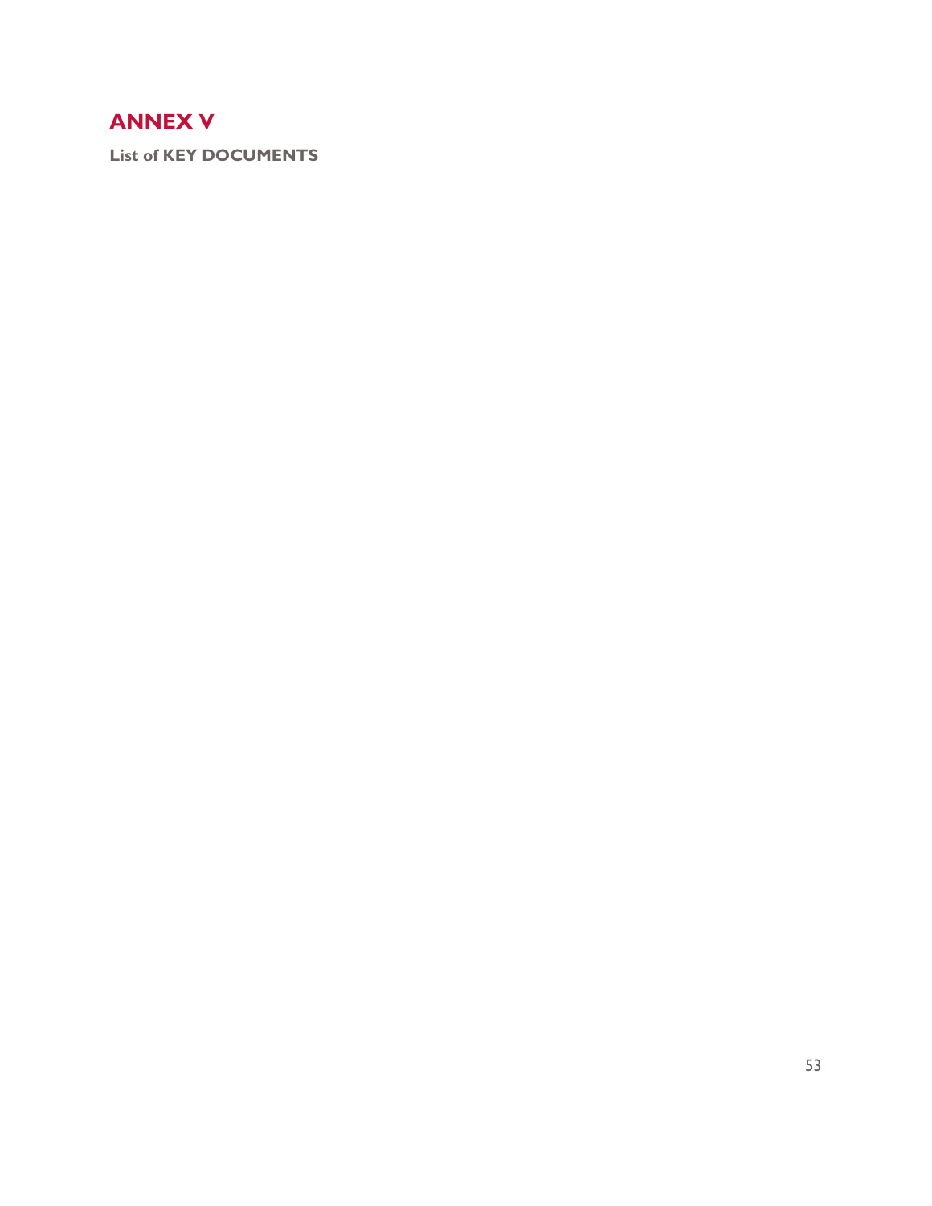# ANNEX V

**List of KEY DOCUMENTS**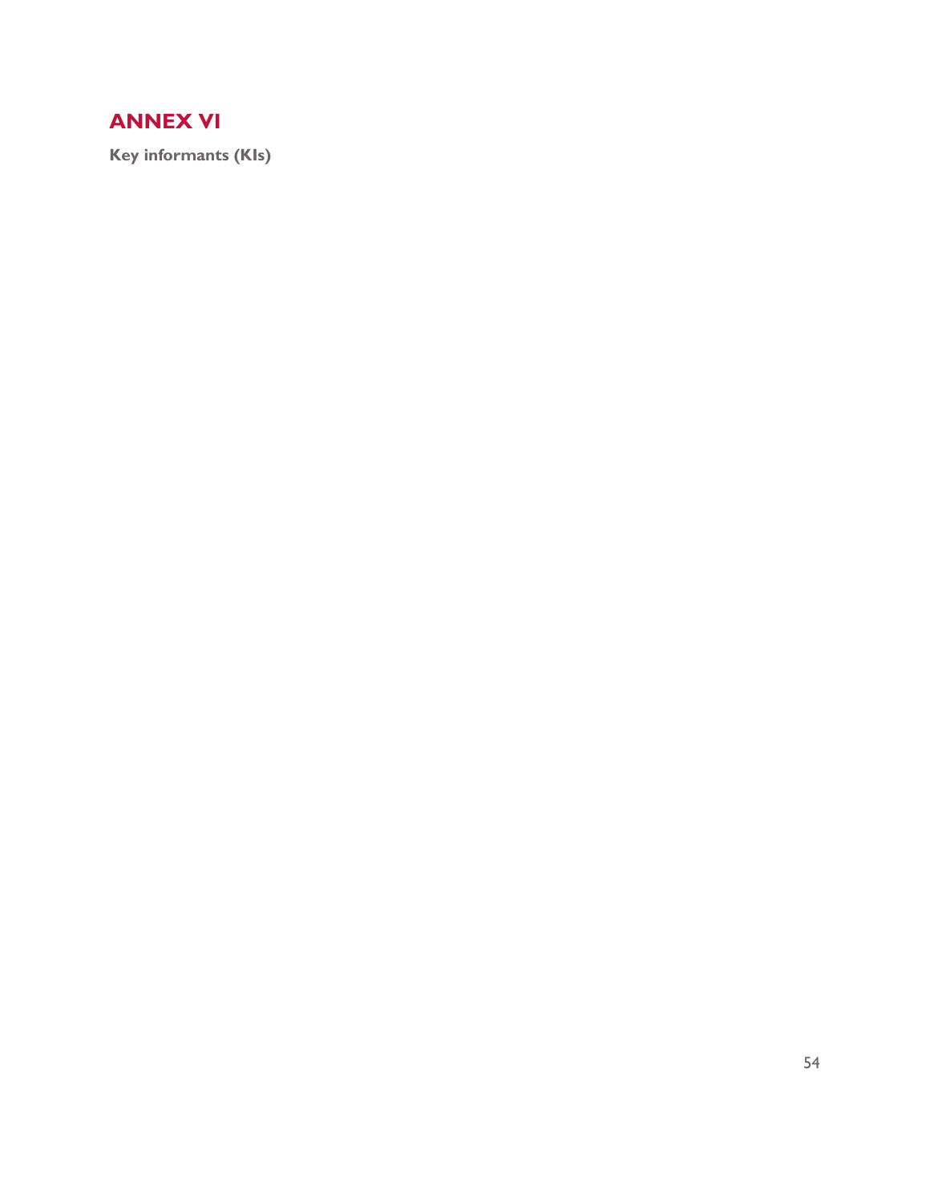# ANNEX VI

**Key informants (KIs)**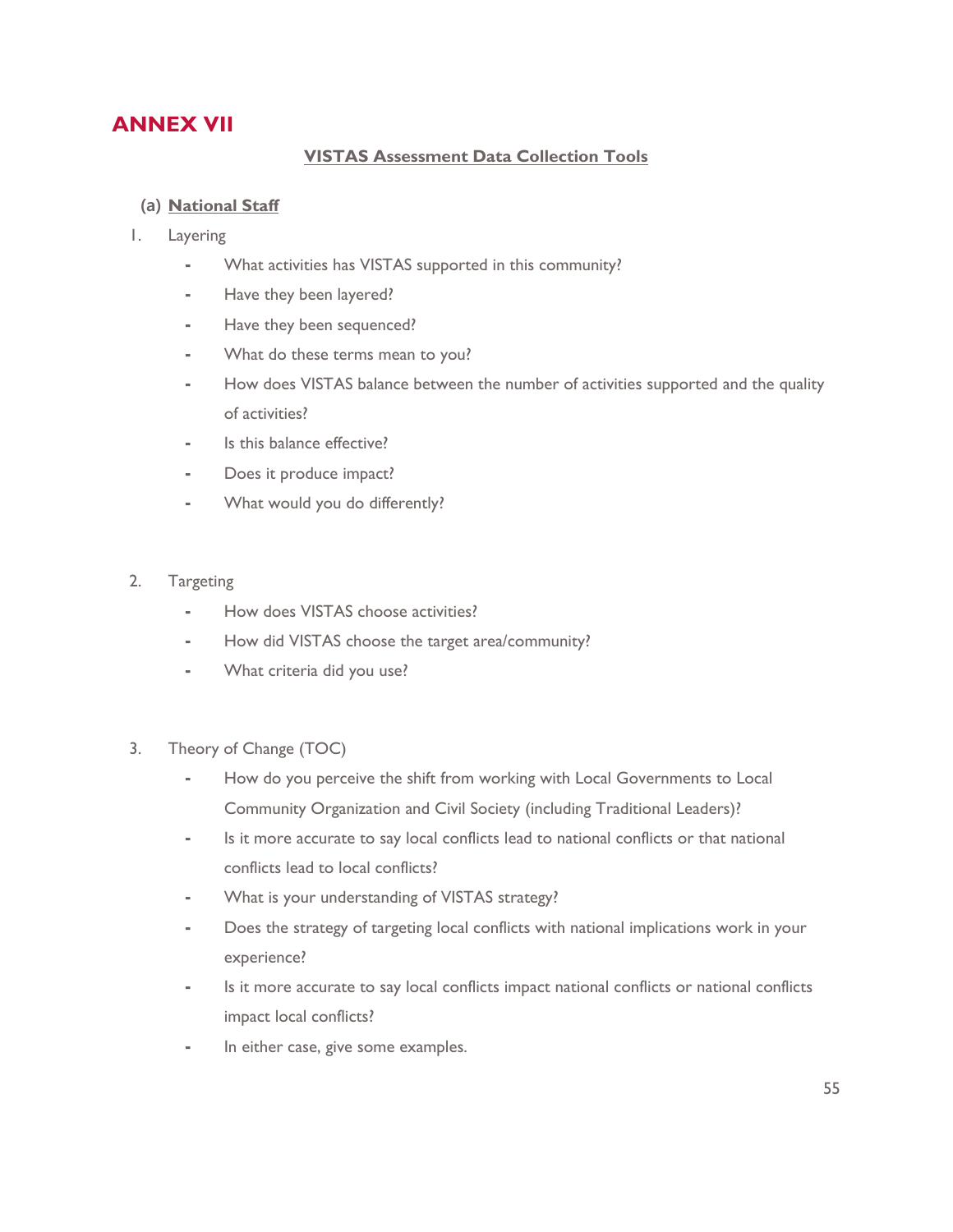# ANNEX VII

## VISTAS Assessment Data Collection Tools

### (a) National Staff

1. Layering
   - What activities has VISTAS supported in this community?
   - Have they been layered?
   - Have they been sequenced?
   - What do these terms mean to you?
   - How does VISTAS balance between the number of activities supported and the quality of activities?
   - Is this balance effective?
   - Does it produce impact?
   - What would you do differently?

2. Targeting
   - How does VISTAS choose activities?
   - How did VISTAS choose the target area/community?
   - What criteria did you use?

3. Theory of Change (TOC)
   - How do you perceive the shift from working with Local Governments to Local Community Organization and Civil Society (including Traditional Leaders)?
   - Is it more accurate to say local conflicts lead to national conflicts or that national conflicts lead to local conflicts?
   - What is your understanding of VISTAS strategy?
   - Does the strategy of targeting local conflicts with national implications work in your experience?
   - Is it more accurate to say local conflicts impact national conflicts or national conflicts impact local conflicts?
   - In either case, give some examples.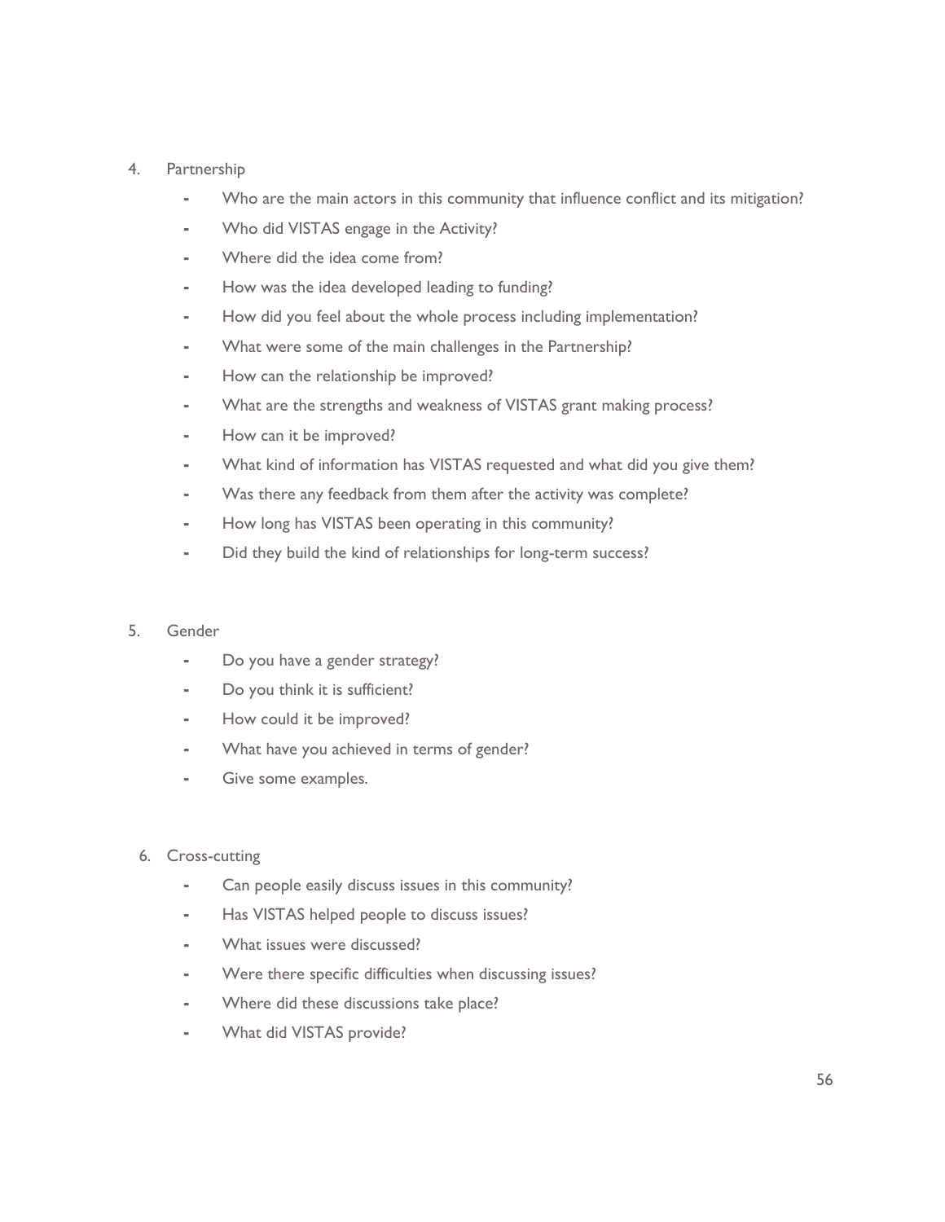4. Partnership
   - Who are the main actors in this community that influence conflict and its mitigation?
   - Who did VISTAS engage in the Activity?
   - Where did the idea come from?
   - How was the idea developed leading to funding?
   - How did you feel about the whole process including implementation?
   - What were some of the main challenges in the Partnership?
   - How can the relationship be improved?
   - What are the strengths and weakness of VISTAS grant making process?
   - How can it be improved?
   - What kind of information has VISTAS requested and what did you give them?
   - Was there any feedback from them after the activity was complete?
   - How long has VISTAS been operating in this community?
   - Did they build the kind of relationships for long-term success?

5. Gender
   - Do you have a gender strategy?
   - Do you think it is sufficient?
   - How could it be improved?
   - What have you achieved in terms of gender?
   - Give some examples.

6. Cross-cutting
   - Can people easily discuss issues in this community?
   - Has VISTAS helped people to discuss issues?
   - What issues were discussed?
   - Were there specific difficulties when discussing issues?
   - Where did these discussions take place?
   - What did VISTAS provide?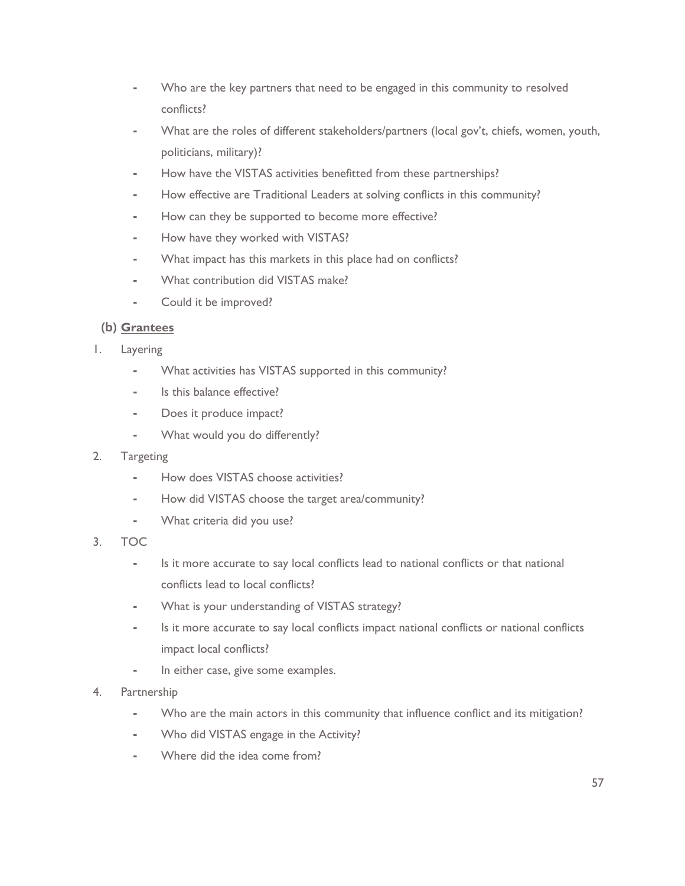- Who are the key partners that need to be engaged in this community to resolved conflicts?
- What are the roles of different stakeholders/partners (local gov't, chiefs, women, youth, politicians, military)?
- How have the VISTAS activities benefitted from these partnerships?
- How effective are Traditional Leaders at solving conflicts in this community?
- How can they be supported to become more effective?
- How have they worked with VISTAS?
- What impact has this markets in this place had on conflicts?
- What contribution did VISTAS make?
- Could it be improved?

**(b) <u>Grantees</u>**

1. Layering
   - What activities has VISTAS supported in this community?
   - Is this balance effective?
   - Does it produce impact?
   - What would you do differently?
2. Targeting
   - How does VISTAS choose activities?
   - How did VISTAS choose the target area/community?
   - What criteria did you use?
3. TOC
   - Is it more accurate to say local conflicts lead to national conflicts or that national conflicts lead to local conflicts?
   - What is your understanding of VISTAS strategy?
   - Is it more accurate to say local conflicts impact national conflicts or national conflicts impact local conflicts?
   - In either case, give some examples.
4. Partnership
   - Who are the main actors in this community that influence conflict and its mitigation?
   - Who did VISTAS engage in the Activity?
   - Where did the idea come from?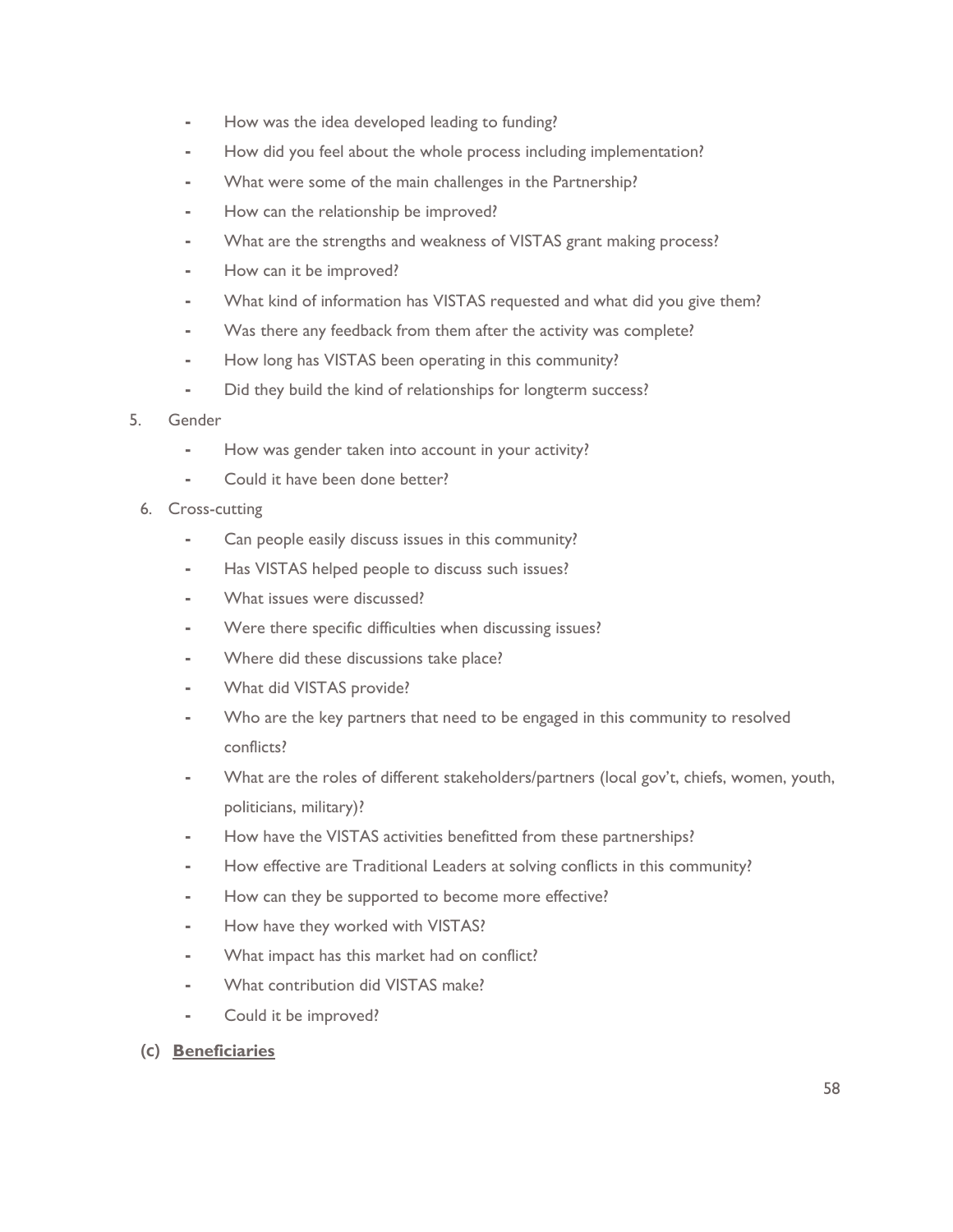- How was the idea developed leading to funding?
- How did you feel about the whole process including implementation?
- What were some of the main challenges in the Partnership?
- How can the relationship be improved?
- What are the strengths and weakness of VISTAS grant making process?
- How can it be improved?
- What kind of information has VISTAS requested and what did you give them?
- Was there any feedback from them after the activity was complete?
- How long has VISTAS been operating in this community?
- Did they build the kind of relationships for longterm success?

5. Gender
   - How was gender taken into account in your activity?
   - Could it have been done better?
6. Cross-cutting
   - Can people easily discuss issues in this community?
   - Has VISTAS helped people to discuss such issues?
   - What issues were discussed?
   - Were there specific difficulties when discussing issues?
   - Where did these discussions take place?
   - What did VISTAS provide?
   - Who are the key partners that need to be engaged in this community to resolved conflicts?
   - What are the roles of different stakeholders/partners (local gov't, chiefs, women, youth, politicians, military)?
   - How have the VISTAS activities benefitted from these partnerships?
   - How effective are Traditional Leaders at solving conflicts in this community?
   - How can they be supported to become more effective?
   - How have they worked with VISTAS?
   - What impact has this market had on conflict?
   - What contribution did VISTAS make?
   - Could it be improved?

**(c) <u>Beneficiaries</u>**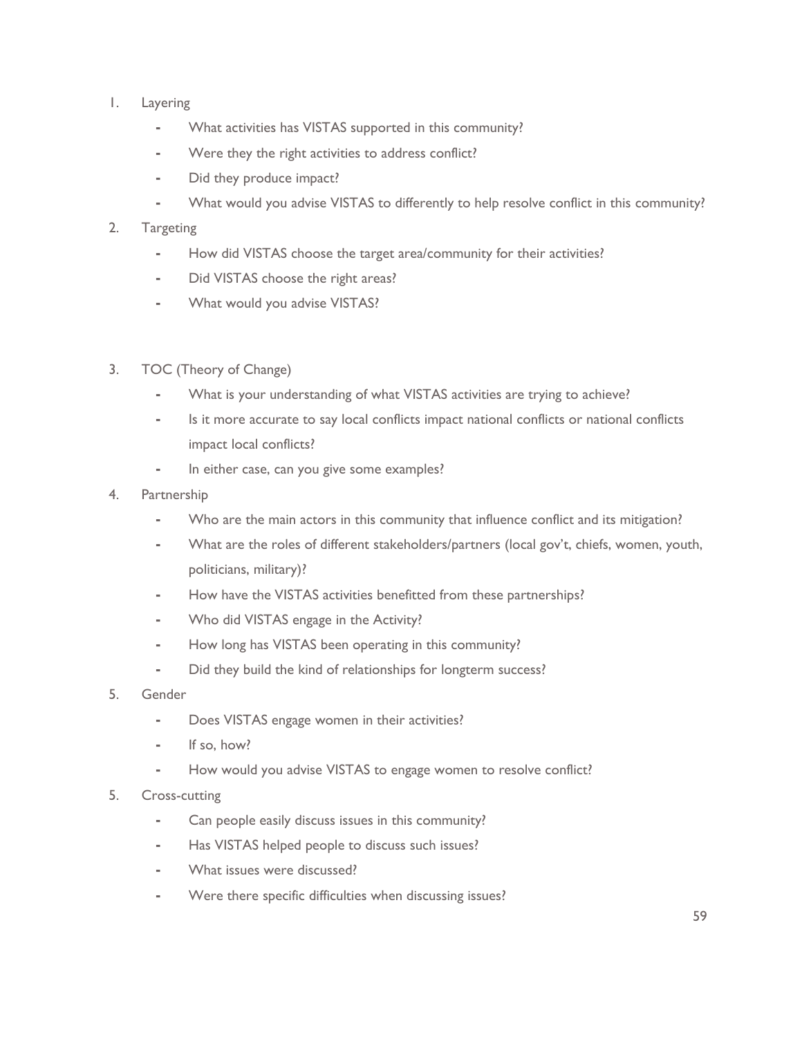1. Layering
   - What activities has VISTAS supported in this community?
   - Were they the right activities to address conflict?
   - Did they produce impact?
   - What would you advise VISTAS to differently to help resolve conflict in this community?
2. Targeting
   - How did VISTAS choose the target area/community for their activities?
   - Did VISTAS choose the right areas?
   - What would you advise VISTAS?
3. TOC (Theory of Change)
   - What is your understanding of what VISTAS activities are trying to achieve?
   - Is it more accurate to say local conflicts impact national conflicts or national conflicts impact local conflicts?
   - In either case, can you give some examples?
4. Partnership
   - Who are the main actors in this community that influence conflict and its mitigation?
   - What are the roles of different stakeholders/partners (local gov't, chiefs, women, youth, politicians, military)?
   - How have the VISTAS activities benefitted from these partnerships?
   - Who did VISTAS engage in the Activity?
   - How long has VISTAS been operating in this community?
   - Did they build the kind of relationships for longterm success?
5. Gender
   - Does VISTAS engage women in their activities?
   - If so, how?
   - How would you advise VISTAS to engage women to resolve conflict?

5\. Cross-cutting
   - Can people easily discuss issues in this community?
   - Has VISTAS helped people to discuss such issues?
   - What issues were discussed?
   - Were there specific difficulties when discussing issues?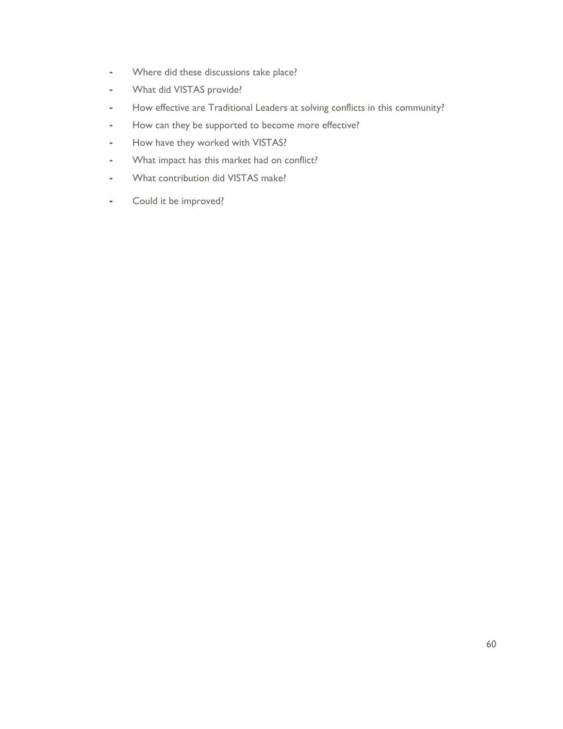- Where did these discussions take place?
- What did VISTAS provide?
- How effective are Traditional Leaders at solving conflicts in this community?
- How can they be supported to become more effective?
- How have they worked with VISTAS?
- What impact has this market had on conflict?
- What contribution did VISTAS make?
- Could it be improved?